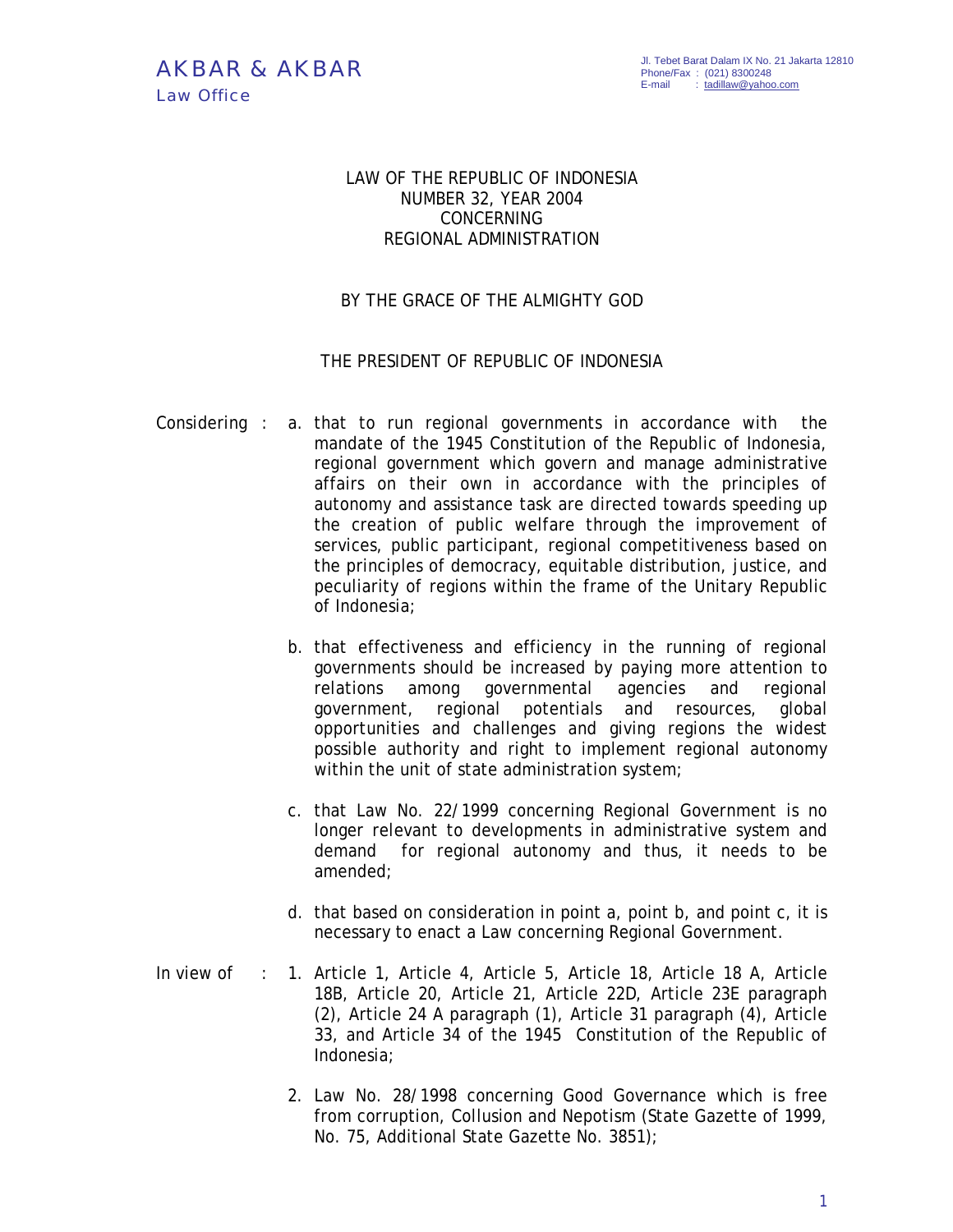AKBAR & AKBAR
Law Office

Jl. Tebet Barat Dalam IX No. 21 Jakarta 12810
Phone/Fax : (021) 8300248
E-mail : tadillaw@yahoo.com

# LAW OF THE REPUBLIC OF INDONESIA
# NUMBER 32, YEAR 2004
# CONCERNING
# REGIONAL ADMINISTRATION

BY THE GRACE OF THE ALMIGHTY GOD

THE PRESIDENT OF REPUBLIC OF INDONESIA

Considering :

a. that to run regional governments in accordance with the mandate of the 1945 Constitution of the Republic of Indonesia, regional government which govern and manage administrative affairs on their own in accordance with the principles of autonomy and assistance task are directed towards speeding up the creation of public welfare through the improvement of services, public participant, regional competitiveness based on the principles of democracy, equitable distribution, justice, and peculiarity of regions within the frame of the Unitary Republic of Indonesia;

b. that effectiveness and efficiency in the running of regional governments should be increased by paying more attention to relations among governmental agencies and regional government, regional potentials and resources, global opportunities and challenges and giving regions the widest possible authority and right to implement regional autonomy within the unit of state administration system;

c. that Law No. 22/1999 concerning Regional Government is no longer relevant to developments in administrative system and demand for regional autonomy and thus, it needs to be amended;

d. that based on consideration in point a, point b, and point c, it is necessary to enact a Law concerning Regional Government.

In view of :

1. Article 1, Article 4, Article 5, Article 18, Article 18 A, Article 18B, Article 20, Article 21, Article 22D, Article 23E paragraph (2), Article 24 A paragraph (1), Article 31 paragraph (4), Article 33, and Article 34 of the 1945 Constitution of the Republic of Indonesia;

2. Law No. 28/1998 concerning Good Governance which is free from corruption, Collusion and Nepotism (State Gazette of 1999, No. 75, Additional State Gazette No. 3851);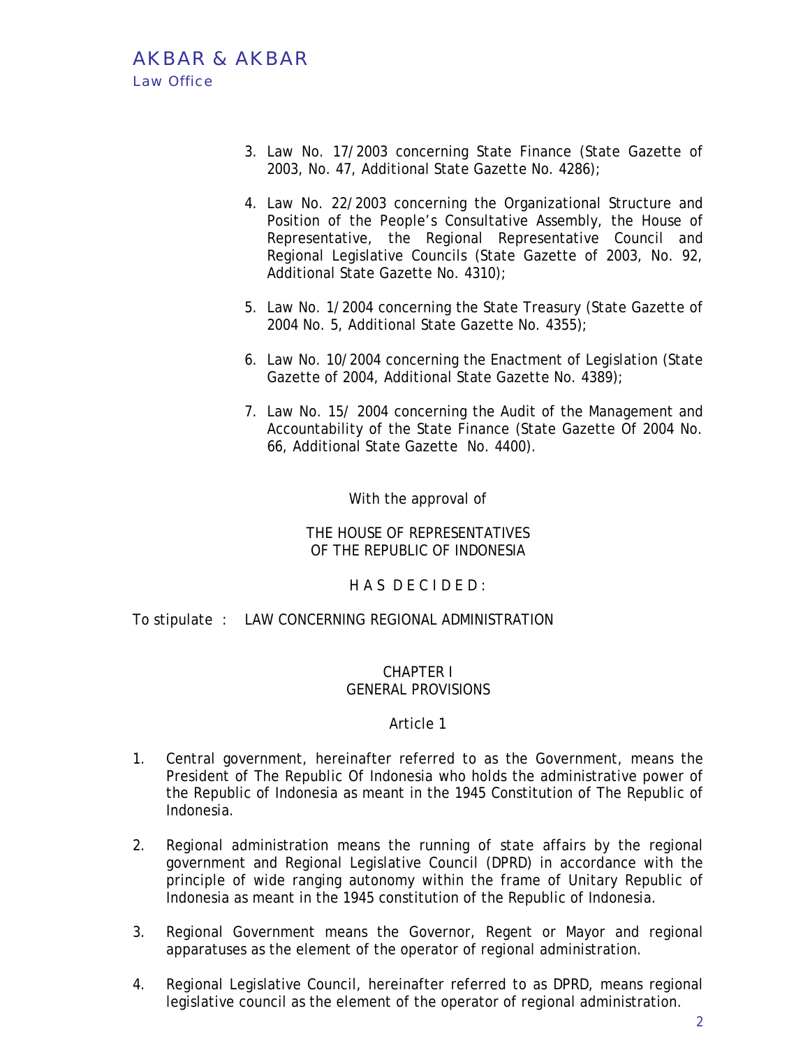3. Law No. 17/2003 concerning State Finance (State Gazette of 2003, No. 47, Additional State Gazette No. 4286);

4. Law No. 22/2003 concerning the Organizational Structure and Position of the People's Consultative Assembly, the House of Representative, the Regional Representative Council and Regional Legislative Councils (State Gazette of 2003, No. 92, Additional State Gazette No. 4310);

5. Law No. 1/2004 concerning the State Treasury (State Gazette of 2004 No. 5, Additional State Gazette No. 4355);

6. Law No. 10/2004 concerning the Enactment of Legislation (State Gazette of 2004, Additional State Gazette No. 4389);

7. Law No. 15/ 2004 concerning the Audit of the Management and Accountability of the State Finance (State Gazette Of 2004 No. 66, Additional State Gazette No. 4400).

With the approval of

THE HOUSE OF REPRESENTATIVES
OF THE REPUBLIC OF INDONESIA

H A S D E C I D E D :

To stipulate : LAW CONCERNING REGIONAL ADMINISTRATION

## CHAPTER I
## GENERAL PROVISIONS

### Article 1

1. Central government, hereinafter referred to as the Government, means the President of The Republic Of Indonesia who holds the administrative power of the Republic of Indonesia as meant in the 1945 Constitution of The Republic of Indonesia.

2. Regional administration means the running of state affairs by the regional government and Regional Legislative Council (DPRD) in accordance with the principle of wide ranging autonomy within the frame of Unitary Republic of Indonesia as meant in the 1945 constitution of the Republic of Indonesia.

3. Regional Government means the Governor, Regent or Mayor and regional apparatuses as the element of the operator of regional administration.

4. Regional Legislative Council, hereinafter referred to as DPRD, means regional legislative council as the element of the operator of regional administration.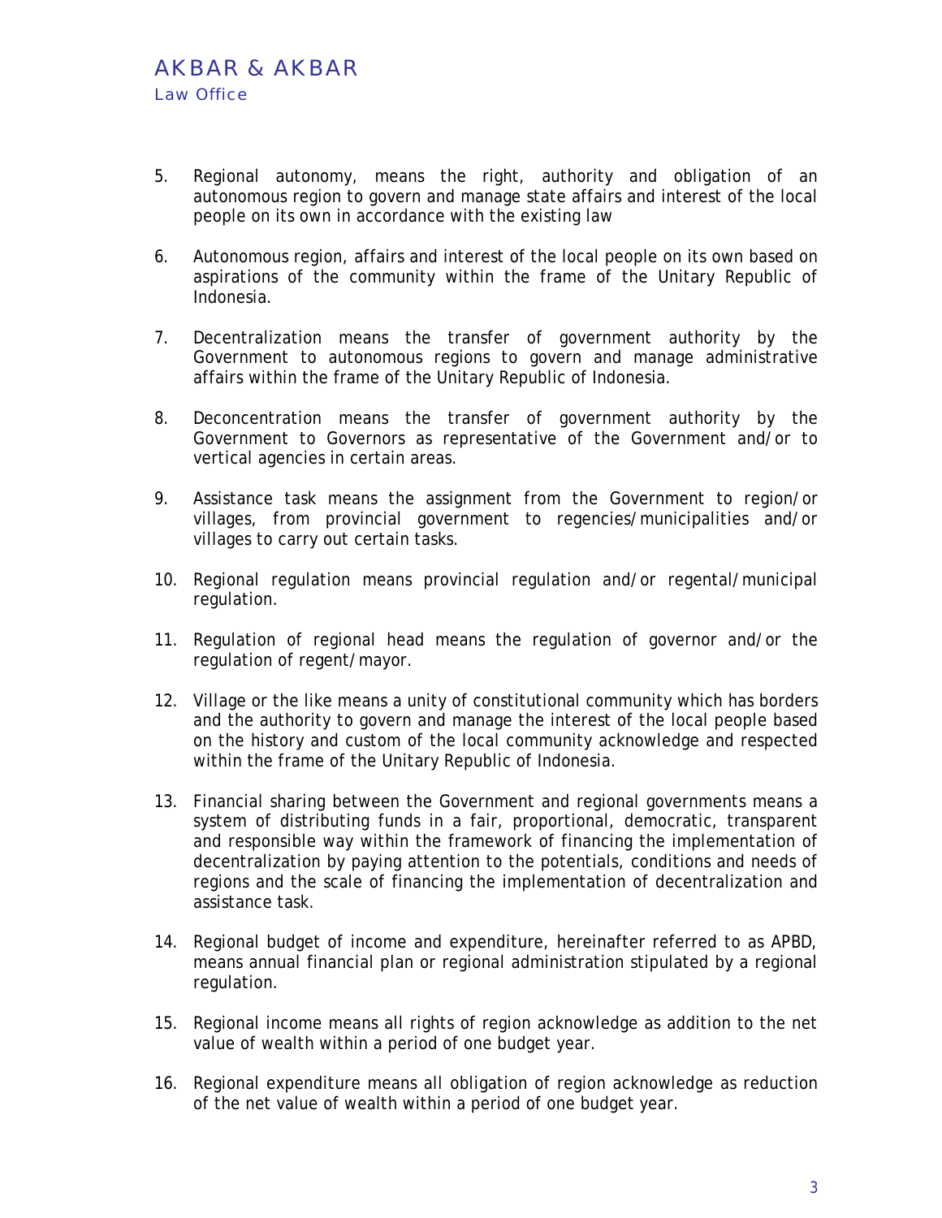5. Regional autonomy, means the right, authority and obligation of an autonomous region to govern and manage state affairs and interest of the local people on its own in accordance with the existing law

6. Autonomous region, affairs and interest of the local people on its own based on aspirations of the community within the frame of the Unitary Republic of Indonesia.

7. Decentralization means the transfer of government authority by the Government to autonomous regions to govern and manage administrative affairs within the frame of the Unitary Republic of Indonesia.

8. Deconcentration means the transfer of government authority by the Government to Governors as representative of the Government and/or to vertical agencies in certain areas.

9. Assistance task means the assignment from the Government to region/or villages, from provincial government to regencies/municipalities and/or villages to carry out certain tasks.

10. Regional regulation means provincial regulation and/or regental/municipal regulation.

11. Regulation of regional head means the regulation of governor and/or the regulation of regent/mayor.

12. Village or the like means a unity of constitutional community which has borders and the authority to govern and manage the interest of the local people based on the history and custom of the local community acknowledge and respected within the frame of the Unitary Republic of Indonesia.

13. Financial sharing between the Government and regional governments means a system of distributing funds in a fair, proportional, democratic, transparent and responsible way within the framework of financing the implementation of decentralization by paying attention to the potentials, conditions and needs of regions and the scale of financing the implementation of decentralization and assistance task.

14. Regional budget of income and expenditure, hereinafter referred to as APBD, means annual financial plan or regional administration stipulated by a regional regulation.

15. Regional income means all rights of region acknowledge as addition to the net value of wealth within a period of one budget year.

16. Regional expenditure means all obligation of region acknowledge as reduction of the net value of wealth within a period of one budget year.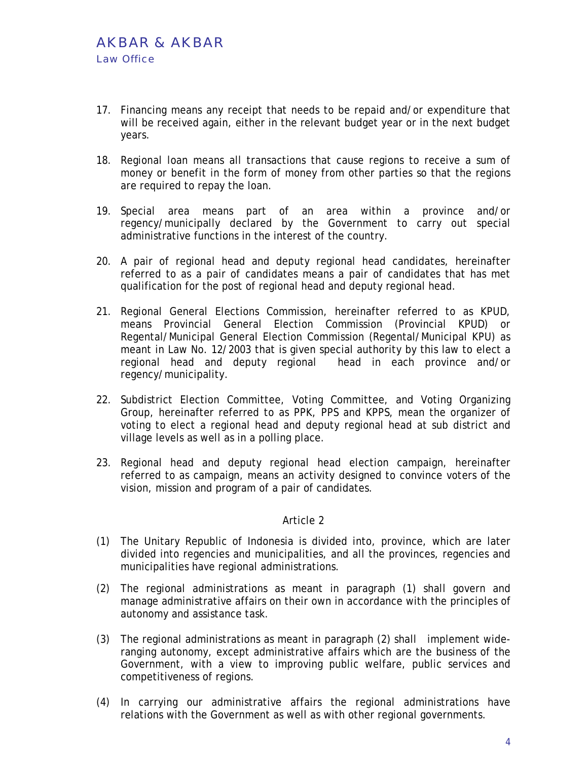17. Financing means any receipt that needs to be repaid and/or expenditure that will be received again, either in the relevant budget year or in the next budget years.

18. Regional loan means all transactions that cause regions to receive a sum of money or benefit in the form of money from other parties so that the regions are required to repay the loan.

19. Special area means part of an area within a province and/or regency/municipally declared by the Government to carry out special administrative functions in the interest of the country.

20. A pair of regional head and deputy regional head candidates, hereinafter referred to as a pair of candidates means a pair of candidates that has met qualification for the post of regional head and deputy regional head.

21. Regional General Elections Commission, hereinafter referred to as KPUD, means Provincial General Election Commission (Provincial KPUD) or Regental/Municipal General Election Commission (Regental/Municipal KPU) as meant in Law No. 12/2003 that is given special authority by this law to elect a regional head and deputy regional head in each province and/or regency/municipality.

22. Subdistrict Election Committee, Voting Committee, and Voting Organizing Group, hereinafter referred to as PPK, PPS and KPPS, mean the organizer of voting to elect a regional head and deputy regional head at sub district and village levels as well as in a polling place.

23. Regional head and deputy regional head election campaign, hereinafter referred to as campaign, means an activity designed to convince voters of the vision, mission and program of a pair of candidates.

### Article 2

(1) The Unitary Republic of Indonesia is divided into, province, which are later divided into regencies and municipalities, and all the provinces, regencies and municipalities have regional administrations.

(2) The regional administrations as meant in paragraph (1) shall govern and manage administrative affairs on their own in accordance with the principles of autonomy and assistance task.

(3) The regional administrations as meant in paragraph (2) shall implement wide-ranging autonomy, except administrative affairs which are the business of the Government, with a view to improving public welfare, public services and competitiveness of regions.

(4) In carrying our administrative affairs the regional administrations have relations with the Government as well as with other regional governments.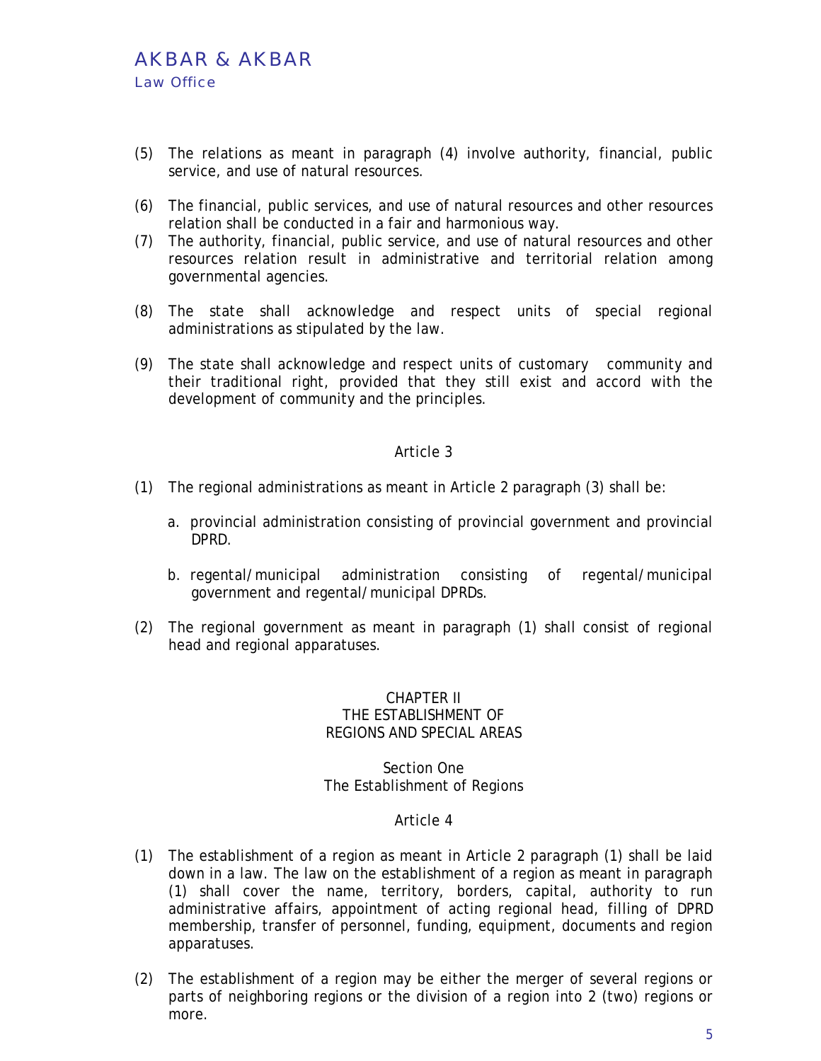(5) The relations as meant in paragraph (4) involve authority, financial, public service, and use of natural resources.

(6) The financial, public services, and use of natural resources and other resources relation shall be conducted in a fair and harmonious way.

(7) The authority, financial, public service, and use of natural resources and other resources relation result in administrative and territorial relation among governmental agencies.

(8) The state shall acknowledge and respect units of special regional administrations as stipulated by the law.

(9) The state shall acknowledge and respect units of customary community and their traditional right, provided that they still exist and accord with the development of community and the principles.

Article 3

(1) The regional administrations as meant in Article 2 paragraph (3) shall be:

   a. provincial administration consisting of provincial government and provincial DPRD.

   b. regental/municipal administration consisting of regental/municipal government and regental/municipal DPRDs.

(2) The regional government as meant in paragraph (1) shall consist of regional head and regional apparatuses.

## CHAPTER II
## THE ESTABLISHMENT OF REGIONS AND SPECIAL AREAS

### Section One
### The Establishment of Regions

Article 4

(1) The establishment of a region as meant in Article 2 paragraph (1) shall be laid down in a law. The law on the establishment of a region as meant in paragraph (1) shall cover the name, territory, borders, capital, authority to run administrative affairs, appointment of acting regional head, filling of DPRD membership, transfer of personnel, funding, equipment, documents and region apparatuses.

(2) The establishment of a region may be either the merger of several regions or parts of neighboring regions or the division of a region into 2 (two) regions or more.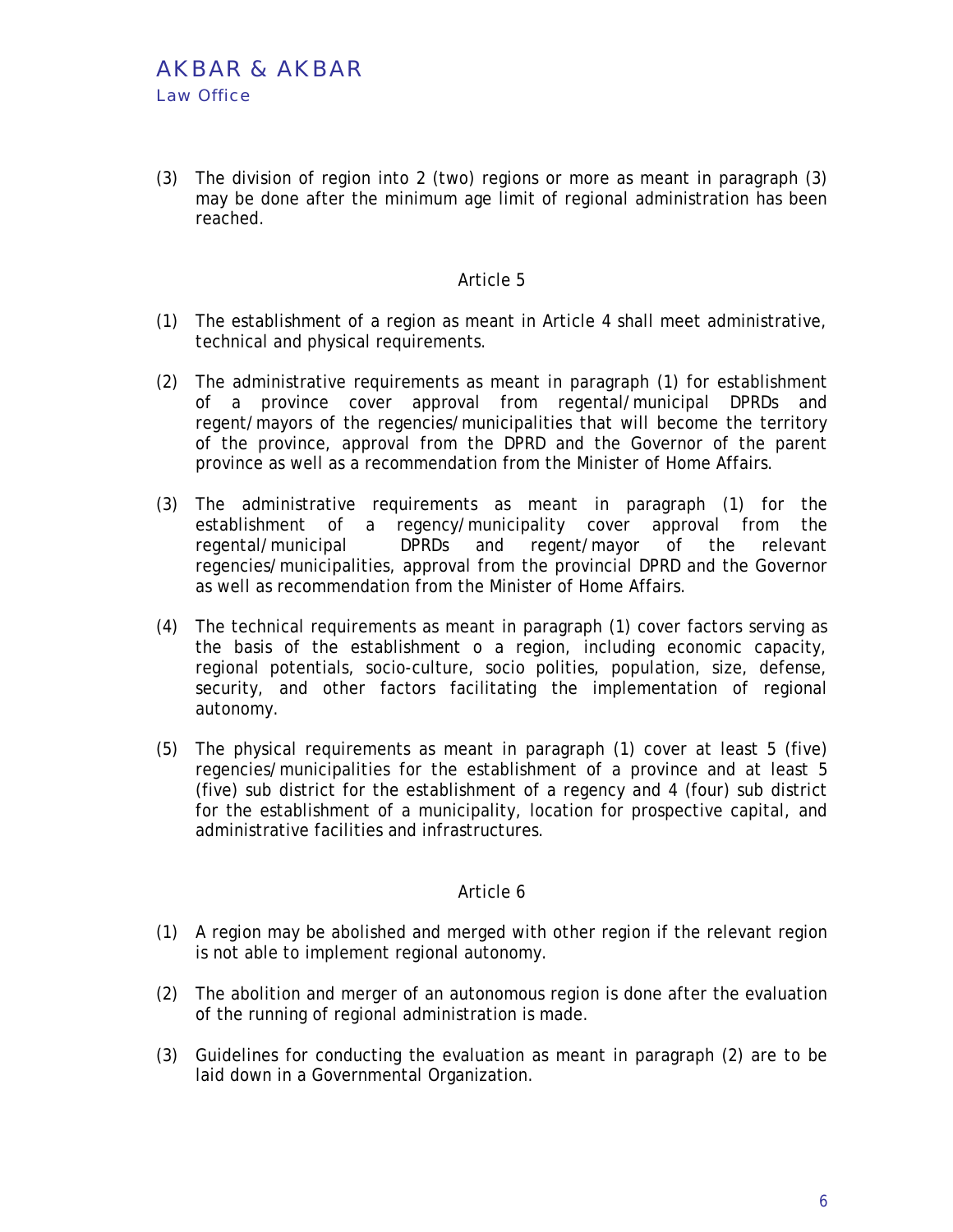(3) The division of region into 2 (two) regions or more as meant in paragraph (3) may be done after the minimum age limit of regional administration has been reached.

## Article 5

(1) The establishment of a region as meant in Article 4 shall meet administrative, technical and physical requirements.

(2) The administrative requirements as meant in paragraph (1) for establishment of a province cover approval from regental/municipal DPRDs and regent/mayors of the regencies/municipalities that will become the territory of the province, approval from the DPRD and the Governor of the parent province as well as a recommendation from the Minister of Home Affairs.

(3) The administrative requirements as meant in paragraph (1) for the establishment of a regency/municipality cover approval from the regental/municipal DPRDs and regent/mayor of the relevant regencies/municipalities, approval from the provincial DPRD and the Governor as well as recommendation from the Minister of Home Affairs.

(4) The technical requirements as meant in paragraph (1) cover factors serving as the basis of the establishment o a region, including economic capacity, regional potentials, socio-culture, socio polities, population, size, defense, security, and other factors facilitating the implementation of regional autonomy.

(5) The physical requirements as meant in paragraph (1) cover at least 5 (five) regencies/municipalities for the establishment of a province and at least 5 (five) sub district for the establishment of a regency and 4 (four) sub district for the establishment of a municipality, location for prospective capital, and administrative facilities and infrastructures.

## Article 6

(1) A region may be abolished and merged with other region if the relevant region is not able to implement regional autonomy.

(2) The abolition and merger of an autonomous region is done after the evaluation of the running of regional administration is made.

(3) Guidelines for conducting the evaluation as meant in paragraph (2) are to be laid down in a Governmental Organization.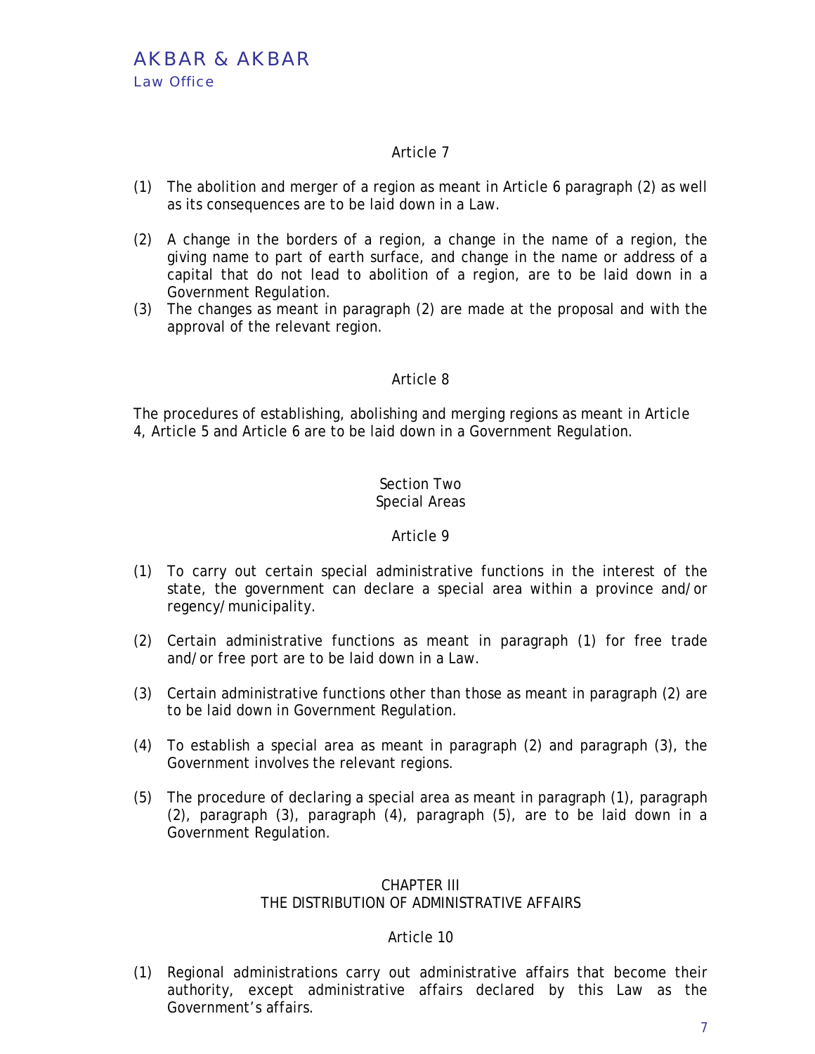### Article 7

(1) The abolition and merger of a region as meant in Article 6 paragraph (2) as well as its consequences are to be laid down in a Law.

(2) A change in the borders of a region, a change in the name of a region, the giving name to part of earth surface, and change in the name or address of a capital that do not lead to abolition of a region, are to be laid down in a Government Regulation.

(3) The changes as meant in paragraph (2) are made at the proposal and with the approval of the relevant region.

### Article 8

The procedures of establishing, abolishing and merging regions as meant in Article 4, Article 5 and Article 6 are to be laid down in a Government Regulation.

## Section Two
## Special Areas

### Article 9

(1) To carry out certain special administrative functions in the interest of the state, the government can declare a special area within a province and/or regency/municipality.

(2) Certain administrative functions as meant in paragraph (1) for free trade and/or free port are to be laid down in a Law.

(3) Certain administrative functions other than those as meant in paragraph (2) are to be laid down in Government Regulation.

(4) To establish a special area as meant in paragraph (2) and paragraph (3), the Government involves the relevant regions.

(5) The procedure of declaring a special area as meant in paragraph (1), paragraph (2), paragraph (3), paragraph (4), paragraph (5), are to be laid down in a Government Regulation.

# CHAPTER III
# THE DISTRIBUTION OF ADMINISTRATIVE AFFAIRS

### Article 10

(1) Regional administrations carry out administrative affairs that become their authority, except administrative affairs declared by this Law as the Government's affairs.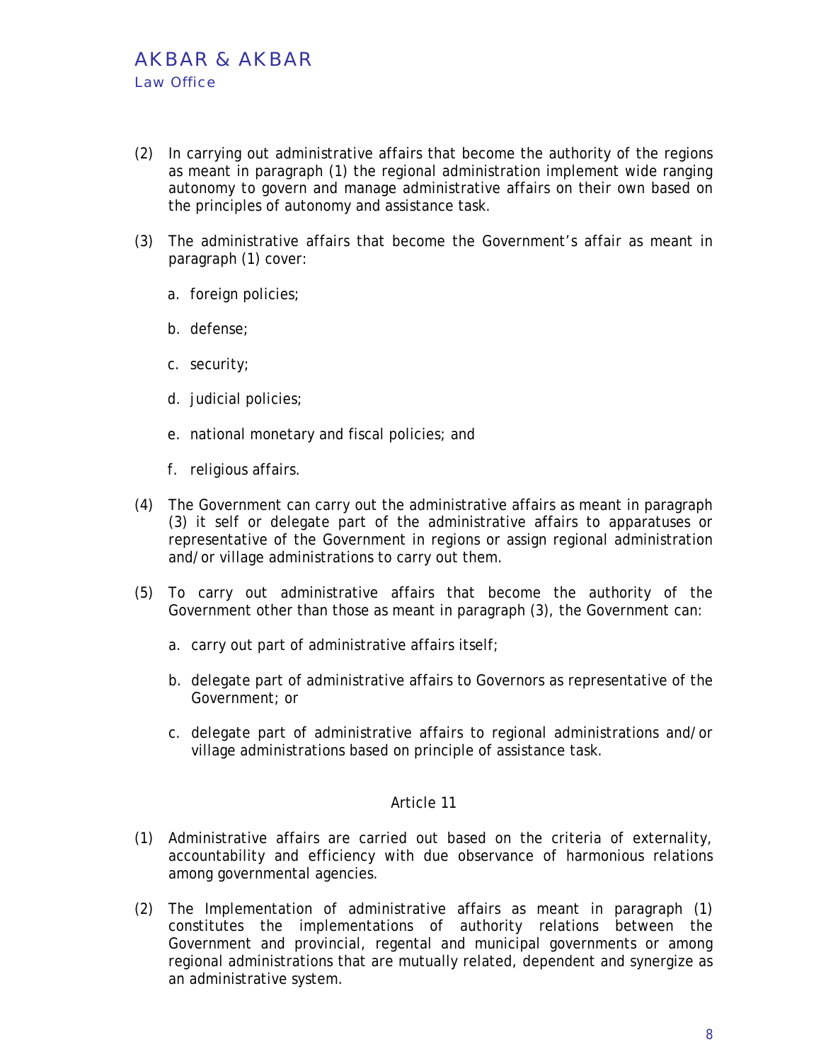(2) In carrying out administrative affairs that become the authority of the regions as meant in paragraph (1) the regional administration implement wide ranging autonomy to govern and manage administrative affairs on their own based on the principles of autonomy and assistance task.

(3) The administrative affairs that become the Government's affair as meant in paragraph (1) cover:

   a. foreign policies;

   b. defense;

   c. security;

   d. judicial policies;

   e. national monetary and fiscal policies; and

   f. religious affairs.

(4) The Government can carry out the administrative affairs as meant in paragraph (3) it self or delegate part of the administrative affairs to apparatuses or representative of the Government in regions or assign regional administration and/or village administrations to carry out them.

(5) To carry out administrative affairs that become the authority of the Government other than those as meant in paragraph (3), the Government can:

   a. carry out part of administrative affairs itself;

   b. delegate part of administrative affairs to Governors as representative of the Government; or

   c. delegate part of administrative affairs to regional administrations and/or village administrations based on principle of assistance task.

### Article 11

(1) Administrative affairs are carried out based on the criteria of externality, accountability and efficiency with due observance of harmonious relations among governmental agencies.

(2) The Implementation of administrative affairs as meant in paragraph (1) constitutes the implementations of authority relations between the Government and provincial, regental and municipal governments or among regional administrations that are mutually related, dependent and synergize as an administrative system.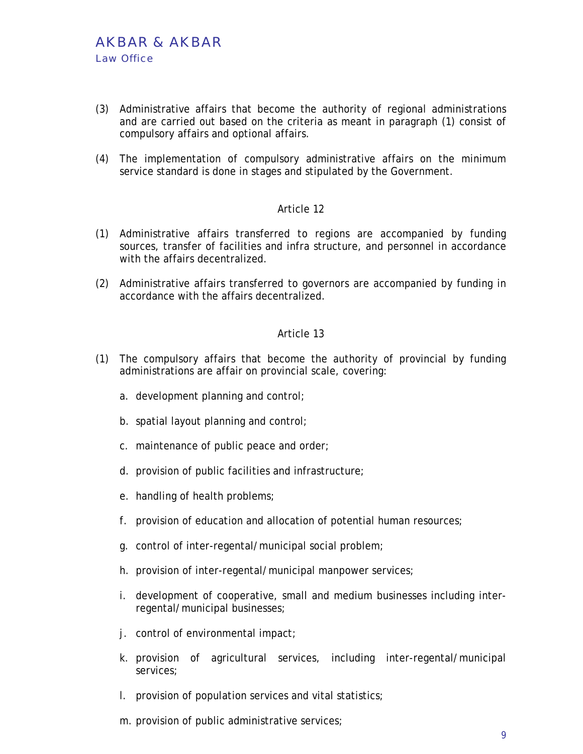(3) Administrative affairs that become the authority of regional administrations and are carried out based on the criteria as meant in paragraph (1) consist of compulsory affairs and optional affairs.

(4) The implementation of compulsory administrative affairs on the minimum service standard is done in stages and stipulated by the Government.

### Article 12

(1) Administrative affairs transferred to regions are accompanied by funding sources, transfer of facilities and infra structure, and personnel in accordance with the affairs decentralized.

(2) Administrative affairs transferred to governors are accompanied by funding in accordance with the affairs decentralized.

### Article 13

(1) The compulsory affairs that become the authority of provincial by funding administrations are affair on provincial scale, covering:

a. development planning and control;

b. spatial layout planning and control;

c. maintenance of public peace and order;

d. provision of public facilities and infrastructure;

e. handling of health problems;

f. provision of education and allocation of potential human resources;

g. control of inter-regental/municipal social problem;

h. provision of inter-regental/municipal manpower services;

i. development of cooperative, small and medium businesses including inter-regental/municipal businesses;

j. control of environmental impact;

k. provision of agricultural services, including inter-regental/municipal services;

l. provision of population services and vital statistics;

m. provision of public administrative services;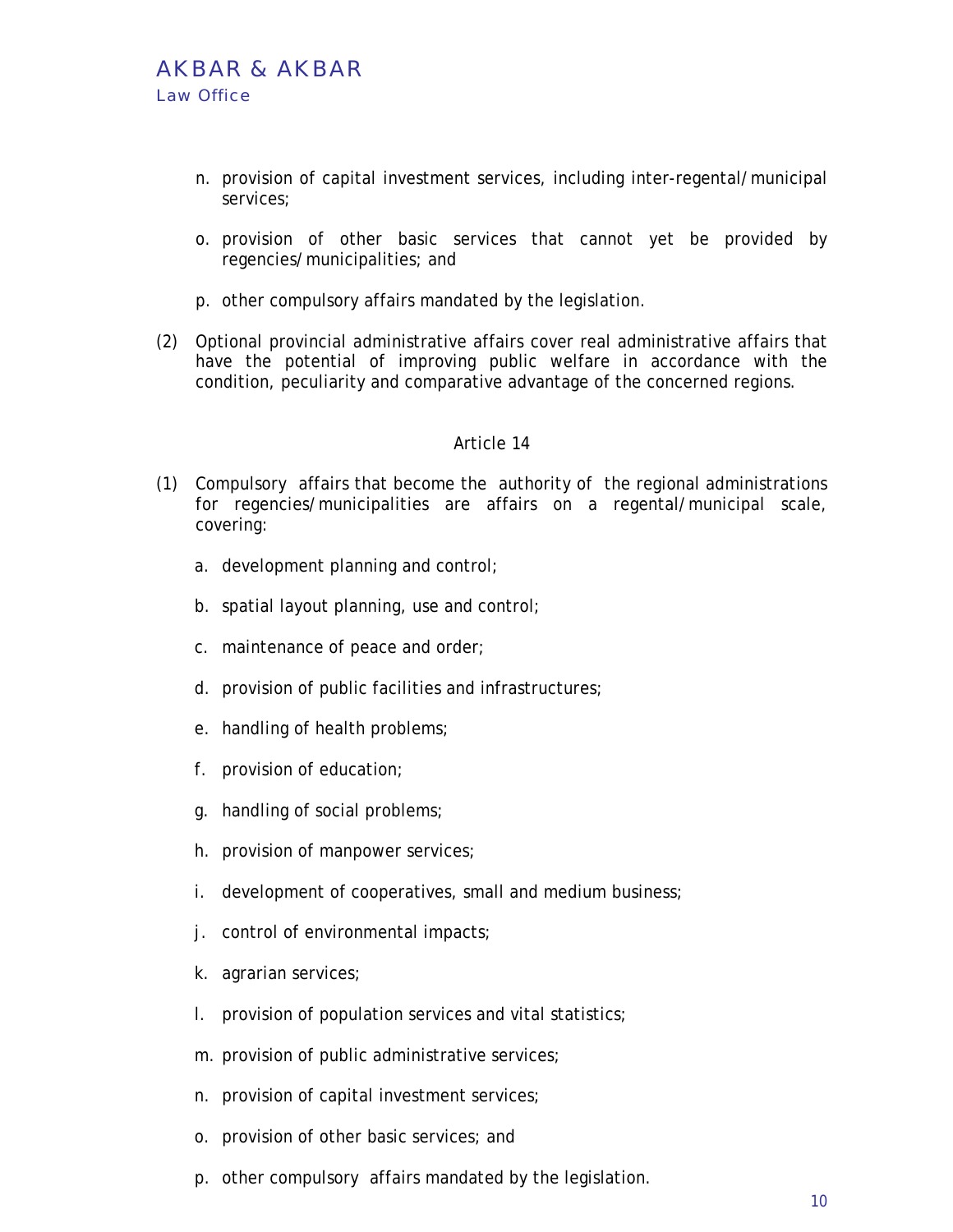n. provision of capital investment services, including inter-regental/municipal services;

o. provision of other basic services that cannot yet be provided by regencies/municipalities; and

p. other compulsory affairs mandated by the legislation.

(2) Optional provincial administrative affairs cover real administrative affairs that have the potential of improving public welfare in accordance with the condition, peculiarity and comparative advantage of the concerned regions.

## Article 14

(1) Compulsory affairs that become the authority of the regional administrations for regencies/municipalities are affairs on a regental/municipal scale, covering:

a. development planning and control;

b. spatial layout planning, use and control;

c. maintenance of peace and order;

d. provision of public facilities and infrastructures;

e. handling of health problems;

f. provision of education;

g. handling of social problems;

h. provision of manpower services;

i. development of cooperatives, small and medium business;

j. control of environmental impacts;

k. agrarian services;

l. provision of population services and vital statistics;

m. provision of public administrative services;

n. provision of capital investment services;

o. provision of other basic services; and

p. other compulsory affairs mandated by the legislation.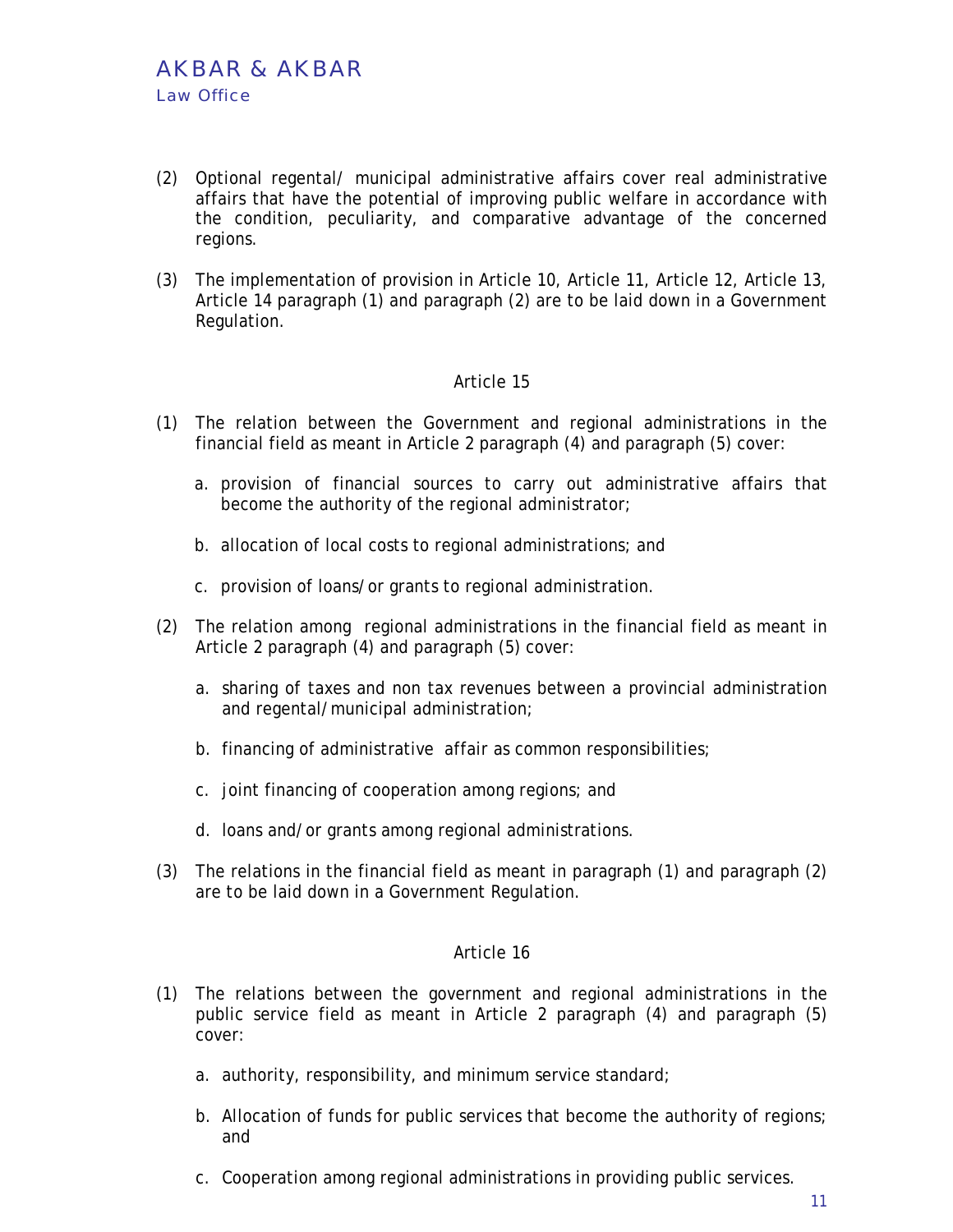(2) Optional regental/ municipal administrative affairs cover real administrative affairs that have the potential of improving public welfare in accordance with the condition, peculiarity, and comparative advantage of the concerned regions.

(3) The implementation of provision in Article 10, Article 11, Article 12, Article 13, Article 14 paragraph (1) and paragraph (2) are to be laid down in a Government Regulation.

### Article 15

(1) The relation between the Government and regional administrations in the financial field as meant in Article 2 paragraph (4) and paragraph (5) cover:

a. provision of financial sources to carry out administrative affairs that become the authority of the regional administrator;

b. allocation of local costs to regional administrations; and

c. provision of loans/or grants to regional administration.

(2) The relation among regional administrations in the financial field as meant in Article 2 paragraph (4) and paragraph (5) cover:

a. sharing of taxes and non tax revenues between a provincial administration and regental/municipal administration;

b. financing of administrative affair as common responsibilities;

c. joint financing of cooperation among regions; and

d. loans and/or grants among regional administrations.

(3) The relations in the financial field as meant in paragraph (1) and paragraph (2) are to be laid down in a Government Regulation.

### Article 16

(1) The relations between the government and regional administrations in the public service field as meant in Article 2 paragraph (4) and paragraph (5) cover:

a. authority, responsibility, and minimum service standard;

b. Allocation of funds for public services that become the authority of regions; and

c. Cooperation among regional administrations in providing public services.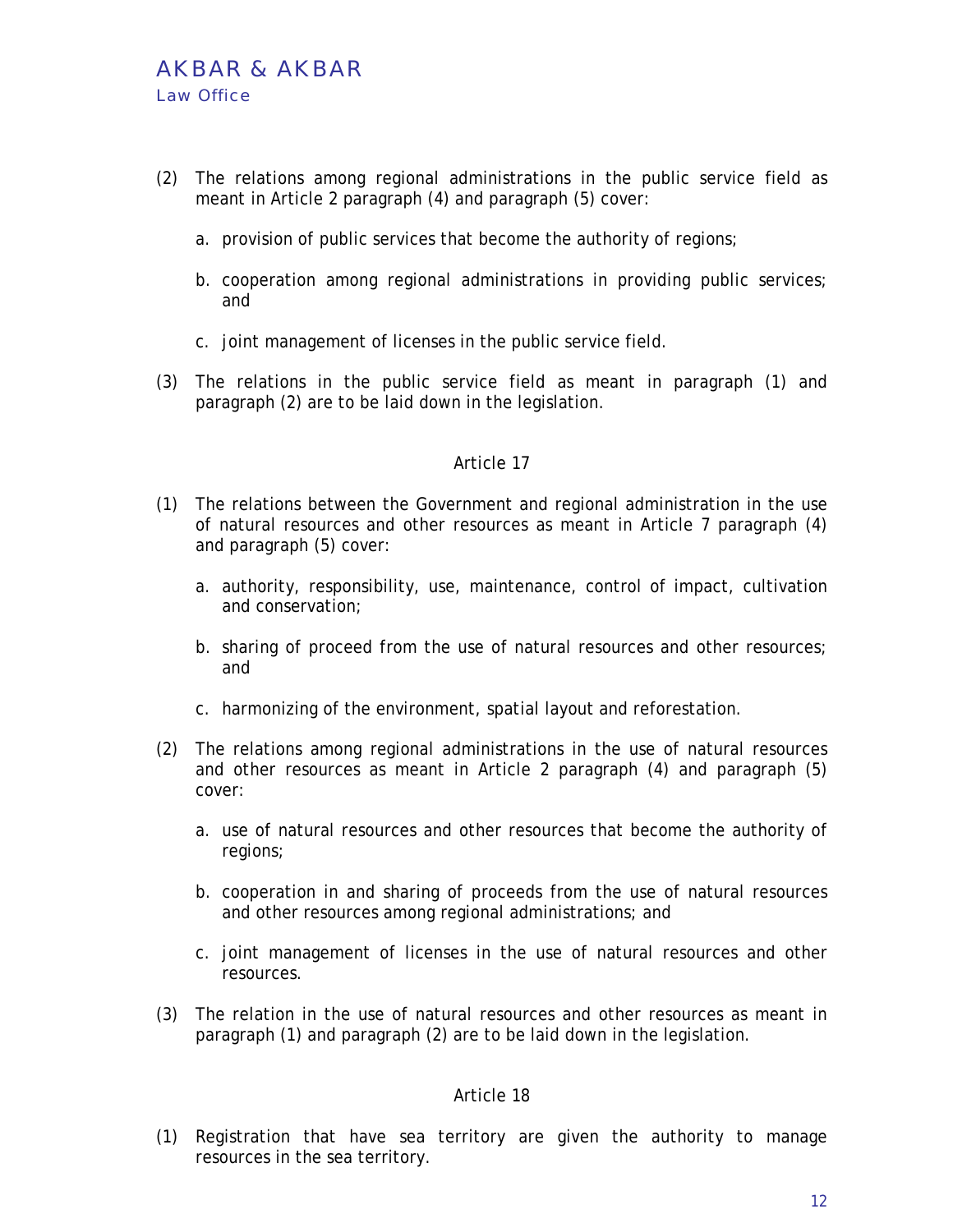(2) The relations among regional administrations in the public service field as meant in Article 2 paragraph (4) and paragraph (5) cover:

   a. provision of public services that become the authority of regions;

   b. cooperation among regional administrations in providing public services; and

   c. joint management of licenses in the public service field.

(3) The relations in the public service field as meant in paragraph (1) and paragraph (2) are to be laid down in the legislation.

### Article 17

(1) The relations between the Government and regional administration in the use of natural resources and other resources as meant in Article 7 paragraph (4) and paragraph (5) cover:

   a. authority, responsibility, use, maintenance, control of impact, cultivation and conservation;

   b. sharing of proceed from the use of natural resources and other resources; and

   c. harmonizing of the environment, spatial layout and reforestation.

(2) The relations among regional administrations in the use of natural resources and other resources as meant in Article 2 paragraph (4) and paragraph (5) cover:

   a. use of natural resources and other resources that become the authority of regions;

   b. cooperation in and sharing of proceeds from the use of natural resources and other resources among regional administrations; and

   c. joint management of licenses in the use of natural resources and other resources.

(3) The relation in the use of natural resources and other resources as meant in paragraph (1) and paragraph (2) are to be laid down in the legislation.

### Article 18

(1) Registration that have sea territory are given the authority to manage resources in the sea territory.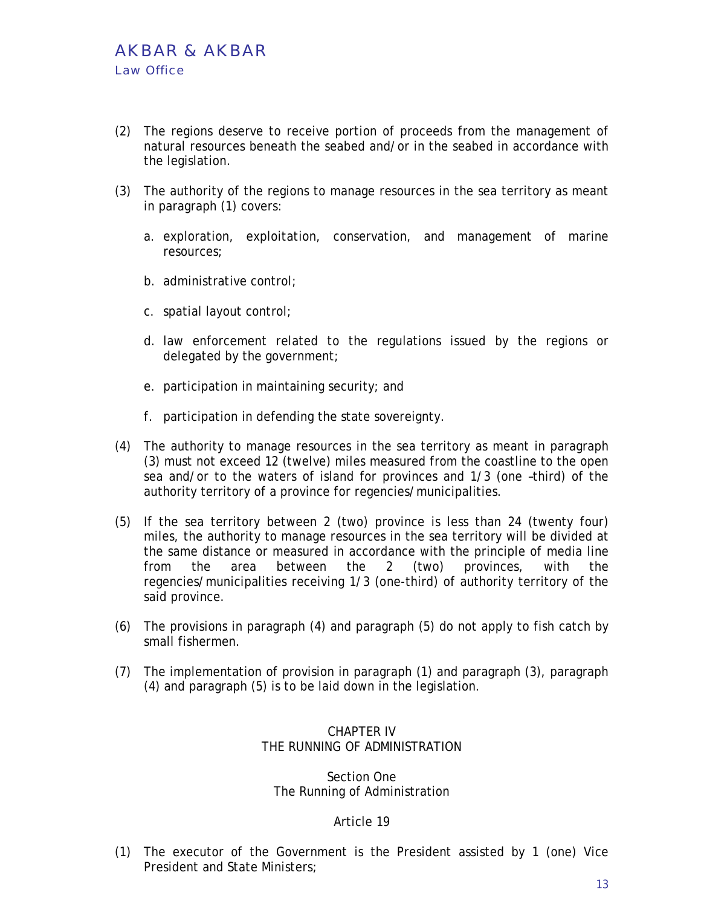(2) The regions deserve to receive portion of proceeds from the management of natural resources beneath the seabed and/or in the seabed in accordance with the legislation.

(3) The authority of the regions to manage resources in the sea territory as meant in paragraph (1) covers:

   a. exploration, exploitation, conservation, and management of marine resources;

   b. administrative control;

   c. spatial layout control;

   d. law enforcement related to the regulations issued by the regions or delegated by the government;

   e. participation in maintaining security; and

   f. participation in defending the state sovereignty.

(4) The authority to manage resources in the sea territory as meant in paragraph (3) must not exceed 12 (twelve) miles measured from the coastline to the open sea and/or to the waters of island for provinces and 1/3 (one –third) of the authority territory of a province for regencies/municipalities.

(5) If the sea territory between 2 (two) province is less than 24 (twenty four) miles, the authority to manage resources in the sea territory will be divided at the same distance or measured in accordance with the principle of media line from the area between the 2 (two) provinces, with the regencies/municipalities receiving 1/3 (one-third) of authority territory of the said province.

(6) The provisions in paragraph (4) and paragraph (5) do not apply to fish catch by small fishermen.

(7) The implementation of provision in paragraph (1) and paragraph (3), paragraph (4) and paragraph (5) is to be laid down in the legislation.

## CHAPTER IV
## THE RUNNING OF ADMINISTRATION

### Section One
### The Running of Administration

#### Article 19

(1) The executor of the Government is the President assisted by 1 (one) Vice President and State Ministers;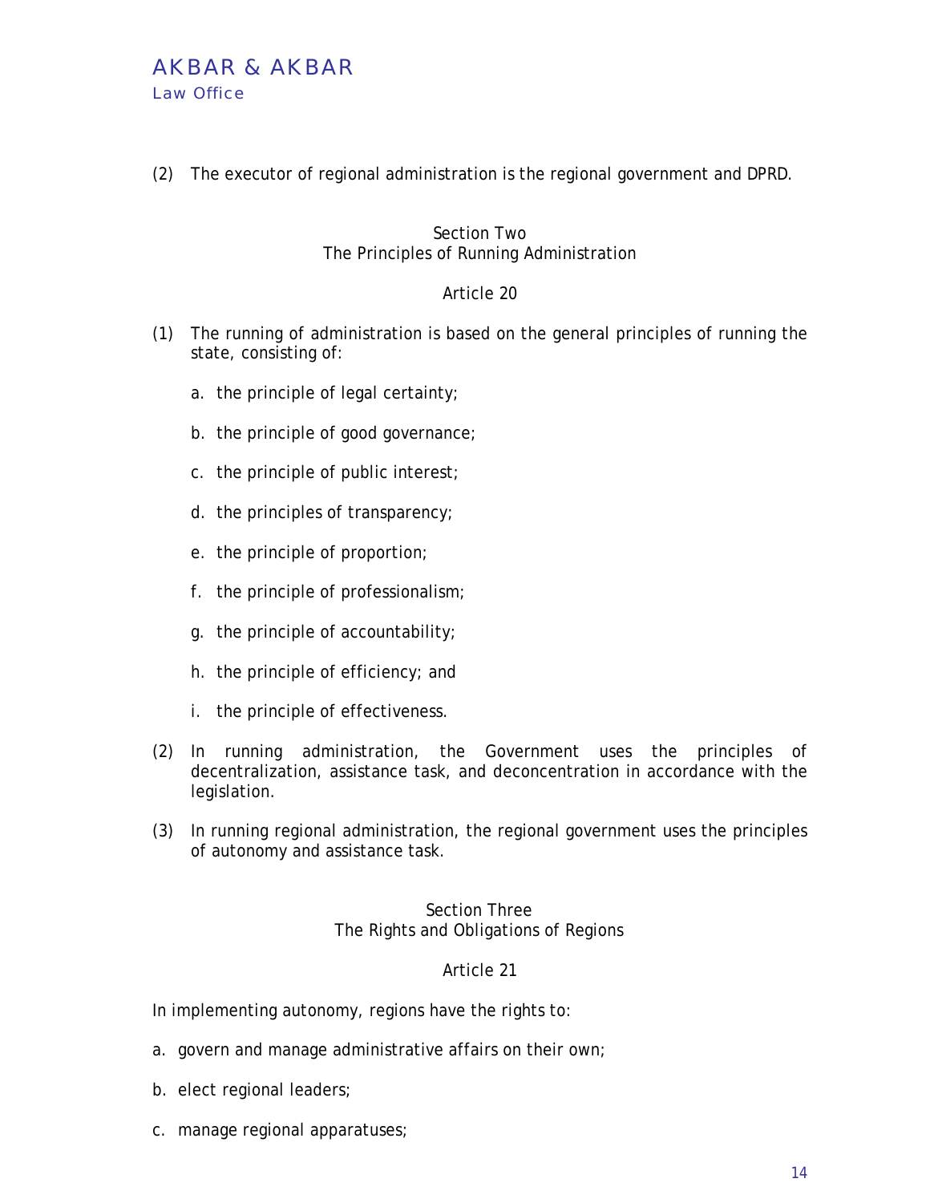(2) The executor of regional administration is the regional government and DPRD.

## Section Two
## The Principles of Running Administration

### Article 20

(1) The running of administration is based on the general principles of running the state, consisting of:

   a. the principle of legal certainty;

   b. the principle of good governance;

   c. the principle of public interest;

   d. the principles of transparency;

   e. the principle of proportion;

   f. the principle of professionalism;

   g. the principle of accountability;

   h. the principle of efficiency; and

   i. the principle of effectiveness.

(2) In running administration, the Government uses the principles of decentralization, assistance task, and deconcentration in accordance with the legislation.

(3) In running regional administration, the regional government uses the principles of autonomy and assistance task.

## Section Three
## The Rights and Obligations of Regions

### Article 21

In implementing autonomy, regions have the rights to:

a. govern and manage administrative affairs on their own;

b. elect regional leaders;

c. manage regional apparatuses;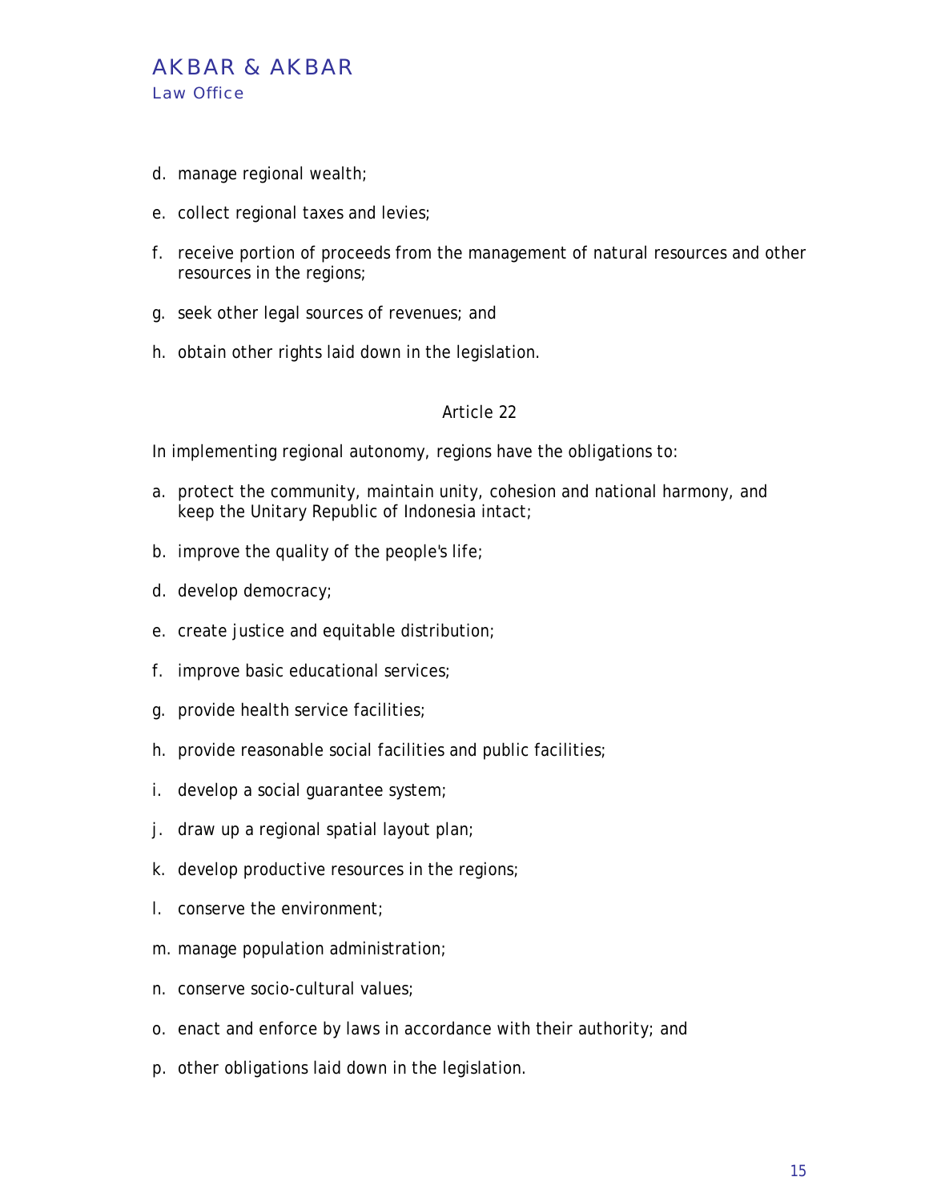d. manage regional wealth;

e. collect regional taxes and levies;

f. receive portion of proceeds from the management of natural resources and other resources in the regions;

g. seek other legal sources of revenues; and

h. obtain other rights laid down in the legislation.

Article 22

In implementing regional autonomy, regions have the obligations to:

a. protect the community, maintain unity, cohesion and national harmony, and keep the Unitary Republic of Indonesia intact;

b. improve the quality of the people's life;

d. develop democracy;

e. create justice and equitable distribution;

f. improve basic educational services;

g. provide health service facilities;

h. provide reasonable social facilities and public facilities;

i. develop a social guarantee system;

j. draw up a regional spatial layout plan;

k. develop productive resources in the regions;

l. conserve the environment;

m. manage population administration;

n. conserve socio-cultural values;

o. enact and enforce by laws in accordance with their authority; and

p. other obligations laid down in the legislation.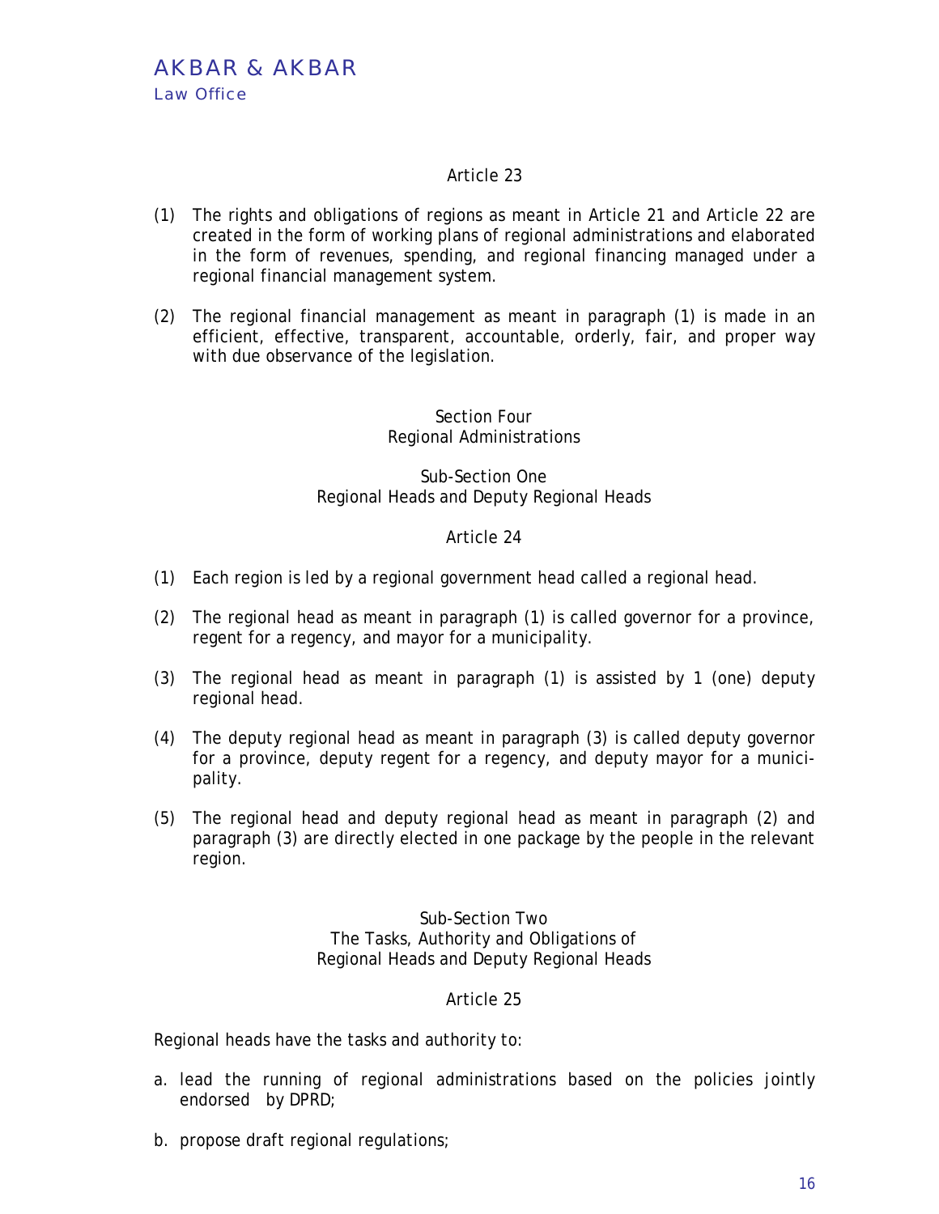### Article 23

(1) The rights and obligations of regions as meant in Article 21 and Article 22 are created in the form of working plans of regional administrations and elaborated in the form of revenues, spending, and regional financing managed under a regional financial management system.

(2) The regional financial management as meant in paragraph (1) is made in an efficient, effective, transparent, accountable, orderly, fair, and proper way with due observance of the legislation.

## Section Four
## Regional Administrations

### Sub-Section One
### Regional Heads and Deputy Regional Heads

### Article 24

(1) Each region is led by a regional government head called a regional head.

(2) The regional head as meant in paragraph (1) is called governor for a province, regent for a regency, and mayor for a municipality.

(3) The regional head as meant in paragraph (1) is assisted by 1 (one) deputy regional head.

(4) The deputy regional head as meant in paragraph (3) is called deputy governor for a province, deputy regent for a regency, and deputy mayor for a municipality.

(5) The regional head and deputy regional head as meant in paragraph (2) and paragraph (3) are directly elected in one package by the people in the relevant region.

### Sub-Section Two
### The Tasks, Authority and Obligations of Regional Heads and Deputy Regional Heads

### Article 25

Regional heads have the tasks and authority to:

a. lead the running of regional administrations based on the policies jointly endorsed by DPRD;

b. propose draft regional regulations;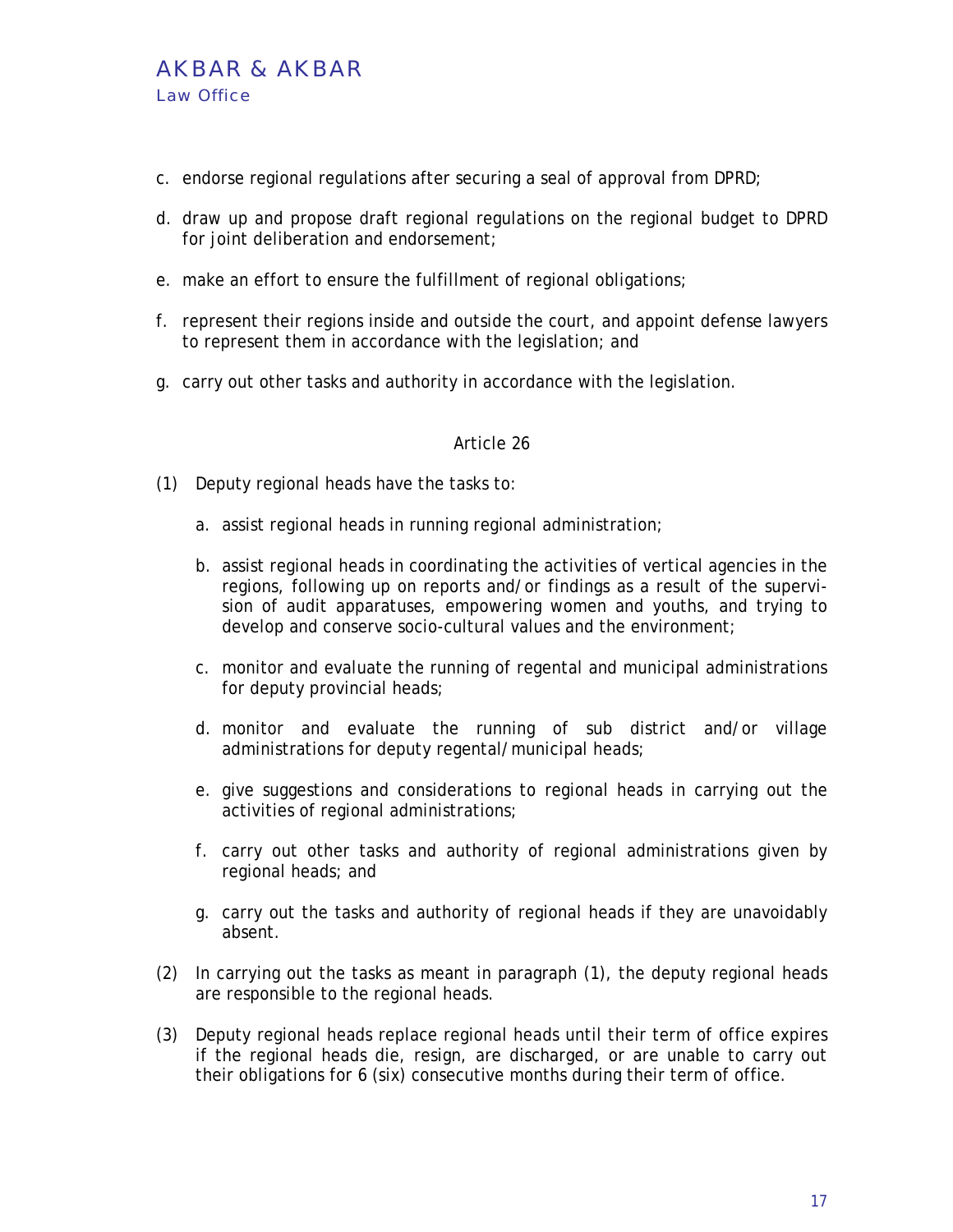c. endorse regional regulations after securing a seal of approval from DPRD;

d. draw up and propose draft regional regulations on the regional budget to DPRD for joint deliberation and endorsement;

e. make an effort to ensure the fulfillment of regional obligations;

f. represent their regions inside and outside the court, and appoint defense lawyers to represent them in accordance with the legislation; and

g. carry out other tasks and authority in accordance with the legislation.

Article 26

(1) Deputy regional heads have the tasks to:

a. assist regional heads in running regional administration;

b. assist regional heads in coordinating the activities of vertical agencies in the regions, following up on reports and/or findings as a result of the supervision of audit apparatuses, empowering women and youths, and trying to develop and conserve socio-cultural values and the environment;

c. monitor and evaluate the running of regental and municipal administrations for deputy provincial heads;

d. monitor and evaluate the running of sub district and/or village administrations for deputy regental/municipal heads;

e. give suggestions and considerations to regional heads in carrying out the activities of regional administrations;

f. carry out other tasks and authority of regional administrations given by regional heads; and

g. carry out the tasks and authority of regional heads if they are unavoidably absent.

(2) In carrying out the tasks as meant in paragraph (1), the deputy regional heads are responsible to the regional heads.

(3) Deputy regional heads replace regional heads until their term of office expires if the regional heads die, resign, are discharged, or are unable to carry out their obligations for 6 (six) consecutive months during their term of office.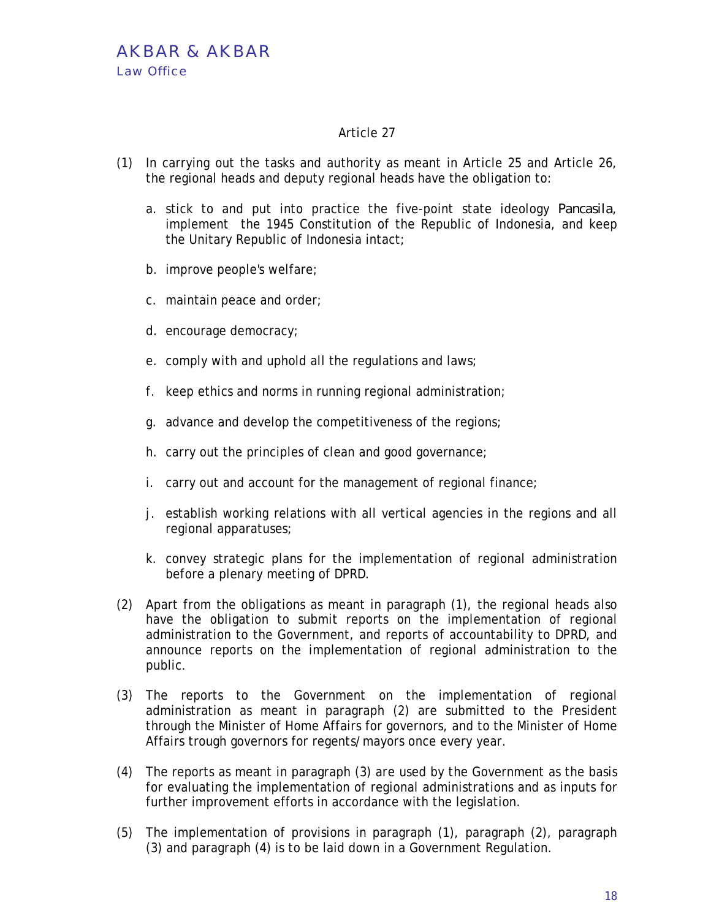## Article 27

(1) In carrying out the tasks and authority as meant in Article 25 and Article 26, the regional heads and deputy regional heads have the obligation to:

   a. stick to and put into practice the five-point state ideology *Pancasila*, implement the 1945 Constitution of the Republic of Indonesia, and keep the Unitary Republic of Indonesia intact;

   b. improve people's welfare;

   c. maintain peace and order;

   d. encourage democracy;

   e. comply with and uphold all the regulations and laws;

   f. keep ethics and norms in running regional administration;

   g. advance and develop the competitiveness of the regions;

   h. carry out the principles of clean and good governance;

   i. carry out and account for the management of regional finance;

   j. establish working relations with all vertical agencies in the regions and all regional apparatuses;

   k. convey strategic plans for the implementation of regional administration before a plenary meeting of DPRD.

(2) Apart from the obligations as meant in paragraph (1), the regional heads also have the obligation to submit reports on the implementation of regional administration to the Government, and reports of accountability to DPRD, and announce reports on the implementation of regional administration to the public.

(3) The reports to the Government on the implementation of regional administration as meant in paragraph (2) are submitted to the President through the Minister of Home Affairs for governors, and to the Minister of Home Affairs trough governors for regents/mayors once every year.

(4) The reports as meant in paragraph (3) are used by the Government as the basis for evaluating the implementation of regional administrations and as inputs for further improvement efforts in accordance with the legislation.

(5) The implementation of provisions in paragraph (1), paragraph (2), paragraph (3) and paragraph (4) is to be laid down in a Government Regulation.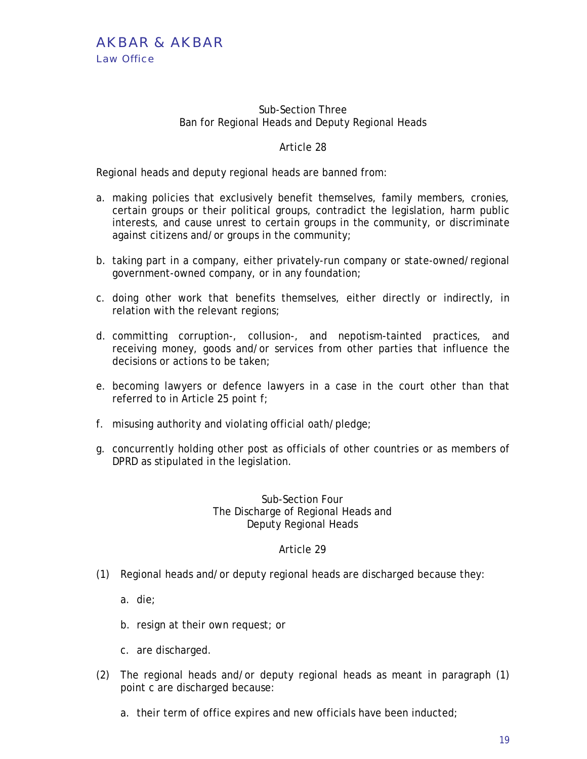### Sub-Section Three
### Ban for Regional Heads and Deputy Regional Heads

#### Article 28

Regional heads and deputy regional heads are banned from:

a. making policies that exclusively benefit themselves, family members, cronies, certain groups or their political groups, contradict the legislation, harm public interests, and cause unrest to certain groups in the community, or discriminate against citizens and/or groups in the community;

b. taking part in a company, either privately-run company or state-owned/regional government-owned company, or in any foundation;

c. doing other work that benefits themselves, either directly or indirectly, in relation with the relevant regions;

d. committing corruption-, collusion-, and nepotism-tainted practices, and receiving money, goods and/or services from other parties that influence the decisions or actions to be taken;

e. becoming lawyers or defence lawyers in a case in the court other than that referred to in Article 25 point f;

f. misusing authority and violating official oath/pledge;

g. concurrently holding other post as officials of other countries or as members of DPRD as stipulated in the legislation.

### Sub-Section Four
### The Discharge of Regional Heads and Deputy Regional Heads

#### Article 29

(1) Regional heads and/or deputy regional heads are discharged because they:

   a. die;

   b. resign at their own request; or

   c. are discharged.

(2) The regional heads and/or deputy regional heads as meant in paragraph (1) point c are discharged because:

   a. their term of office expires and new officials have been inducted;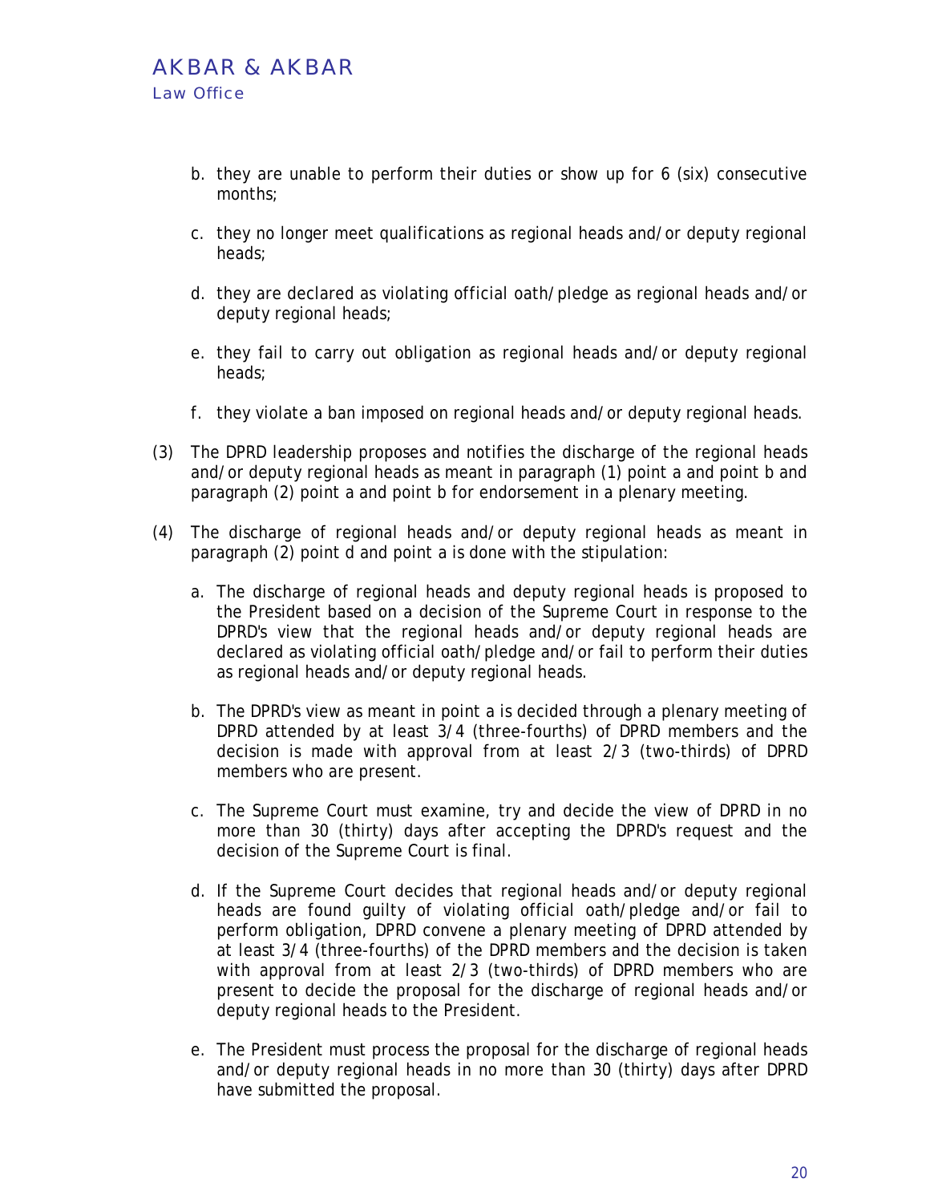b. they are unable to perform their duties or show up for 6 (six) consecutive months;

c. they no longer meet qualifications as regional heads and/or deputy regional heads;

d. they are declared as violating official oath/pledge as regional heads and/or deputy regional heads;

e. they fail to carry out obligation as regional heads and/or deputy regional heads;

f. they violate a ban imposed on regional heads and/or deputy regional heads.

(3) The DPRD leadership proposes and notifies the discharge of the regional heads and/or deputy regional heads as meant in paragraph (1) point a and point b and paragraph (2) point a and point b for endorsement in a plenary meeting.

(4) The discharge of regional heads and/or deputy regional heads as meant in paragraph (2) point d and point a is done with the stipulation:

a. The discharge of regional heads and deputy regional heads is proposed to the President based on a decision of the Supreme Court in response to the DPRD's view that the regional heads and/or deputy regional heads are declared as violating official oath/pledge and/or fail to perform their duties as regional heads and/or deputy regional heads.

b. The DPRD's view as meant in point a is decided through a plenary meeting of DPRD attended by at least 3/4 (three-fourths) of DPRD members and the decision is made with approval from at least 2/3 (two-thirds) of DPRD members who are present.

c. The Supreme Court must examine, try and decide the view of DPRD in no more than 30 (thirty) days after accepting the DPRD's request and the decision of the Supreme Court is final.

d. If the Supreme Court decides that regional heads and/or deputy regional heads are found guilty of violating official oath/pledge and/or fail to perform obligation, DPRD convene a plenary meeting of DPRD attended by at least 3/4 (three-fourths) of the DPRD members and the decision is taken with approval from at least 2/3 (two-thirds) of DPRD members who are present to decide the proposal for the discharge of regional heads and/or deputy regional heads to the President.

e. The President must process the proposal for the discharge of regional heads and/or deputy regional heads in no more than 30 (thirty) days after DPRD have submitted the proposal.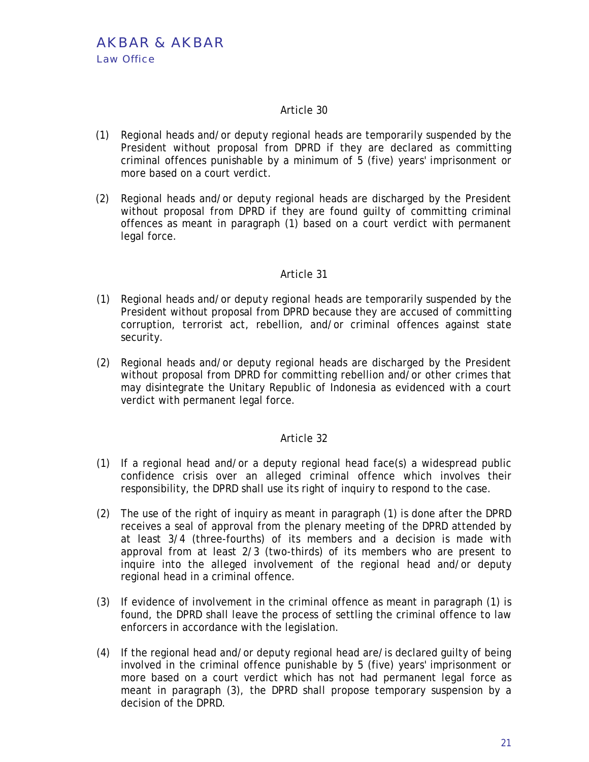### Article 30

(1) Regional heads and/or deputy regional heads are temporarily suspended by the President without proposal from DPRD if they are declared as committing criminal offences punishable by a minimum of 5 (five) years' imprisonment or more based on a court verdict.

(2) Regional heads and/or deputy regional heads are discharged by the President without proposal from DPRD if they are found guilty of committing criminal offences as meant in paragraph (1) based on a court verdict with permanent legal force.

### Article 31

(1) Regional heads and/or deputy regional heads are temporarily suspended by the President without proposal from DPRD because they are accused of committing corruption, terrorist act, rebellion, and/or criminal offences against state security.

(2) Regional heads and/or deputy regional heads are discharged by the President without proposal from DPRD for committing rebellion and/or other crimes that may disintegrate the Unitary Republic of Indonesia as evidenced with a court verdict with permanent legal force.

### Article 32

(1) If a regional head and/or a deputy regional head face(s) a widespread public confidence crisis over an alleged criminal offence which involves their responsibility, the DPRD shall use its right of inquiry to respond to the case.

(2) The use of the right of inquiry as meant in paragraph (1) is done after the DPRD receives a seal of approval from the plenary meeting of the DPRD attended by at least 3/4 (three-fourths) of its members and a decision is made with approval from at least 2/3 (two-thirds) of its members who are present to inquire into the alleged involvement of the regional head and/or deputy regional head in a criminal offence.

(3) If evidence of involvement in the criminal offence as meant in paragraph (1) is found, the DPRD shall leave the process of settling the criminal offence to law enforcers in accordance with the legislation.

(4) If the regional head and/or deputy regional head are/is declared guilty of being involved in the criminal offence punishable by 5 (five) years' imprisonment or more based on a court verdict which has not had permanent legal force as meant in paragraph (3), the DPRD shall propose temporary suspension by a decision of the DPRD.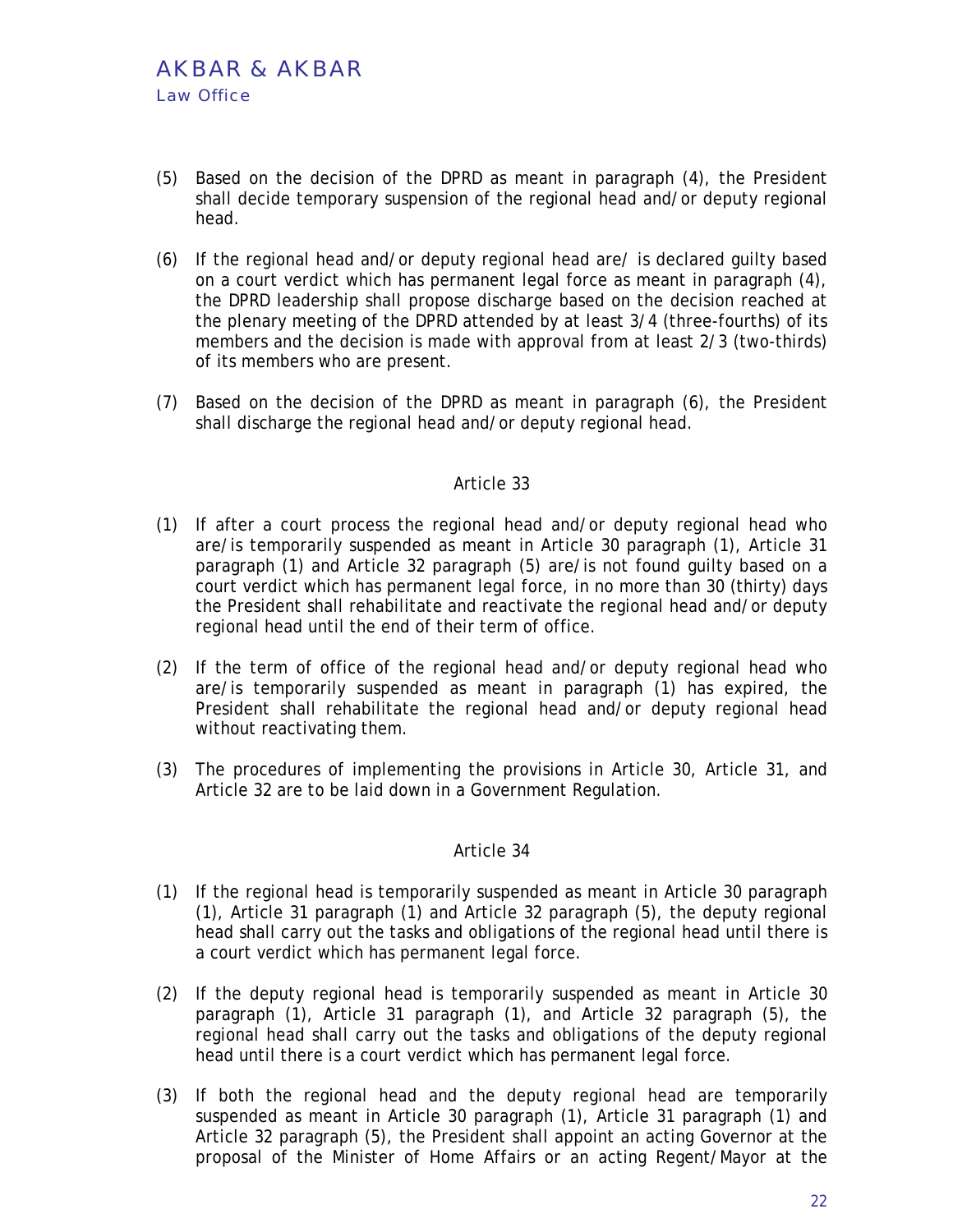(5) Based on the decision of the DPRD as meant in paragraph (4), the President shall decide temporary suspension of the regional head and/or deputy regional head.

(6) If the regional head and/or deputy regional head are/ is declared guilty based on a court verdict which has permanent legal force as meant in paragraph (4), the DPRD leadership shall propose discharge based on the decision reached at the plenary meeting of the DPRD attended by at least 3/4 (three-fourths) of its members and the decision is made with approval from at least 2/3 (two-thirds) of its members who are present.

(7) Based on the decision of the DPRD as meant in paragraph (6), the President shall discharge the regional head and/or deputy regional head.

### Article 33

(1) If after a court process the regional head and/or deputy regional head who are/is temporarily suspended as meant in Article 30 paragraph (1), Article 31 paragraph (1) and Article 32 paragraph (5) are/is not found guilty based on a court verdict which has permanent legal force, in no more than 30 (thirty) days the President shall rehabilitate and reactivate the regional head and/or deputy regional head until the end of their term of office.

(2) If the term of office of the regional head and/or deputy regional head who are/is temporarily suspended as meant in paragraph (1) has expired, the President shall rehabilitate the regional head and/or deputy regional head without reactivating them.

(3) The procedures of implementing the provisions in Article 30, Article 31, and Article 32 are to be laid down in a Government Regulation.

### Article 34

(1) If the regional head is temporarily suspended as meant in Article 30 paragraph (1), Article 31 paragraph (1) and Article 32 paragraph (5), the deputy regional head shall carry out the tasks and obligations of the regional head until there is a court verdict which has permanent legal force.

(2) If the deputy regional head is temporarily suspended as meant in Article 30 paragraph (1), Article 31 paragraph (1), and Article 32 paragraph (5), the regional head shall carry out the tasks and obligations of the deputy regional head until there is a court verdict which has permanent legal force.

(3) If both the regional head and the deputy regional head are temporarily suspended as meant in Article 30 paragraph (1), Article 31 paragraph (1) and Article 32 paragraph (5), the President shall appoint an acting Governor at the proposal of the Minister of Home Affairs or an acting Regent/Mayor at the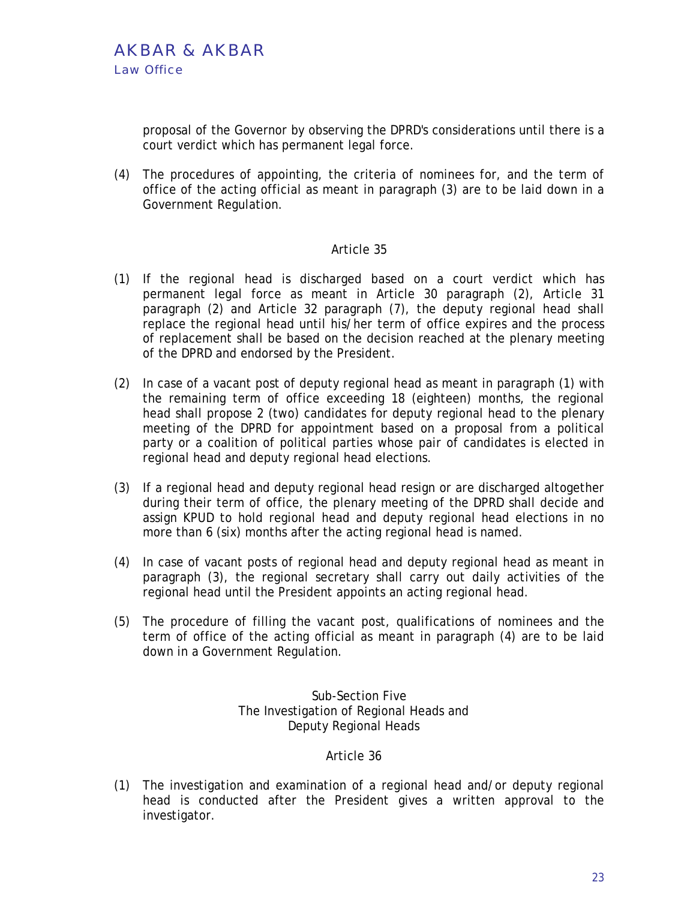proposal of the Governor by observing the DPRD's considerations until there is a court verdict which has permanent legal force.

(4) The procedures of appointing, the criteria of nominees for, and the term of office of the acting official as meant in paragraph (3) are to be laid down in a Government Regulation.

### Article 35

(1) If the regional head is discharged based on a court verdict which has permanent legal force as meant in Article 30 paragraph (2), Article 31 paragraph (2) and Article 32 paragraph (7), the deputy regional head shall replace the regional head until his/her term of office expires and the process of replacement shall be based on the decision reached at the plenary meeting of the DPRD and endorsed by the President.

(2) In case of a vacant post of deputy regional head as meant in paragraph (1) with the remaining term of office exceeding 18 (eighteen) months, the regional head shall propose 2 (two) candidates for deputy regional head to the plenary meeting of the DPRD for appointment based on a proposal from a political party or a coalition of political parties whose pair of candidates is elected in regional head and deputy regional head elections.

(3) If a regional head and deputy regional head resign or are discharged altogether during their term of office, the plenary meeting of the DPRD shall decide and assign KPUD to hold regional head and deputy regional head elections in no more than 6 (six) months after the acting regional head is named.

(4) In case of vacant posts of regional head and deputy regional head as meant in paragraph (3), the regional secretary shall carry out daily activities of the regional head until the President appoints an acting regional head.

(5) The procedure of filling the vacant post, qualifications of nominees and the term of office of the acting official as meant in paragraph (4) are to be laid down in a Government Regulation.

## Sub-Section Five
## The Investigation of Regional Heads and Deputy Regional Heads

### Article 36

(1) The investigation and examination of a regional head and/or deputy regional head is conducted after the President gives a written approval to the investigator.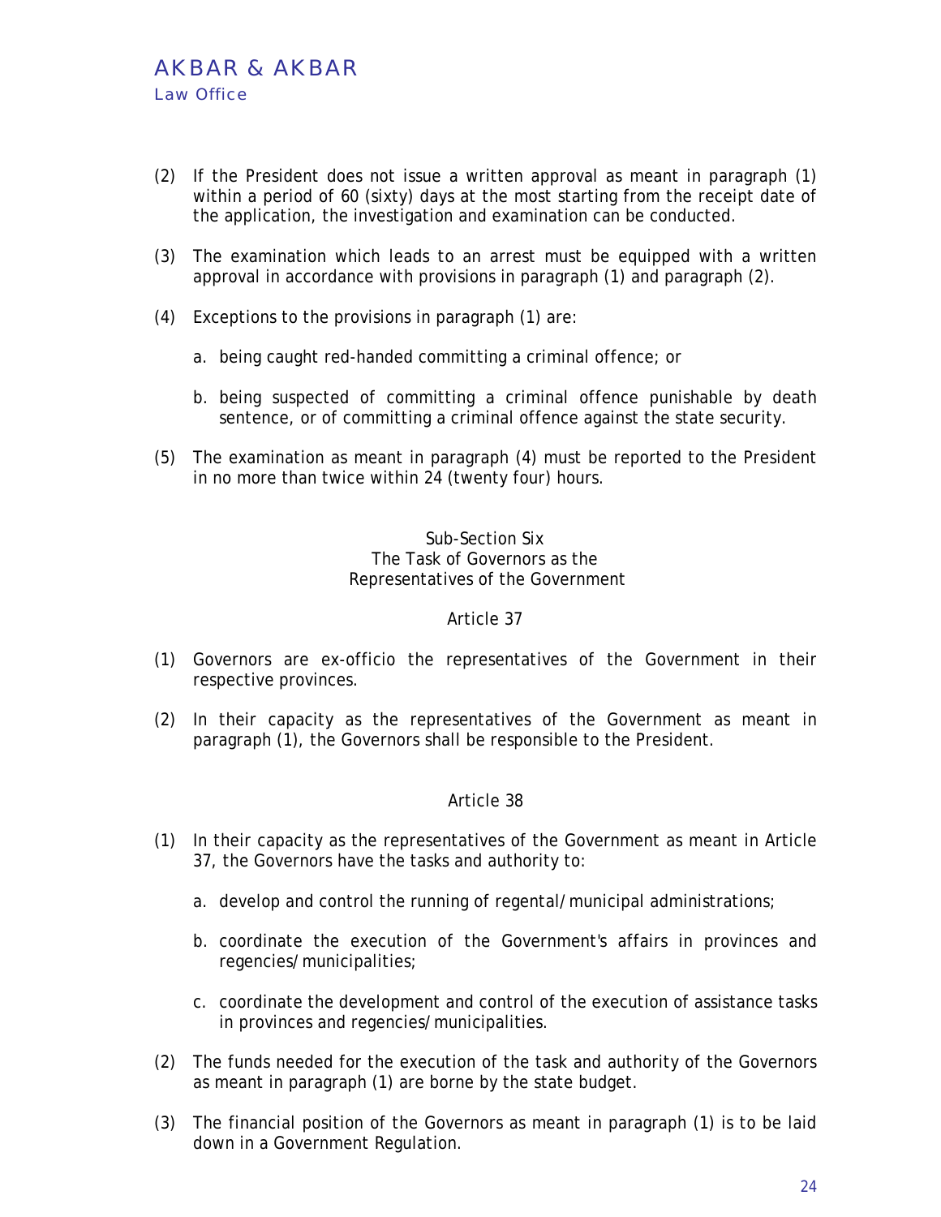(2) If the President does not issue a written approval as meant in paragraph (1) within a period of 60 (sixty) days at the most starting from the receipt date of the application, the investigation and examination can be conducted.

(3) The examination which leads to an arrest must be equipped with a written approval in accordance with provisions in paragraph (1) and paragraph (2).

(4) Exceptions to the provisions in paragraph (1) are:

   a. being caught red-handed committing a criminal offence; or

   b. being suspected of committing a criminal offence punishable by death sentence, or of committing a criminal offence against the state security.

(5) The examination as meant in paragraph (4) must be reported to the President in no more than twice within 24 (twenty four) hours.

### Sub-Section Six
### The Task of Governors as the Representatives of the Government

#### Article 37

(1) Governors are ex-officio the representatives of the Government in their respective provinces.

(2) In their capacity as the representatives of the Government as meant in paragraph (1), the Governors shall be responsible to the President.

#### Article 38

(1) In their capacity as the representatives of the Government as meant in Article 37, the Governors have the tasks and authority to:

   a. develop and control the running of regental/municipal administrations;

   b. coordinate the execution of the Government's affairs in provinces and regencies/municipalities;

   c. coordinate the development and control of the execution of assistance tasks in provinces and regencies/municipalities.

(2) The funds needed for the execution of the task and authority of the Governors as meant in paragraph (1) are borne by the state budget.

(3) The financial position of the Governors as meant in paragraph (1) is to be laid down in a Government Regulation.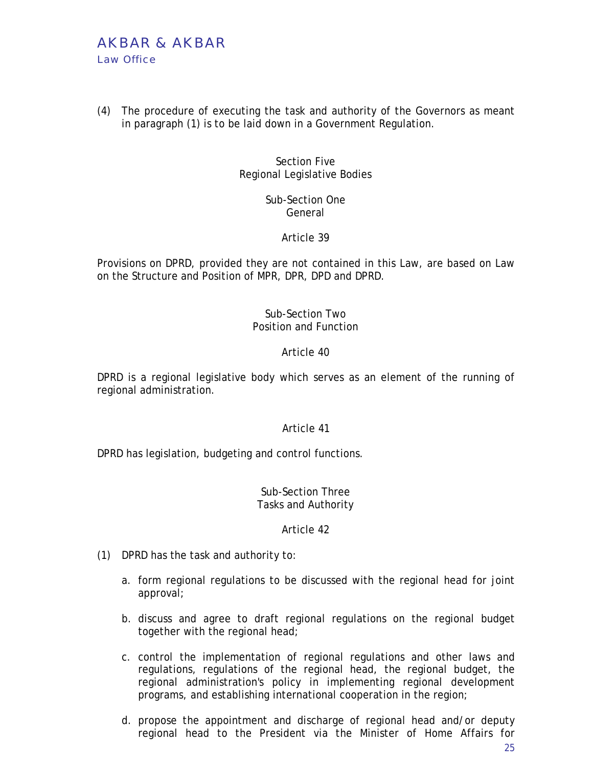(4) The procedure of executing the task and authority of the Governors as meant in paragraph (1) is to be laid down in a Government Regulation.

## Section Five
## Regional Legislative Bodies

### Sub-Section One
### General

#### Article 39

Provisions on DPRD, provided they are not contained in this Law, are based on Law on the Structure and Position of MPR, DPR, DPD and DPRD.

### Sub-Section Two
### Position and Function

#### Article 40

DPRD is a regional legislative body which serves as an element of the running of regional administration.

#### Article 41

DPRD has legislation, budgeting and control functions.

### Sub-Section Three
### Tasks and Authority

#### Article 42

(1) DPRD has the task and authority to:

a. form regional regulations to be discussed with the regional head for joint approval;

b. discuss and agree to draft regional regulations on the regional budget together with the regional head;

c. control the implementation of regional regulations and other laws and regulations, regulations of the regional head, the regional budget, the regional administration's policy in implementing regional development programs, and establishing international cooperation in the region;

d. propose the appointment and discharge of regional head and/or deputy regional head to the President via the Minister of Home Affairs for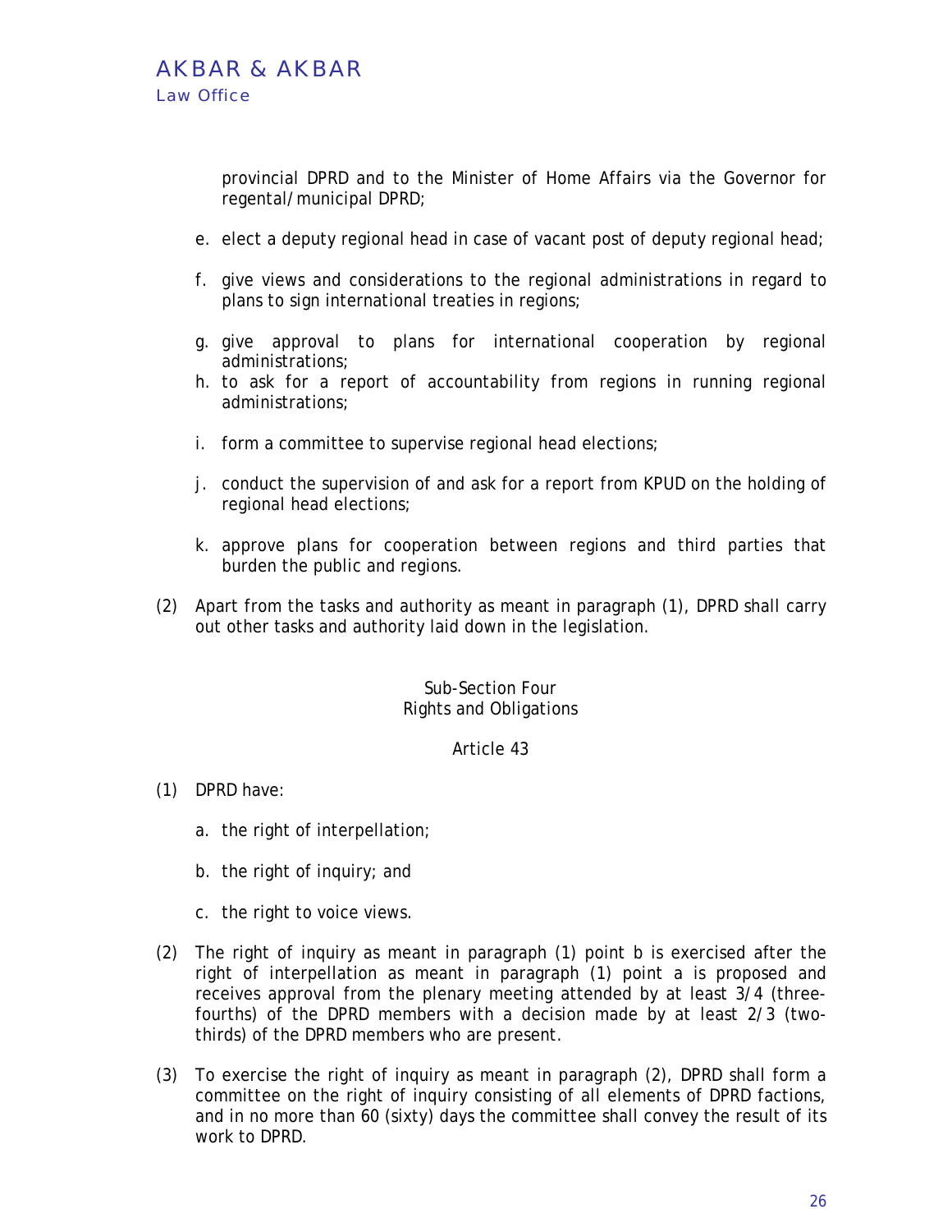provincial DPRD and to the Minister of Home Affairs via the Governor for regental/municipal DPRD;

e. elect a deputy regional head in case of vacant post of deputy regional head;

f. give views and considerations to the regional administrations in regard to plans to sign international treaties in regions;

g. give approval to plans for international cooperation by regional administrations;

h. to ask for a report of accountability from regions in running regional administrations;

i. form a committee to supervise regional head elections;

j. conduct the supervision of and ask for a report from KPUD on the holding of regional head elections;

k. approve plans for cooperation between regions and third parties that burden the public and regions.

(2) Apart from the tasks and authority as meant in paragraph (1), DPRD shall carry out other tasks and authority laid down in the legislation.

Sub-Section Four
Rights and Obligations

Article 43

(1) DPRD have:

a. the right of interpellation;

b. the right of inquiry; and

c. the right to voice views.

(2) The right of inquiry as meant in paragraph (1) point b is exercised after the right of interpellation as meant in paragraph (1) point a is proposed and receives approval from the plenary meeting attended by at least 3/4 (three-fourths) of the DPRD members with a decision made by at least 2/3 (two-thirds) of the DPRD members who are present.

(3) To exercise the right of inquiry as meant in paragraph (2), DPRD shall form a committee on the right of inquiry consisting of all elements of DPRD factions, and in no more than 60 (sixty) days the committee shall convey the result of its work to DPRD.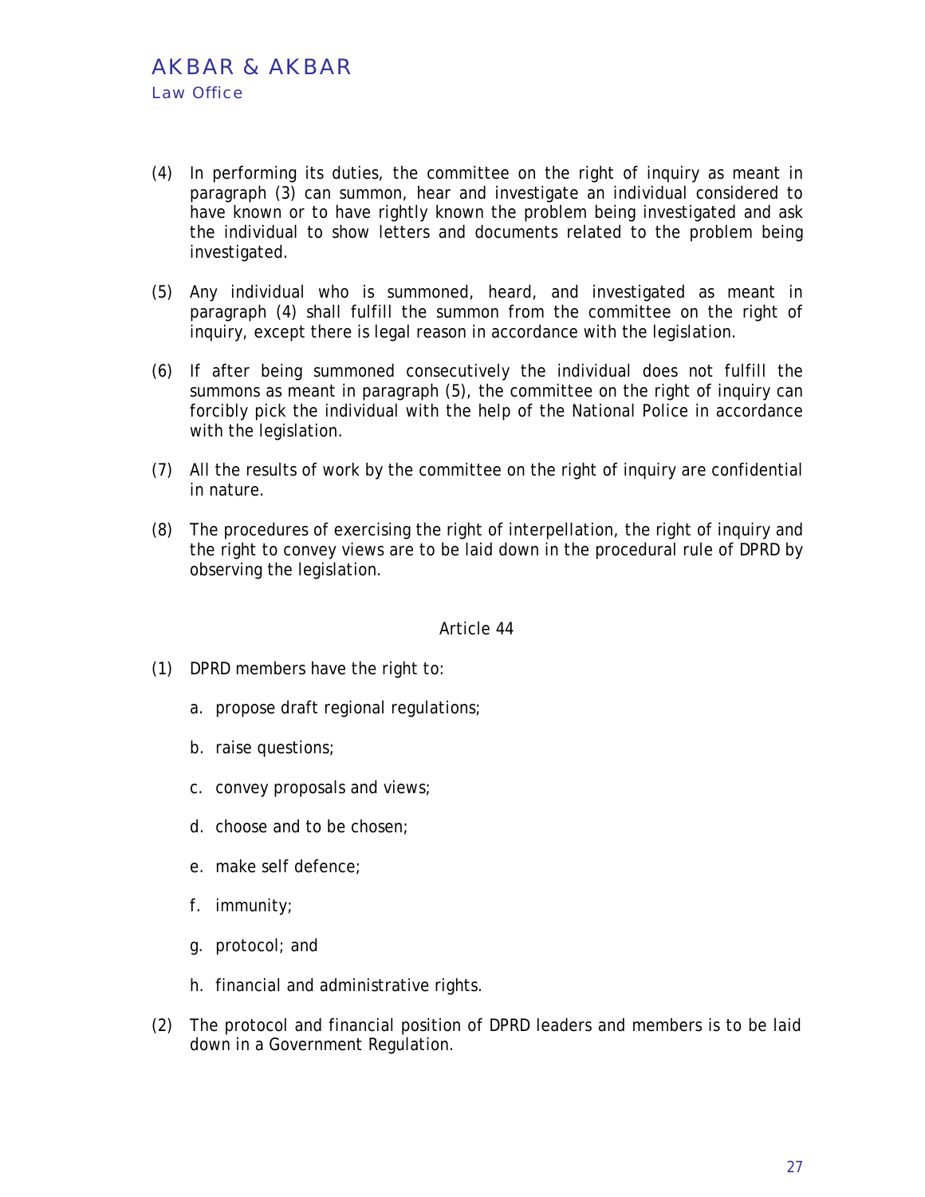(4) In performing its duties, the committee on the right of inquiry as meant in paragraph (3) can summon, hear and investigate an individual considered to have known or to have rightly known the problem being investigated and ask the individual to show letters and documents related to the problem being investigated.

(5) Any individual who is summoned, heard, and investigated as meant in paragraph (4) shall fulfill the summon from the committee on the right of inquiry, except there is legal reason in accordance with the legislation.

(6) If after being summoned consecutively the individual does not fulfill the summons as meant in paragraph (5), the committee on the right of inquiry can forcibly pick the individual with the help of the National Police in accordance with the legislation.

(7) All the results of work by the committee on the right of inquiry are confidential in nature.

(8) The procedures of exercising the right of interpellation, the right of inquiry and the right to convey views are to be laid down in the procedural rule of DPRD by observing the legislation.

### Article 44

(1) DPRD members have the right to:

   a. propose draft regional regulations;

   b. raise questions;

   c. convey proposals and views;

   d. choose and to be chosen;

   e. make self defence;

   f. immunity;

   g. protocol; and

   h. financial and administrative rights.

(2) The protocol and financial position of DPRD leaders and members is to be laid down in a Government Regulation.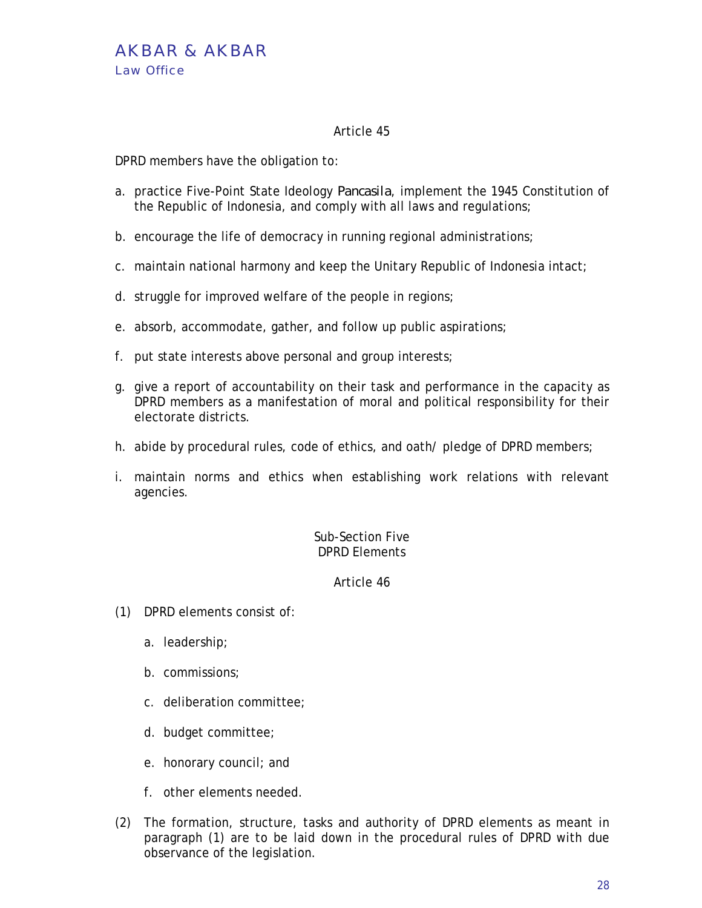Article 45

DPRD members have the obligation to:

a. practice Five-Point State Ideology *Pancasila*, implement the 1945 Constitution of the Republic of Indonesia, and comply with all laws and regulations;

b. encourage the life of democracy in running regional administrations;

c. maintain national harmony and keep the Unitary Republic of Indonesia intact;

d. struggle for improved welfare of the people in regions;

e. absorb, accommodate, gather, and follow up public aspirations;

f. put state interests above personal and group interests;

g. give a report of accountability on their task and performance in the capacity as DPRD members as a manifestation of moral and political responsibility for their electorate districts.

h. abide by procedural rules, code of ethics, and oath/ pledge of DPRD members;

i. maintain norms and ethics when establishing work relations with relevant agencies.

Sub-Section Five
DPRD Elements

Article 46

(1) DPRD elements consist of:

  a. leadership;

  b. commissions;

  c. deliberation committee;

  d. budget committee;

  e. honorary council; and

  f. other elements needed.

(2) The formation, structure, tasks and authority of DPRD elements as meant in paragraph (1) are to be laid down in the procedural rules of DPRD with due observance of the legislation.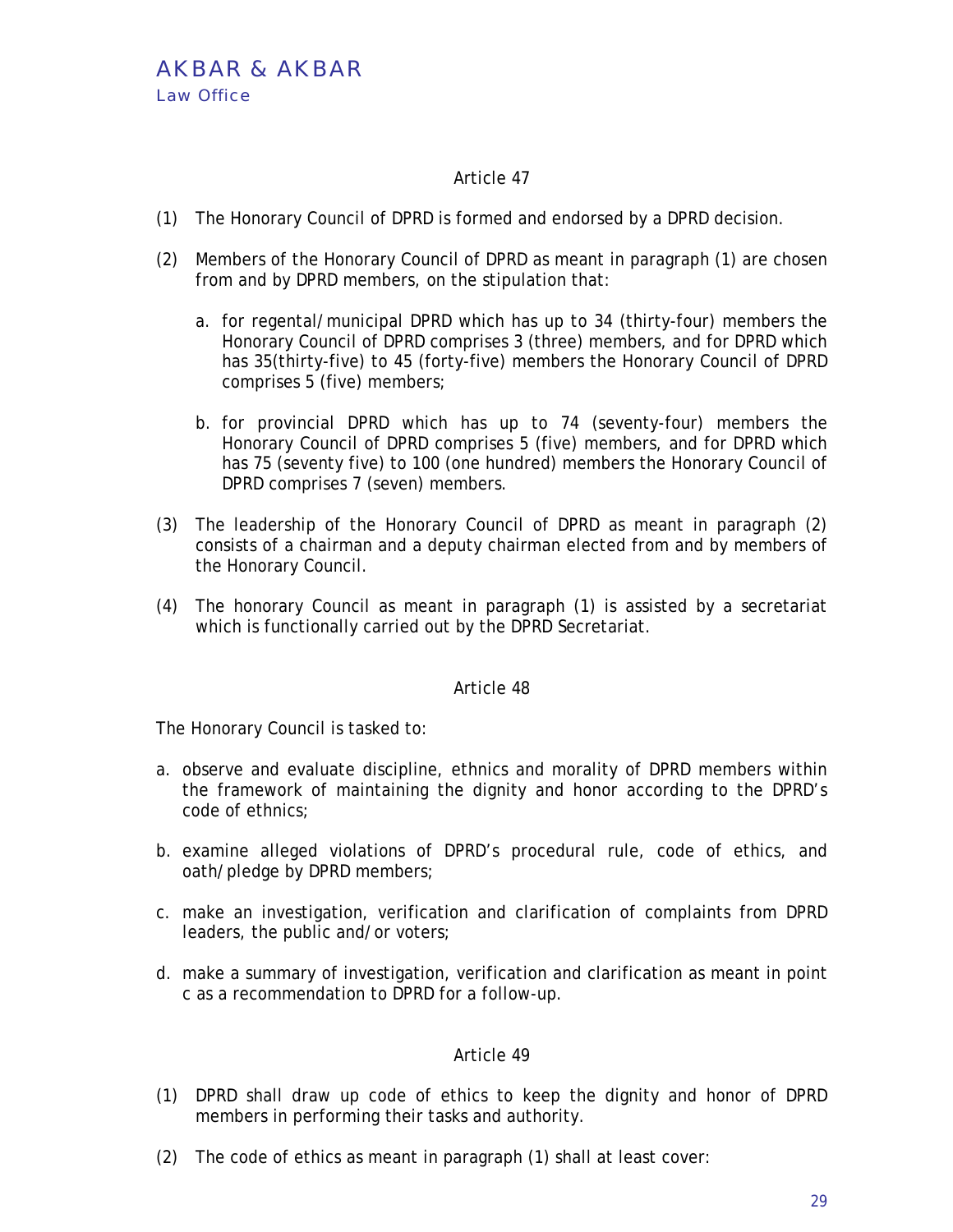Article 47

(1) The Honorary Council of DPRD is formed and endorsed by a DPRD decision.

(2) Members of the Honorary Council of DPRD as meant in paragraph (1) are chosen from and by DPRD members, on the stipulation that:

   a. for regental/municipal DPRD which has up to 34 (thirty-four) members the Honorary Council of DPRD comprises 3 (three) members, and for DPRD which has 35(thirty-five) to 45 (forty-five) members the Honorary Council of DPRD comprises 5 (five) members;

   b. for provincial DPRD which has up to 74 (seventy-four) members the Honorary Council of DPRD comprises 5 (five) members, and for DPRD which has 75 (seventy five) to 100 (one hundred) members the Honorary Council of DPRD comprises 7 (seven) members.

(3) The leadership of the Honorary Council of DPRD as meant in paragraph (2) consists of a chairman and a deputy chairman elected from and by members of the Honorary Council.

(4) The honorary Council as meant in paragraph (1) is assisted by a secretariat which is functionally carried out by the DPRD Secretariat.

Article 48

The Honorary Council is tasked to:

a. observe and evaluate discipline, ethnics and morality of DPRD members within the framework of maintaining the dignity and honor according to the DPRD's code of ethnics;

b. examine alleged violations of DPRD's procedural rule, code of ethics, and oath/pledge by DPRD members;

c. make an investigation, verification and clarification of complaints from DPRD leaders, the public and/or voters;

d. make a summary of investigation, verification and clarification as meant in point c as a recommendation to DPRD for a follow-up.

Article 49

(1) DPRD shall draw up code of ethics to keep the dignity and honor of DPRD members in performing their tasks and authority.

(2) The code of ethics as meant in paragraph (1) shall at least cover: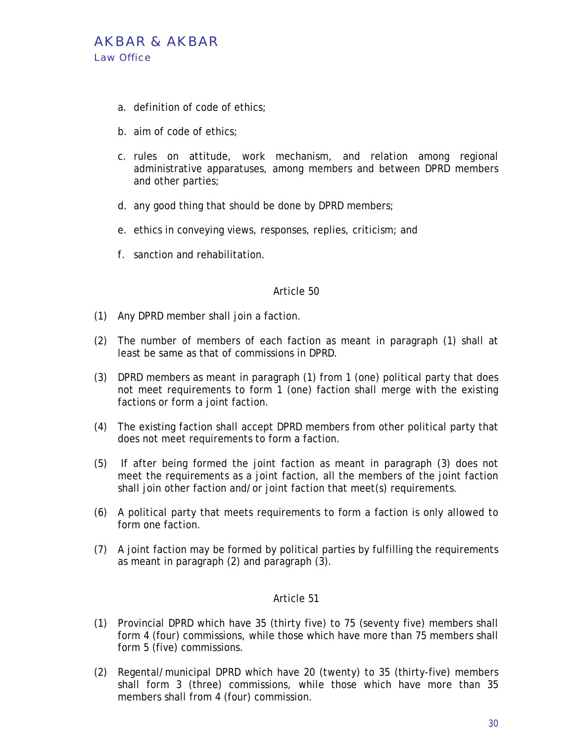a. definition of code of ethics;

b. aim of code of ethics;

c. rules on attitude, work mechanism, and relation among regional administrative apparatuses, among members and between DPRD members and other parties;

d. any good thing that should be done by DPRD members;

e. ethics in conveying views, responses, replies, criticism; and

f. sanction and rehabilitation.

### Article 50

(1) Any DPRD member shall join a faction.

(2) The number of members of each faction as meant in paragraph (1) shall at least be same as that of commissions in DPRD.

(3) DPRD members as meant in paragraph (1) from 1 (one) political party that does not meet requirements to form 1 (one) faction shall merge with the existing factions or form a joint faction.

(4) The existing faction shall accept DPRD members from other political party that does not meet requirements to form a faction.

(5) If after being formed the joint faction as meant in paragraph (3) does not meet the requirements as a joint faction, all the members of the joint faction shall join other faction and/or joint faction that meet(s) requirements.

(6) A political party that meets requirements to form a faction is only allowed to form one faction.

(7) A joint faction may be formed by political parties by fulfilling the requirements as meant in paragraph (2) and paragraph (3).

### Article 51

(1) Provincial DPRD which have 35 (thirty five) to 75 (seventy five) members shall form 4 (four) commissions, while those which have more than 75 members shall form 5 (five) commissions.

(2) Regental/municipal DPRD which have 20 (twenty) to 35 (thirty-five) members shall form 3 (three) commissions, while those which have more than 35 members shall from 4 (four) commission.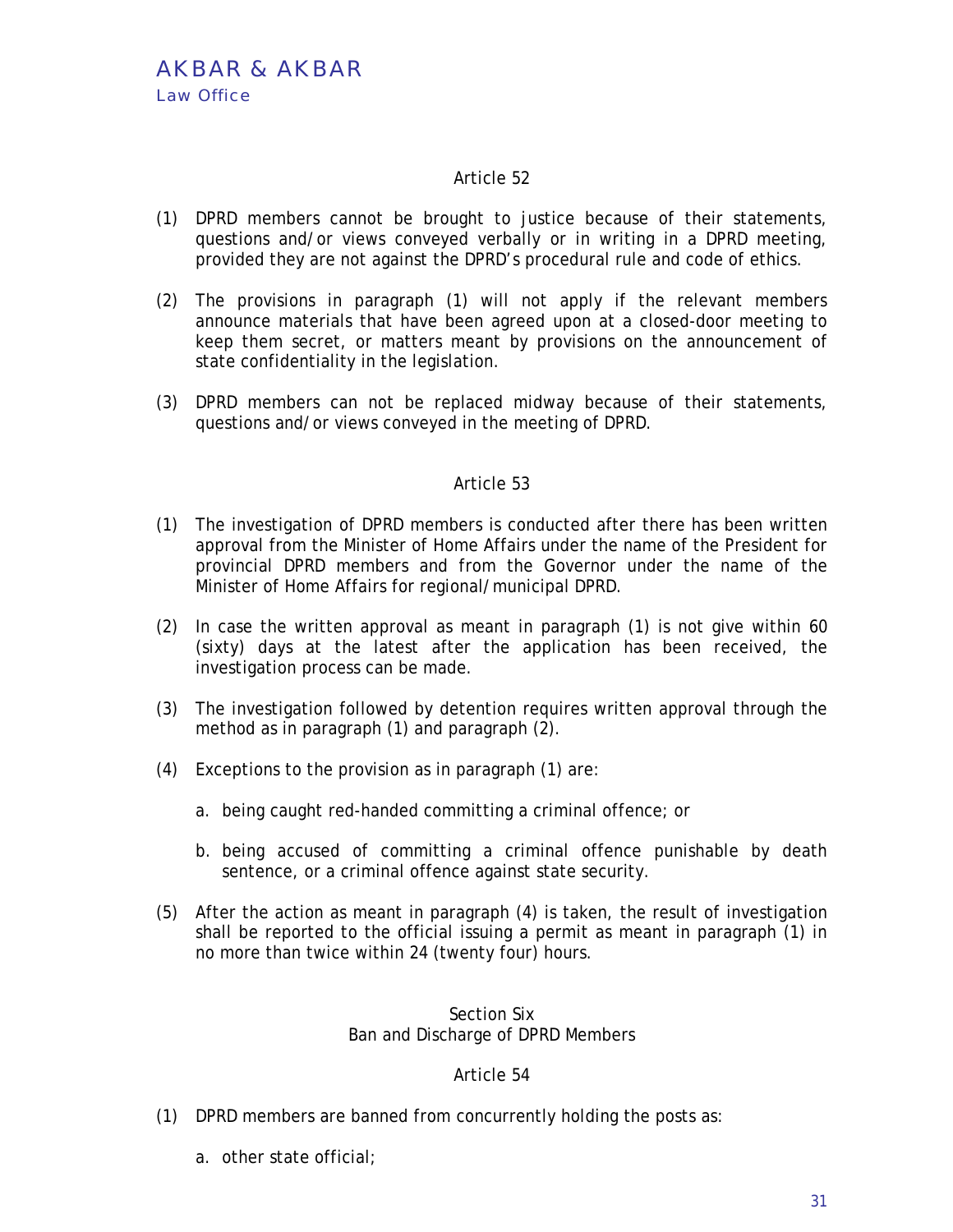Article 52

(1) DPRD members cannot be brought to justice because of their statements, questions and/or views conveyed verbally or in writing in a DPRD meeting, provided they are not against the DPRD's procedural rule and code of ethics.

(2) The provisions in paragraph (1) will not apply if the relevant members announce materials that have been agreed upon at a closed-door meeting to keep them secret, or matters meant by provisions on the announcement of state confidentiality in the legislation.

(3) DPRD members can not be replaced midway because of their statements, questions and/or views conveyed in the meeting of DPRD.

Article 53

(1) The investigation of DPRD members is conducted after there has been written approval from the Minister of Home Affairs under the name of the President for provincial DPRD members and from the Governor under the name of the Minister of Home Affairs for regional/municipal DPRD.

(2) In case the written approval as meant in paragraph (1) is not give within 60 (sixty) days at the latest after the application has been received, the investigation process can be made.

(3) The investigation followed by detention requires written approval through the method as in paragraph (1) and paragraph (2).

(4) Exceptions to the provision as in paragraph (1) are:

   a. being caught red-handed committing a criminal offence; or

   b. being accused of committing a criminal offence punishable by death sentence, or a criminal offence against state security.

(5) After the action as meant in paragraph (4) is taken, the result of investigation shall be reported to the official issuing a permit as meant in paragraph (1) in no more than twice within 24 (twenty four) hours.

Section Six
Ban and Discharge of DPRD Members

Article 54

(1) DPRD members are banned from concurrently holding the posts as:

   a. other state official;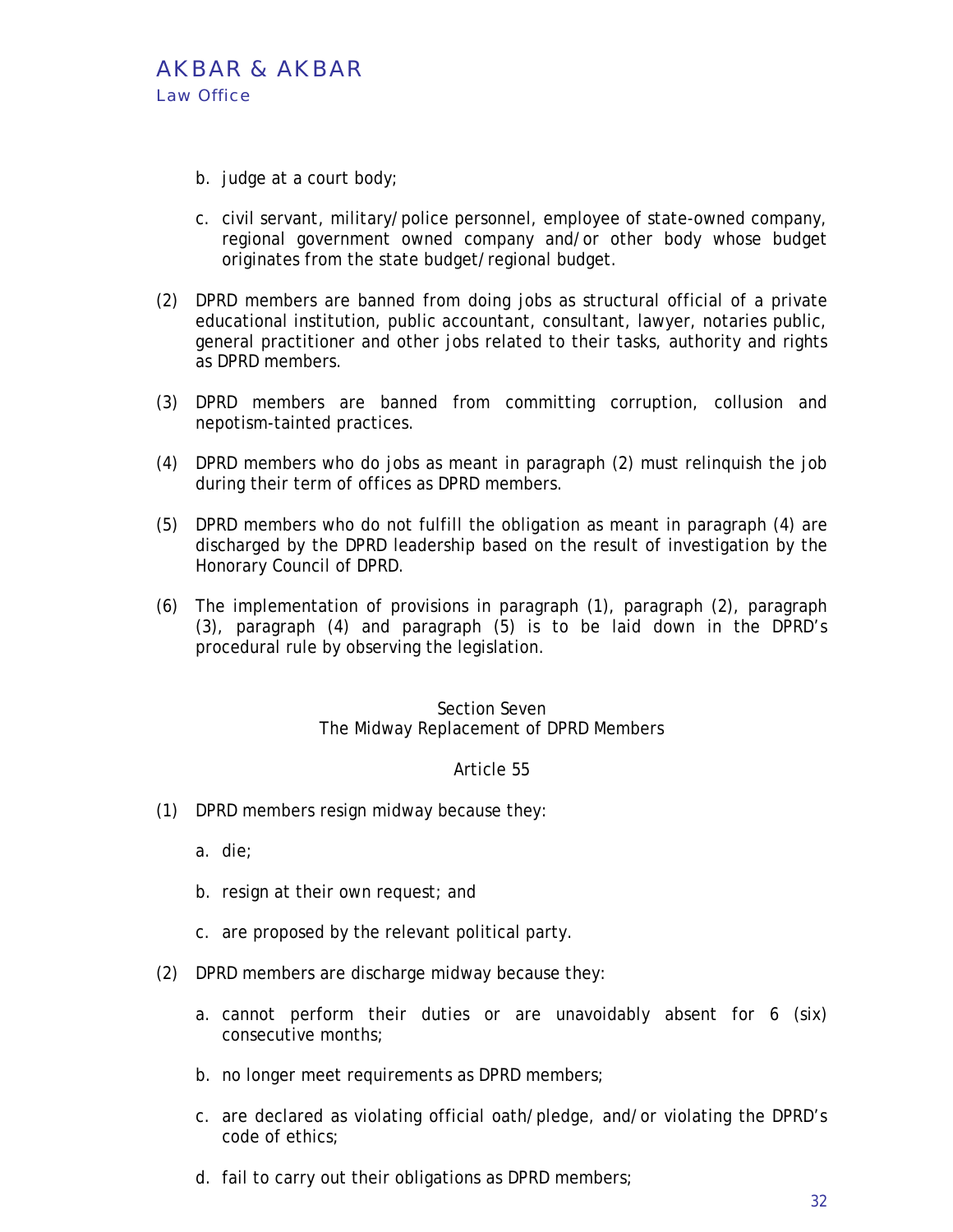b. judge at a court body;

c. civil servant, military/police personnel, employee of state-owned company, regional government owned company and/or other body whose budget originates from the state budget/regional budget.

(2) DPRD members are banned from doing jobs as structural official of a private educational institution, public accountant, consultant, lawyer, notaries public, general practitioner and other jobs related to their tasks, authority and rights as DPRD members.

(3) DPRD members are banned from committing corruption, collusion and nepotism-tainted practices.

(4) DPRD members who do jobs as meant in paragraph (2) must relinquish the job during their term of offices as DPRD members.

(5) DPRD members who do not fulfill the obligation as meant in paragraph (4) are discharged by the DPRD leadership based on the result of investigation by the Honorary Council of DPRD.

(6) The implementation of provisions in paragraph (1), paragraph (2), paragraph (3), paragraph (4) and paragraph (5) is to be laid down in the DPRD's procedural rule by observing the legislation.

## Section Seven
## The Midway Replacement of DPRD Members

### Article 55

(1) DPRD members resign midway because they:

a. die;

b. resign at their own request; and

c. are proposed by the relevant political party.

(2) DPRD members are discharge midway because they:

a. cannot perform their duties or are unavoidably absent for 6 (six) consecutive months;

b. no longer meet requirements as DPRD members;

c. are declared as violating official oath/pledge, and/or violating the DPRD's code of ethics;

d. fail to carry out their obligations as DPRD members;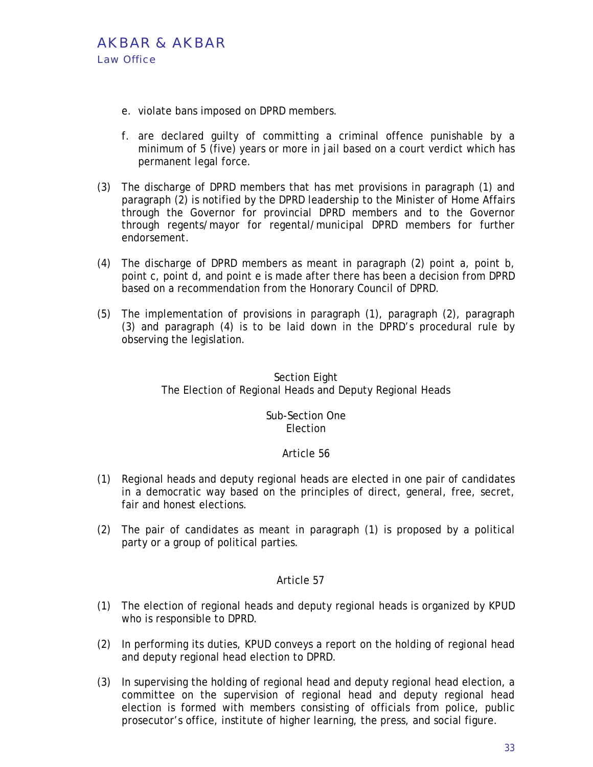e. violate bans imposed on DPRD members.

f. are declared guilty of committing a criminal offence punishable by a minimum of 5 (five) years or more in jail based on a court verdict which has permanent legal force.

(3) The discharge of DPRD members that has met provisions in paragraph (1) and paragraph (2) is notified by the DPRD leadership to the Minister of Home Affairs through the Governor for provincial DPRD members and to the Governor through regents/mayor for regental/municipal DPRD members for further endorsement.

(4) The discharge of DPRD members as meant in paragraph (2) point a, point b, point c, point d, and point e is made after there has been a decision from DPRD based on a recommendation from the Honorary Council of DPRD.

(5) The implementation of provisions in paragraph (1), paragraph (2), paragraph (3) and paragraph (4) is to be laid down in the DPRD's procedural rule by observing the legislation.

## Section Eight
## The Election of Regional Heads and Deputy Regional Heads

### Sub-Section One
### Election

#### Article 56

(1) Regional heads and deputy regional heads are elected in one pair of candidates in a democratic way based on the principles of direct, general, free, secret, fair and honest elections.

(2) The pair of candidates as meant in paragraph (1) is proposed by a political party or a group of political parties.

#### Article 57

(1) The election of regional heads and deputy regional heads is organized by KPUD who is responsible to DPRD.

(2) In performing its duties, KPUD conveys a report on the holding of regional head and deputy regional head election to DPRD.

(3) In supervising the holding of regional head and deputy regional head election, a committee on the supervision of regional head and deputy regional head election is formed with members consisting of officials from police, public prosecutor's office, institute of higher learning, the press, and social figure.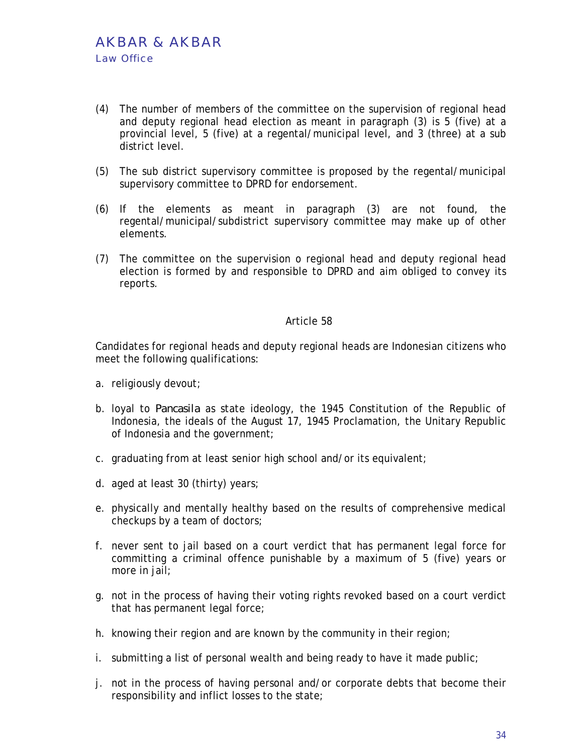(4) The number of members of the committee on the supervision of regional head and deputy regional head election as meant in paragraph (3) is 5 (five) at a provincial level, 5 (five) at a regental/municipal level, and 3 (three) at a sub district level.

(5) The sub district supervisory committee is proposed by the regental/municipal supervisory committee to DPRD for endorsement.

(6) If the elements as meant in paragraph (3) are not found, the regental/municipal/subdistrict supervisory committee may make up of other elements.

(7) The committee on the supervision o regional head and deputy regional head election is formed by and responsible to DPRD and aim obliged to convey its reports.

### Article 58

Candidates for regional heads and deputy regional heads are Indonesian citizens who meet the following qualifications:

a. religiously devout;

b. loyal to Pancasila as state ideology, the 1945 Constitution of the Republic of Indonesia, the ideals of the August 17, 1945 Proclamation, the Unitary Republic of Indonesia and the government;

c. graduating from at least senior high school and/or its equivalent;

d. aged at least 30 (thirty) years;

e. physically and mentally healthy based on the results of comprehensive medical checkups by a team of doctors;

f. never sent to jail based on a court verdict that has permanent legal force for committing a criminal offence punishable by a maximum of 5 (five) years or more in jail;

g. not in the process of having their voting rights revoked based on a court verdict that has permanent legal force;

h. knowing their region and are known by the community in their region;

i. submitting a list of personal wealth and being ready to have it made public;

j. not in the process of having personal and/or corporate debts that become their responsibility and inflict losses to the state;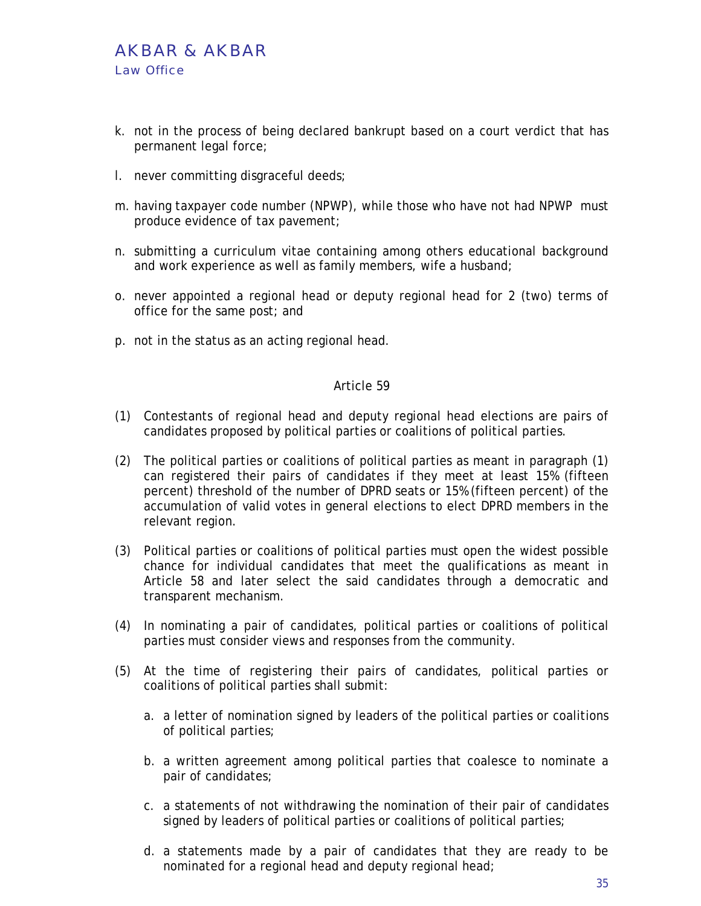k. not in the process of being declared bankrupt based on a court verdict that has permanent legal force;

l. never committing disgraceful deeds;

m. having taxpayer code number (NPWP), while those who have not had NPWP must produce evidence of tax pavement;

n. submitting a curriculum vitae containing among others educational background and work experience as well as family members, wife a husband;

o. never appointed a regional head or deputy regional head for 2 (two) terms of office for the same post; and

p. not in the status as an acting regional head.

### Article 59

(1) Contestants of regional head and deputy regional head elections are pairs of candidates proposed by political parties or coalitions of political parties.

(2) The political parties or coalitions of political parties as meant in paragraph (1) can registered their pairs of candidates if they meet at least 15% (fifteen percent) threshold of the number of DPRD seats or 15% (fifteen percent) of the accumulation of valid votes in general elections to elect DPRD members in the relevant region.

(3) Political parties or coalitions of political parties must open the widest possible chance for individual candidates that meet the qualifications as meant in Article 58 and later select the said candidates through a democratic and transparent mechanism.

(4) In nominating a pair of candidates, political parties or coalitions of political parties must consider views and responses from the community.

(5) At the time of registering their pairs of candidates, political parties or coalitions of political parties shall submit:

   a. a letter of nomination signed by leaders of the political parties or coalitions of political parties;

   b. a written agreement among political parties that coalesce to nominate a pair of candidates;

   c. a statements of not withdrawing the nomination of their pair of candidates signed by leaders of political parties or coalitions of political parties;

   d. a statements made by a pair of candidates that they are ready to be nominated for a regional head and deputy regional head;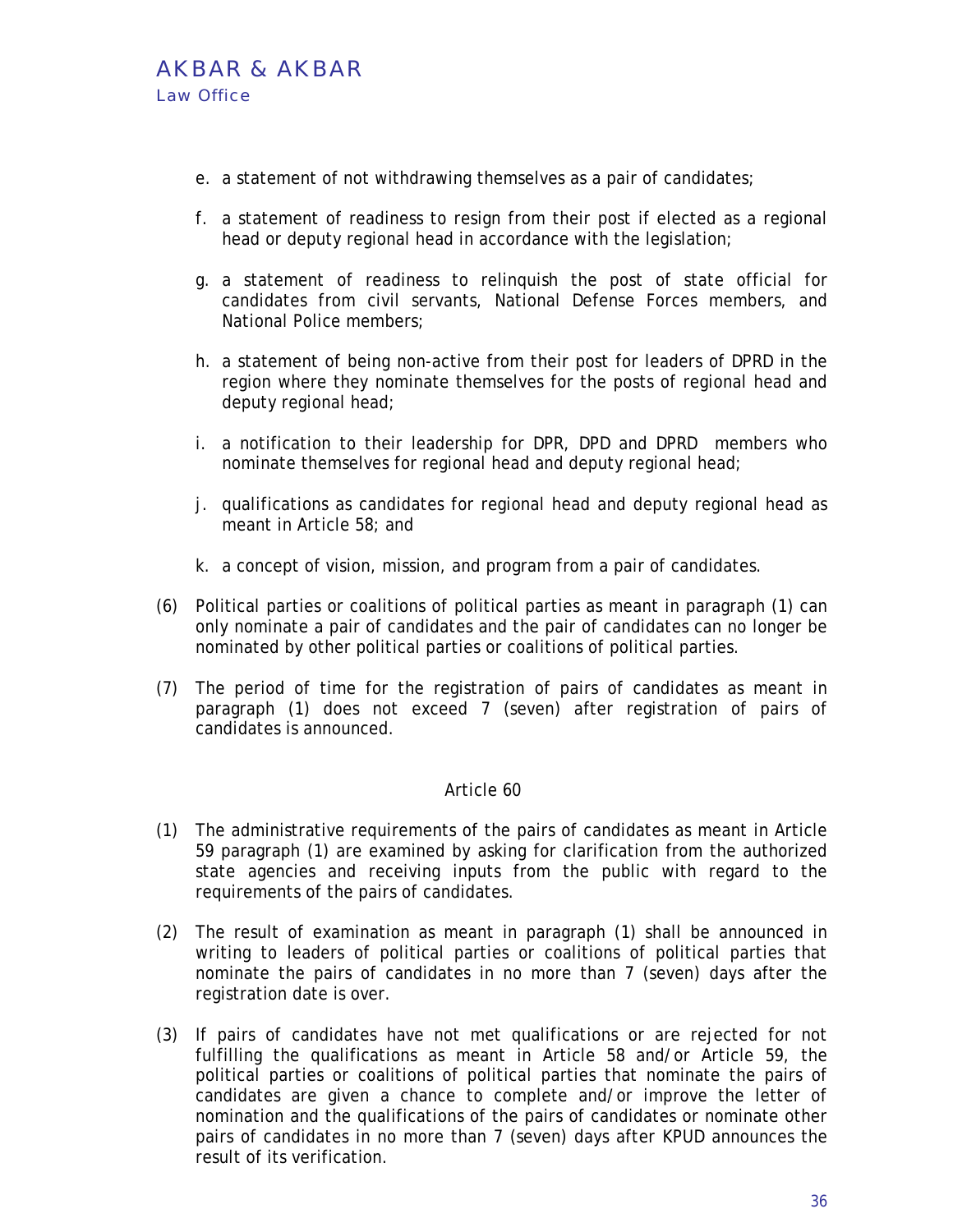e. a statement of not withdrawing themselves as a pair of candidates;

f. a statement of readiness to resign from their post if elected as a regional head or deputy regional head in accordance with the legislation;

g. a statement of readiness to relinquish the post of state official for candidates from civil servants, National Defense Forces members, and National Police members;

h. a statement of being non-active from their post for leaders of DPRD in the region where they nominate themselves for the posts of regional head and deputy regional head;

i. a notification to their leadership for DPR, DPD and DPRD members who nominate themselves for regional head and deputy regional head;

j. qualifications as candidates for regional head and deputy regional head as meant in Article 58; and

k. a concept of vision, mission, and program from a pair of candidates.

(6) Political parties or coalitions of political parties as meant in paragraph (1) can only nominate a pair of candidates and the pair of candidates can no longer be nominated by other political parties or coalitions of political parties.

(7) The period of time for the registration of pairs of candidates as meant in paragraph (1) does not exceed 7 (seven) after registration of pairs of candidates is announced.

Article 60

(1) The administrative requirements of the pairs of candidates as meant in Article 59 paragraph (1) are examined by asking for clarification from the authorized state agencies and receiving inputs from the public with regard to the requirements of the pairs of candidates.

(2) The result of examination as meant in paragraph (1) shall be announced in writing to leaders of political parties or coalitions of political parties that nominate the pairs of candidates in no more than 7 (seven) days after the registration date is over.

(3) If pairs of candidates have not met qualifications or are rejected for not fulfilling the qualifications as meant in Article 58 and/or Article 59, the political parties or coalitions of political parties that nominate the pairs of candidates are given a chance to complete and/or improve the letter of nomination and the qualifications of the pairs of candidates or nominate other pairs of candidates in no more than 7 (seven) days after KPUD announces the result of its verification.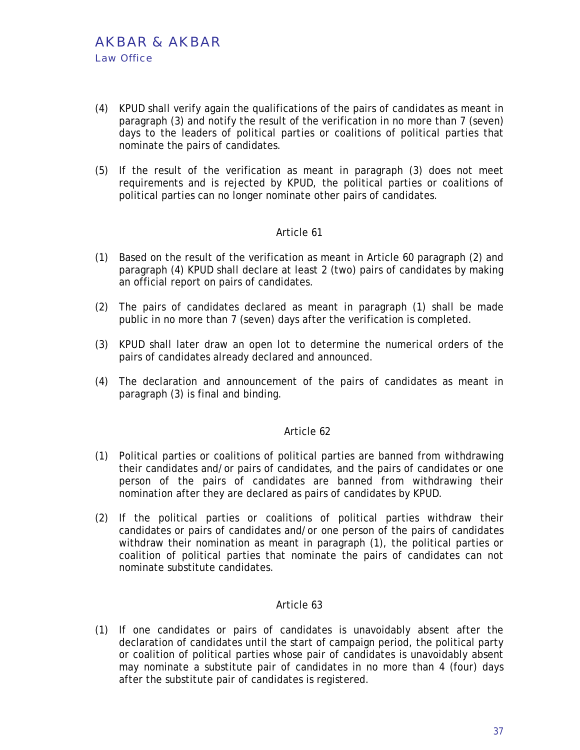(4) KPUD shall verify again the qualifications of the pairs of candidates as meant in paragraph (3) and notify the result of the verification in no more than 7 (seven) days to the leaders of political parties or coalitions of political parties that nominate the pairs of candidates.

(5) If the result of the verification as meant in paragraph (3) does not meet requirements and is rejected by KPUD, the political parties or coalitions of political parties can no longer nominate other pairs of candidates.

### Article 61

(1) Based on the result of the verification as meant in Article 60 paragraph (2) and paragraph (4) KPUD shall declare at least 2 (two) pairs of candidates by making an official report on pairs of candidates.

(2) The pairs of candidates declared as meant in paragraph (1) shall be made public in no more than 7 (seven) days after the verification is completed.

(3) KPUD shall later draw an open lot to determine the numerical orders of the pairs of candidates already declared and announced.

(4) The declaration and announcement of the pairs of candidates as meant in paragraph (3) is final and binding.

### Article 62

(1) Political parties or coalitions of political parties are banned from withdrawing their candidates and/or pairs of candidates, and the pairs of candidates or one person of the pairs of candidates are banned from withdrawing their nomination after they are declared as pairs of candidates by KPUD.

(2) If the political parties or coalitions of political parties withdraw their candidates or pairs of candidates and/or one person of the pairs of candidates withdraw their nomination as meant in paragraph (1), the political parties or coalition of political parties that nominate the pairs of candidates can not nominate substitute candidates.

### Article 63

(1) If one candidates or pairs of candidates is unavoidably absent after the declaration of candidates until the start of campaign period, the political party or coalition of political parties whose pair of candidates is unavoidably absent may nominate a substitute pair of candidates in no more than 4 (four) days after the substitute pair of candidates is registered.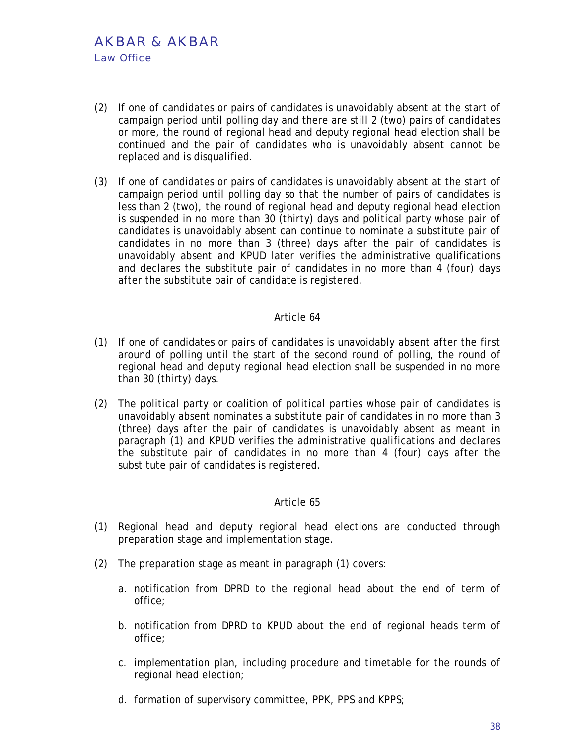(2) If one of candidates or pairs of candidates is unavoidably absent at the start of campaign period until polling day and there are still 2 (two) pairs of candidates or more, the round of regional head and deputy regional head election shall be continued and the pair of candidates who is unavoidably absent cannot be replaced and is disqualified.

(3) If one of candidates or pairs of candidates is unavoidably absent at the start of campaign period until polling day so that the number of pairs of candidates is less than 2 (two), the round of regional head and deputy regional head election is suspended in no more than 30 (thirty) days and political party whose pair of candidates is unavoidably absent can continue to nominate a substitute pair of candidates in no more than 3 (three) days after the pair of candidates is unavoidably absent and KPUD later verifies the administrative qualifications and declares the substitute pair of candidates in no more than 4 (four) days after the substitute pair of candidate is registered.

Article 64

(1) If one of candidates or pairs of candidates is unavoidably absent after the first around of polling until the start of the second round of polling, the round of regional head and deputy regional head election shall be suspended in no more than 30 (thirty) days.

(2) The political party or coalition of political parties whose pair of candidates is unavoidably absent nominates a substitute pair of candidates in no more than 3 (three) days after the pair of candidates is unavoidably absent as meant in paragraph (1) and KPUD verifies the administrative qualifications and declares the substitute pair of candidates in no more than 4 (four) days after the substitute pair of candidates is registered.

Article 65

(1) Regional head and deputy regional head elections are conducted through preparation stage and implementation stage.

(2) The preparation stage as meant in paragraph (1) covers:

   a. notification from DPRD to the regional head about the end of term of office;

   b. notification from DPRD to KPUD about the end of regional heads term of office;

   c. implementation plan, including procedure and timetable for the rounds of regional head election;

   d. formation of supervisory committee, PPK, PPS and KPPS;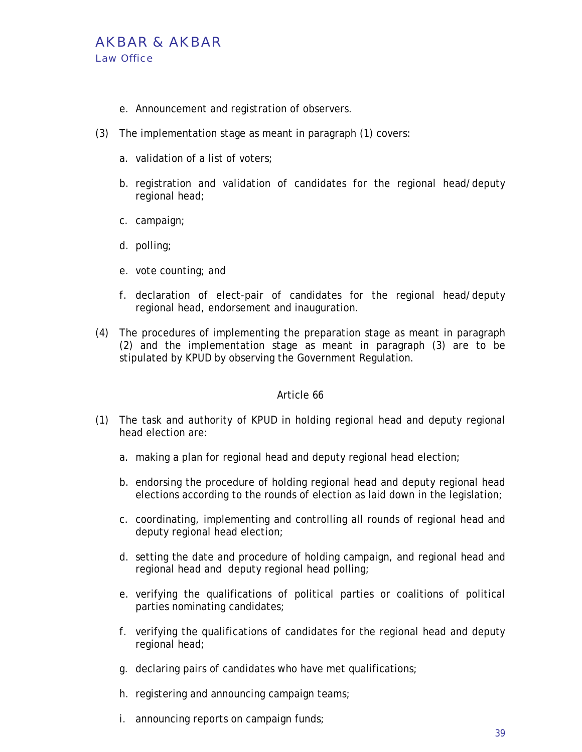e. Announcement and registration of observers.

(3) The implementation stage as meant in paragraph (1) covers:

a. validation of a list of voters;

b. registration and validation of candidates for the regional head/deputy regional head;

c. campaign;

d. polling;

e. vote counting; and

f. declaration of elect-pair of candidates for the regional head/deputy regional head, endorsement and inauguration.

(4) The procedures of implementing the preparation stage as meant in paragraph (2) and the implementation stage as meant in paragraph (3) are to be stipulated by KPUD by observing the Government Regulation.

Article 66

(1) The task and authority of KPUD in holding regional head and deputy regional head election are:

a. making a plan for regional head and deputy regional head election;

b. endorsing the procedure of holding regional head and deputy regional head elections according to the rounds of election as laid down in the legislation;

c. coordinating, implementing and controlling all rounds of regional head and deputy regional head election;

d. setting the date and procedure of holding campaign, and regional head and regional head and deputy regional head polling;

e. verifying the qualifications of political parties or coalitions of political parties nominating candidates;

f. verifying the qualifications of candidates for the regional head and deputy regional head;

g. declaring pairs of candidates who have met qualifications;

h. registering and announcing campaign teams;

i. announcing reports on campaign funds;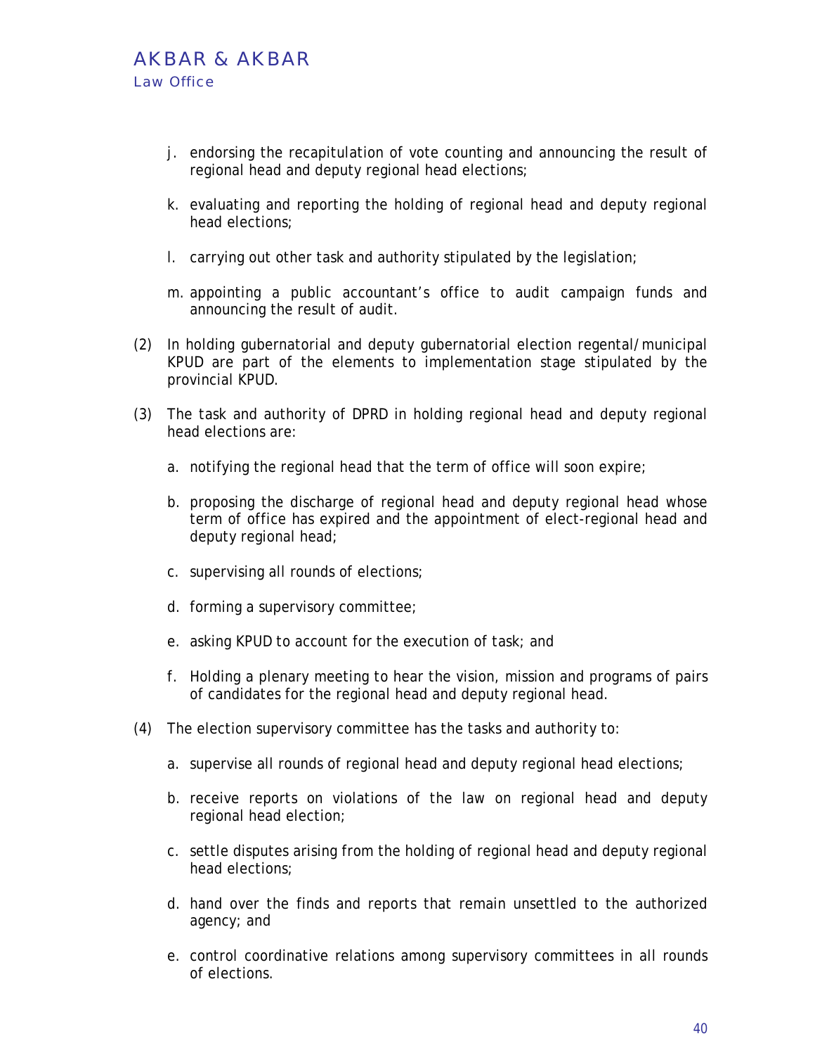j. endorsing the recapitulation of vote counting and announcing the result of regional head and deputy regional head elections;

k. evaluating and reporting the holding of regional head and deputy regional head elections;

l. carrying out other task and authority stipulated by the legislation;

m. appointing a public accountant's office to audit campaign funds and announcing the result of audit.

(2) In holding gubernatorial and deputy gubernatorial election regental/municipal KPUD are part of the elements to implementation stage stipulated by the provincial KPUD.

(3) The task and authority of DPRD in holding regional head and deputy regional head elections are:

a. notifying the regional head that the term of office will soon expire;

b. proposing the discharge of regional head and deputy regional head whose term of office has expired and the appointment of elect-regional head and deputy regional head;

c. supervising all rounds of elections;

d. forming a supervisory committee;

e. asking KPUD to account for the execution of task; and

f. Holding a plenary meeting to hear the vision, mission and programs of pairs of candidates for the regional head and deputy regional head.

(4) The election supervisory committee has the tasks and authority to:

a. supervise all rounds of regional head and deputy regional head elections;

b. receive reports on violations of the law on regional head and deputy regional head election;

c. settle disputes arising from the holding of regional head and deputy regional head elections;

d. hand over the finds and reports that remain unsettled to the authorized agency; and

e. control coordinative relations among supervisory committees in all rounds of elections.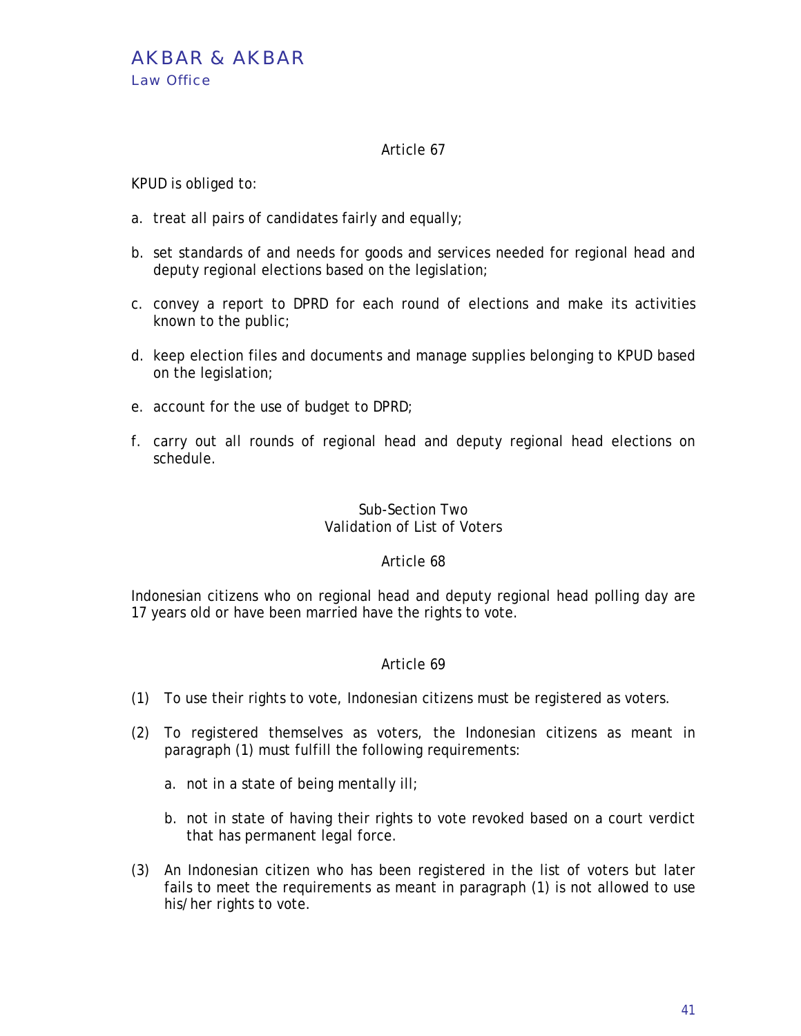### Article 67

KPUD is obliged to:

a. treat all pairs of candidates fairly and equally;

b. set standards of and needs for goods and services needed for regional head and deputy regional elections based on the legislation;

c. convey a report to DPRD for each round of elections and make its activities known to the public;

d. keep election files and documents and manage supplies belonging to KPUD based on the legislation;

e. account for the use of budget to DPRD;

f. carry out all rounds of regional head and deputy regional head elections on schedule.

## Sub-Section Two
## Validation of List of Voters

### Article 68

Indonesian citizens who on regional head and deputy regional head polling day are 17 years old or have been married have the rights to vote.

### Article 69

(1) To use their rights to vote, Indonesian citizens must be registered as voters.

(2) To registered themselves as voters, the Indonesian citizens as meant in paragraph (1) must fulfill the following requirements:

   a. not in a state of being mentally ill;

   b. not in state of having their rights to vote revoked based on a court verdict that has permanent legal force.

(3) An Indonesian citizen who has been registered in the list of voters but later fails to meet the requirements as meant in paragraph (1) is not allowed to use his/her rights to vote.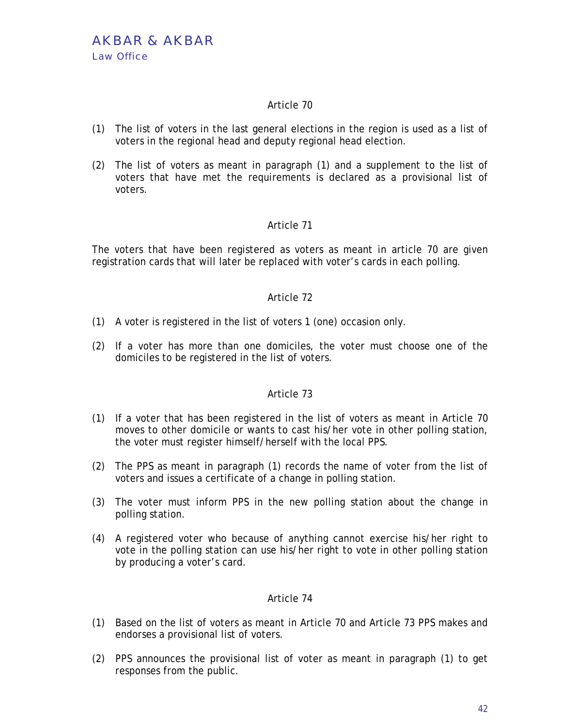## Article 70

(1) The list of voters in the last general elections in the region is used as a list of voters in the regional head and deputy regional head election.

(2) The list of voters as meant in paragraph (1) and a supplement to the list of voters that have met the requirements is declared as a provisional list of voters.

## Article 71

The voters that have been registered as voters as meant in article 70 are given registration cards that will later be replaced with voter's cards in each polling.

## Article 72

(1) A voter is registered in the list of voters 1 (one) occasion only.

(2) If a voter has more than one domiciles, the voter must choose one of the domiciles to be registered in the list of voters.

## Article 73

(1) If a voter that has been registered in the list of voters as meant in Article 70 moves to other domicile or wants to cast his/her vote in other polling station, the voter must register himself/herself with the local PPS.

(2) The PPS as meant in paragraph (1) records the name of voter from the list of voters and issues a certificate of a change in polling station.

(3) The voter must inform PPS in the new polling station about the change in polling station.

(4) A registered voter who because of anything cannot exercise his/her right to vote in the polling station can use his/her right to vote in other polling station by producing a voter's card.

## Article 74

(1) Based on the list of voters as meant in Article 70 and Article 73 PPS makes and endorses a provisional list of voters.

(2) PPS announces the provisional list of voter as meant in paragraph (1) to get responses from the public.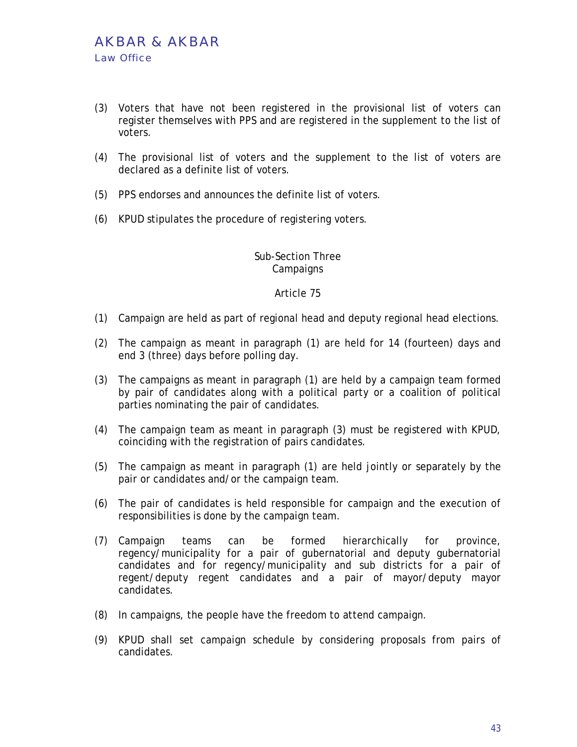(3) Voters that have not been registered in the provisional list of voters can register themselves with PPS and are registered in the supplement to the list of voters.

(4) The provisional list of voters and the supplement to the list of voters are declared as a definite list of voters.

(5) PPS endorses and announces the definite list of voters.

(6) KPUD stipulates the procedure of registering voters.

Sub-Section Three
Campaigns

Article 75

(1) Campaign are held as part of regional head and deputy regional head elections.

(2) The campaign as meant in paragraph (1) are held for 14 (fourteen) days and end 3 (three) days before polling day.

(3) The campaigns as meant in paragraph (1) are held by a campaign team formed by pair of candidates along with a political party or a coalition of political parties nominating the pair of candidates.

(4) The campaign team as meant in paragraph (3) must be registered with KPUD, coinciding with the registration of pairs candidates.

(5) The campaign as meant in paragraph (1) are held jointly or separately by the pair or candidates and/or the campaign team.

(6) The pair of candidates is held responsible for campaign and the execution of responsibilities is done by the campaign team.

(7) Campaign teams can be formed hierarchically for province, regency/municipality for a pair of gubernatorial and deputy gubernatorial candidates and for regency/municipality and sub districts for a pair of regent/deputy regent candidates and a pair of mayor/deputy mayor candidates.

(8) In campaigns, the people have the freedom to attend campaign.

(9) KPUD shall set campaign schedule by considering proposals from pairs of candidates.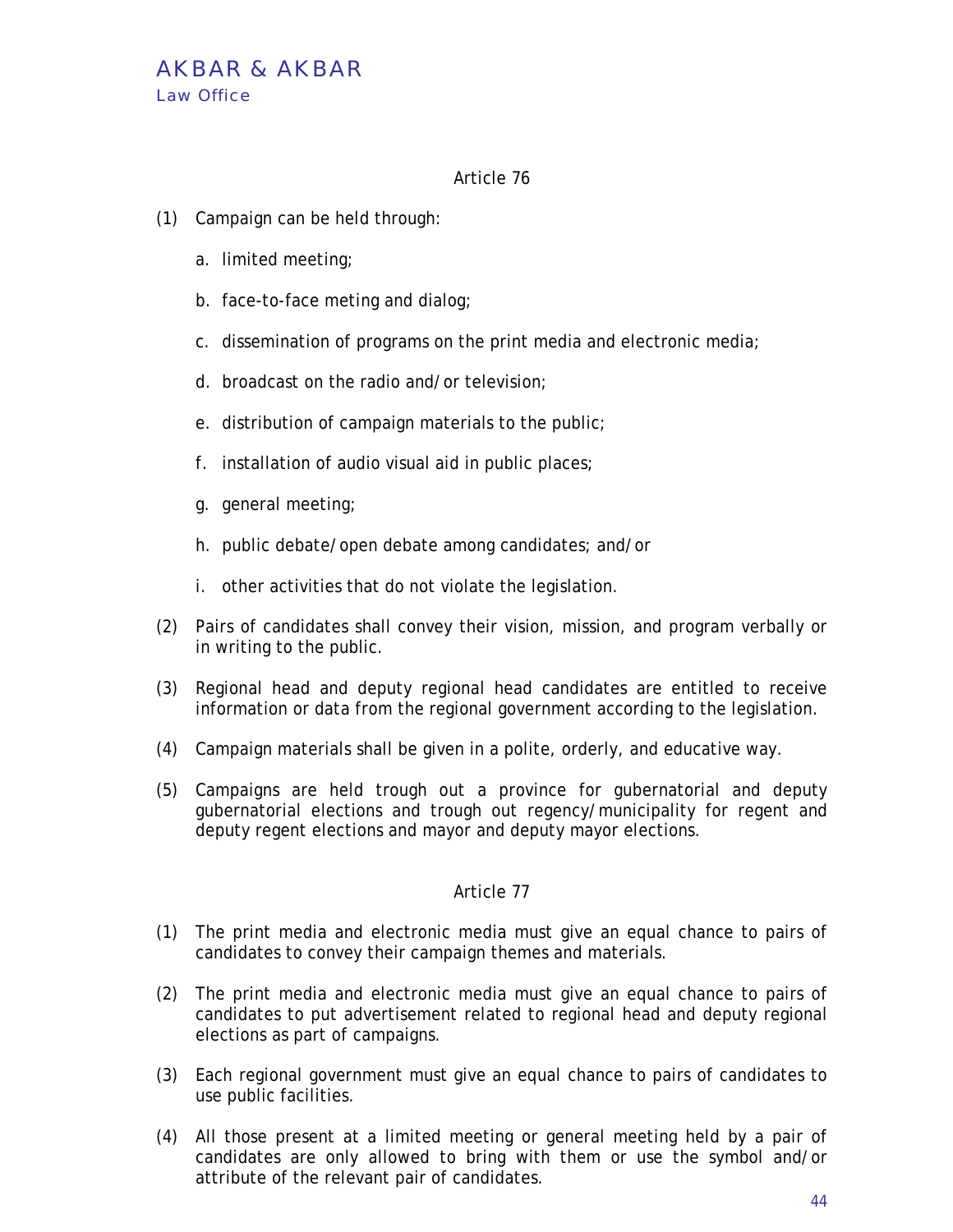### Article 76

(1) Campaign can be held through:

  a. limited meeting;

  b. face-to-face meting and dialog;

  c. dissemination of programs on the print media and electronic media;

  d. broadcast on the radio and/or television;

  e. distribution of campaign materials to the public;

  f. installation of audio visual aid in public places;

  g. general meeting;

  h. public debate/open debate among candidates; and/or

  i. other activities that do not violate the legislation.

(2) Pairs of candidates shall convey their vision, mission, and program verbally or in writing to the public.

(3) Regional head and deputy regional head candidates are entitled to receive information or data from the regional government according to the legislation.

(4) Campaign materials shall be given in a polite, orderly, and educative way.

(5) Campaigns are held trough out a province for gubernatorial and deputy gubernatorial elections and trough out regency/municipality for regent and deputy regent elections and mayor and deputy mayor elections.

### Article 77

(1) The print media and electronic media must give an equal chance to pairs of candidates to convey their campaign themes and materials.

(2) The print media and electronic media must give an equal chance to pairs of candidates to put advertisement related to regional head and deputy regional elections as part of campaigns.

(3) Each regional government must give an equal chance to pairs of candidates to use public facilities.

(4) All those present at a limited meeting or general meeting held by a pair of candidates are only allowed to bring with them or use the symbol and/or attribute of the relevant pair of candidates.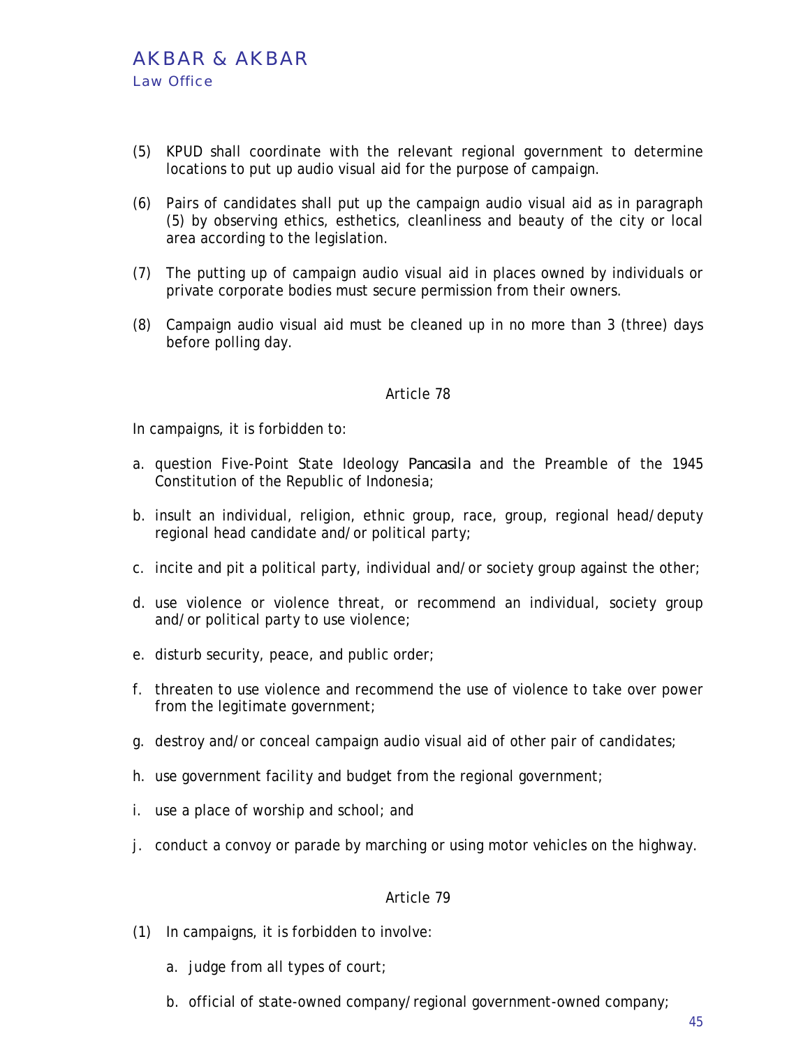(5) KPUD shall coordinate with the relevant regional government to determine locations to put up audio visual aid for the purpose of campaign.

(6) Pairs of candidates shall put up the campaign audio visual aid as in paragraph (5) by observing ethics, esthetics, cleanliness and beauty of the city or local area according to the legislation.

(7) The putting up of campaign audio visual aid in places owned by individuals or private corporate bodies must secure permission from their owners.

(8) Campaign audio visual aid must be cleaned up in no more than 3 (three) days before polling day.

### Article 78

In campaigns, it is forbidden to:

a. question Five-Point State Ideology *Pancasila* and the Preamble of the 1945 Constitution of the Republic of Indonesia;

b. insult an individual, religion, ethnic group, race, group, regional head/deputy regional head candidate and/or political party;

c. incite and pit a political party, individual and/or society group against the other;

d. use violence or violence threat, or recommend an individual, society group and/or political party to use violence;

e. disturb security, peace, and public order;

f. threaten to use violence and recommend the use of violence to take over power from the legitimate government;

g. destroy and/or conceal campaign audio visual aid of other pair of candidates;

h. use government facility and budget from the regional government;

i. use a place of worship and school; and

j. conduct a convoy or parade by marching or using motor vehicles on the highway.

### Article 79

(1) In campaigns, it is forbidden to involve:

   a. judge from all types of court;

   b. official of state-owned company/regional government-owned company;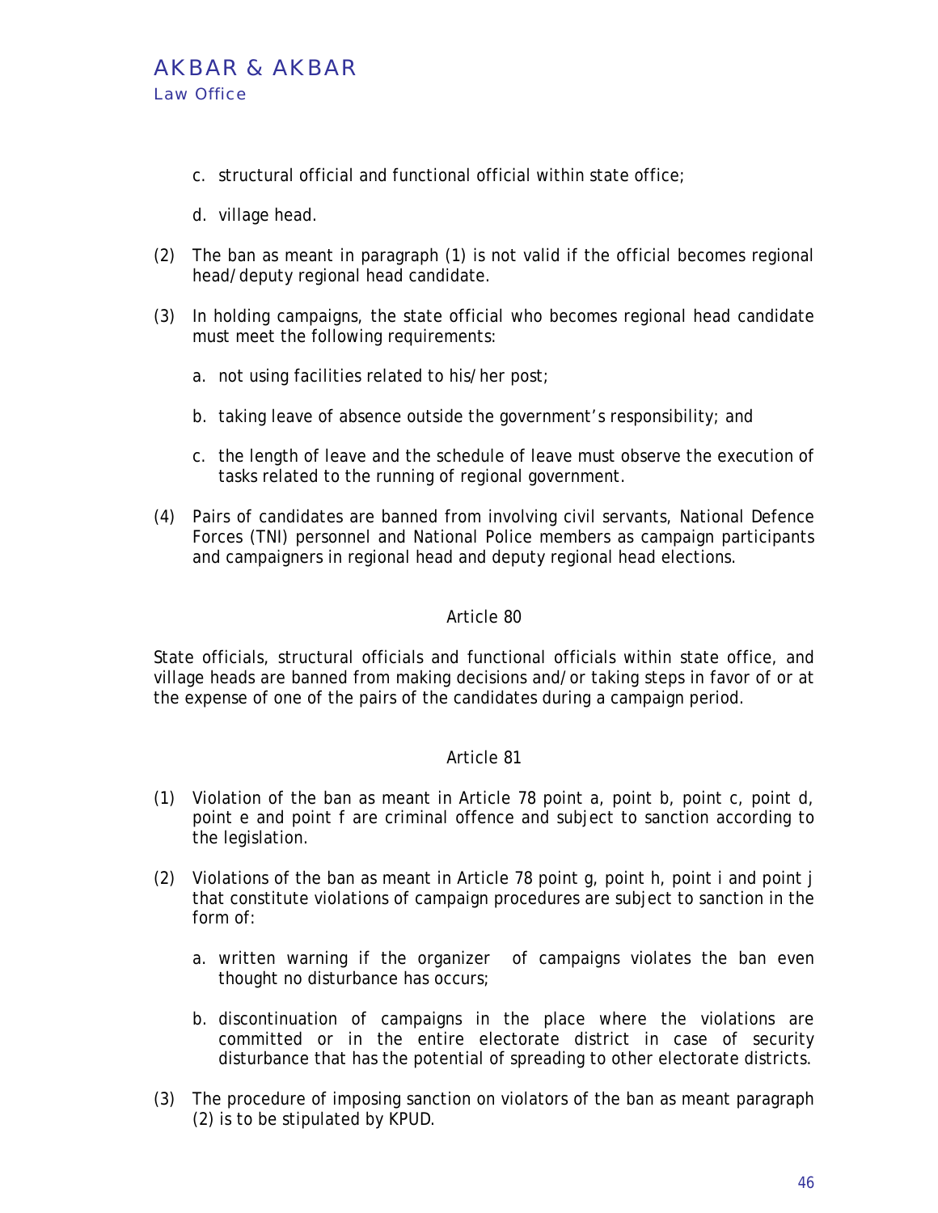c. structural official and functional official within state office;

d. village head.

(2) The ban as meant in paragraph (1) is not valid if the official becomes regional head/deputy regional head candidate.

(3) In holding campaigns, the state official who becomes regional head candidate must meet the following requirements:

a. not using facilities related to his/her post;

b. taking leave of absence outside the government's responsibility; and

c. the length of leave and the schedule of leave must observe the execution of tasks related to the running of regional government.

(4) Pairs of candidates are banned from involving civil servants, National Defence Forces (TNI) personnel and National Police members as campaign participants and campaigners in regional head and deputy regional head elections.

## Article 80

State officials, structural officials and functional officials within state office, and village heads are banned from making decisions and/or taking steps in favor of or at the expense of one of the pairs of the candidates during a campaign period.

## Article 81

(1) Violation of the ban as meant in Article 78 point a, point b, point c, point d, point e and point f are criminal offence and subject to sanction according to the legislation.

(2) Violations of the ban as meant in Article 78 point g, point h, point i and point j that constitute violations of campaign procedures are subject to sanction in the form of:

a. written warning if the organizer of campaigns violates the ban even thought no disturbance has occurs;

b. discontinuation of campaigns in the place where the violations are committed or in the entire electorate district in case of security disturbance that has the potential of spreading to other electorate districts.

(3) The procedure of imposing sanction on violators of the ban as meant paragraph (2) is to be stipulated by KPUD.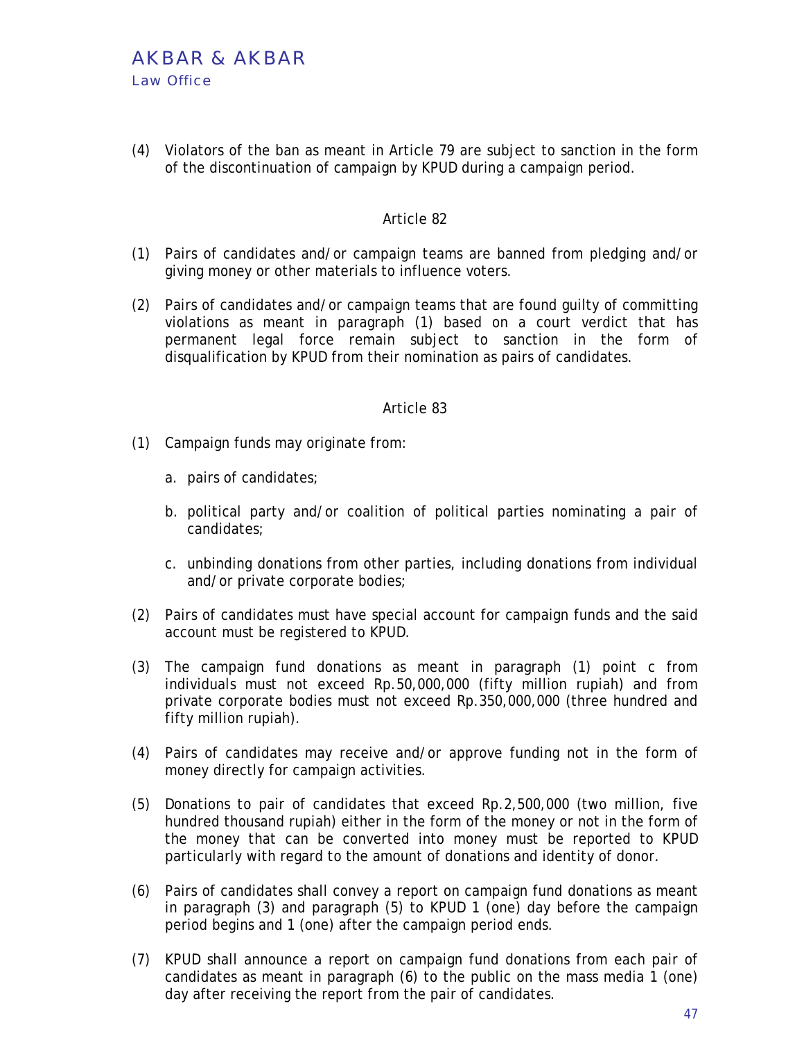(4) Violators of the ban as meant in Article 79 are subject to sanction in the form of the discontinuation of campaign by KPUD during a campaign period.

### Article 82

(1) Pairs of candidates and/or campaign teams are banned from pledging and/or giving money or other materials to influence voters.

(2) Pairs of candidates and/or campaign teams that are found guilty of committing violations as meant in paragraph (1) based on a court verdict that has permanent legal force remain subject to sanction in the form of disqualification by KPUD from their nomination as pairs of candidates.

### Article 83

(1) Campaign funds may originate from:

   a. pairs of candidates;

   b. political party and/or coalition of political parties nominating a pair of candidates;

   c. unbinding donations from other parties, including donations from individual and/or private corporate bodies;

(2) Pairs of candidates must have special account for campaign funds and the said account must be registered to KPUD.

(3) The campaign fund donations as meant in paragraph (1) point c from individuals must not exceed Rp.50,000,000 (fifty million rupiah) and from private corporate bodies must not exceed Rp.350,000,000 (three hundred and fifty million rupiah).

(4) Pairs of candidates may receive and/or approve funding not in the form of money directly for campaign activities.

(5) Donations to pair of candidates that exceed Rp.2,500,000 (two million, five hundred thousand rupiah) either in the form of the money or not in the form of the money that can be converted into money must be reported to KPUD particularly with regard to the amount of donations and identity of donor.

(6) Pairs of candidates shall convey a report on campaign fund donations as meant in paragraph (3) and paragraph (5) to KPUD 1 (one) day before the campaign period begins and 1 (one) after the campaign period ends.

(7) KPUD shall announce a report on campaign fund donations from each pair of candidates as meant in paragraph (6) to the public on the mass media 1 (one) day after receiving the report from the pair of candidates.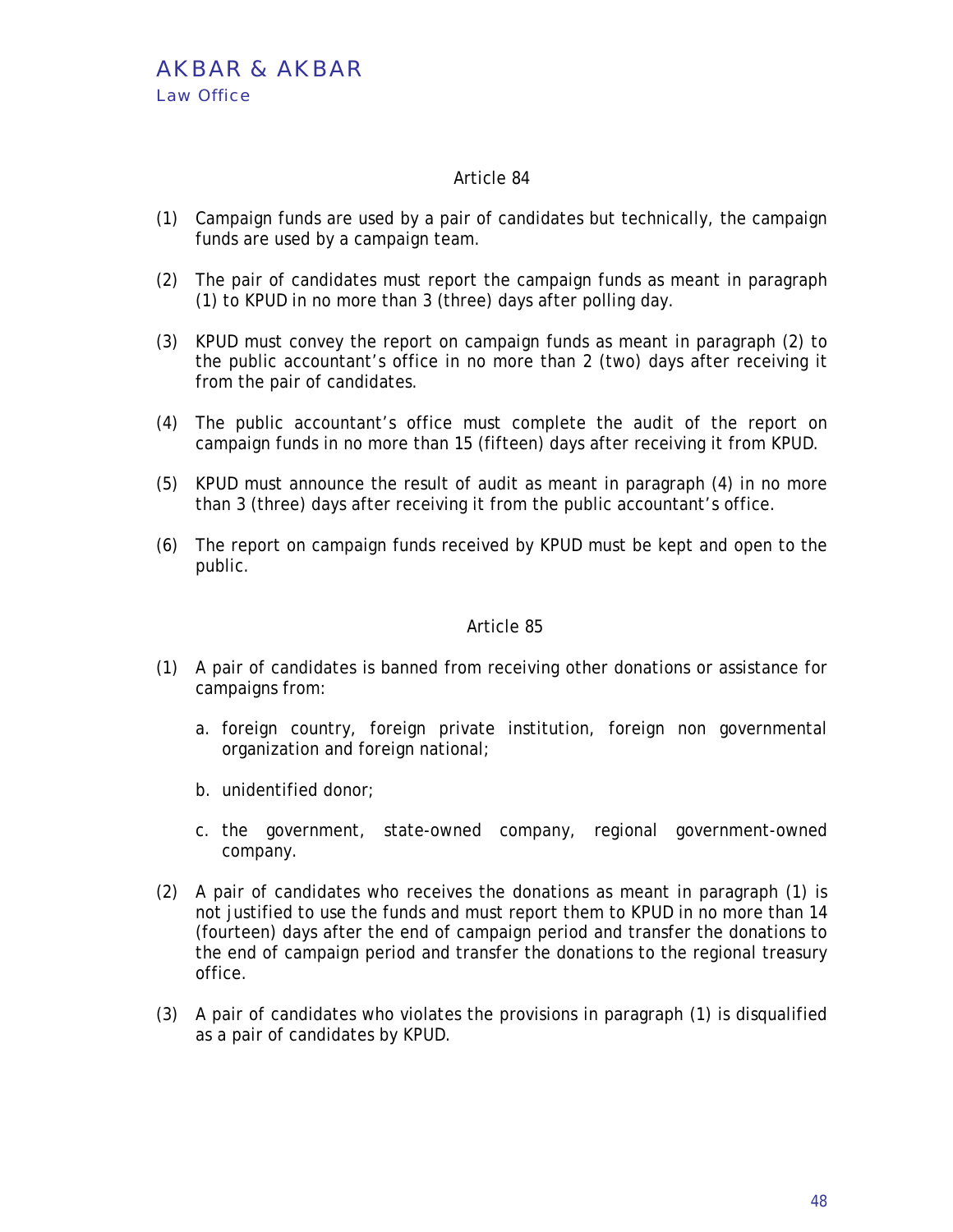### Article 84

(1) Campaign funds are used by a pair of candidates but technically, the campaign funds are used by a campaign team.

(2) The pair of candidates must report the campaign funds as meant in paragraph (1) to KPUD in no more than 3 (three) days after polling day.

(3) KPUD must convey the report on campaign funds as meant in paragraph (2) to the public accountant's office in no more than 2 (two) days after receiving it from the pair of candidates.

(4) The public accountant's office must complete the audit of the report on campaign funds in no more than 15 (fifteen) days after receiving it from KPUD.

(5) KPUD must announce the result of audit as meant in paragraph (4) in no more than 3 (three) days after receiving it from the public accountant's office.

(6) The report on campaign funds received by KPUD must be kept and open to the public.

### Article 85

(1) A pair of candidates is banned from receiving other donations or assistance for campaigns from:

   a. foreign country, foreign private institution, foreign non governmental organization and foreign national;

   b. unidentified donor;

   c. the government, state-owned company, regional government-owned company.

(2) A pair of candidates who receives the donations as meant in paragraph (1) is not justified to use the funds and must report them to KPUD in no more than 14 (fourteen) days after the end of campaign period and transfer the donations to the end of campaign period and transfer the donations to the regional treasury office.

(3) A pair of candidates who violates the provisions in paragraph (1) is disqualified as a pair of candidates by KPUD.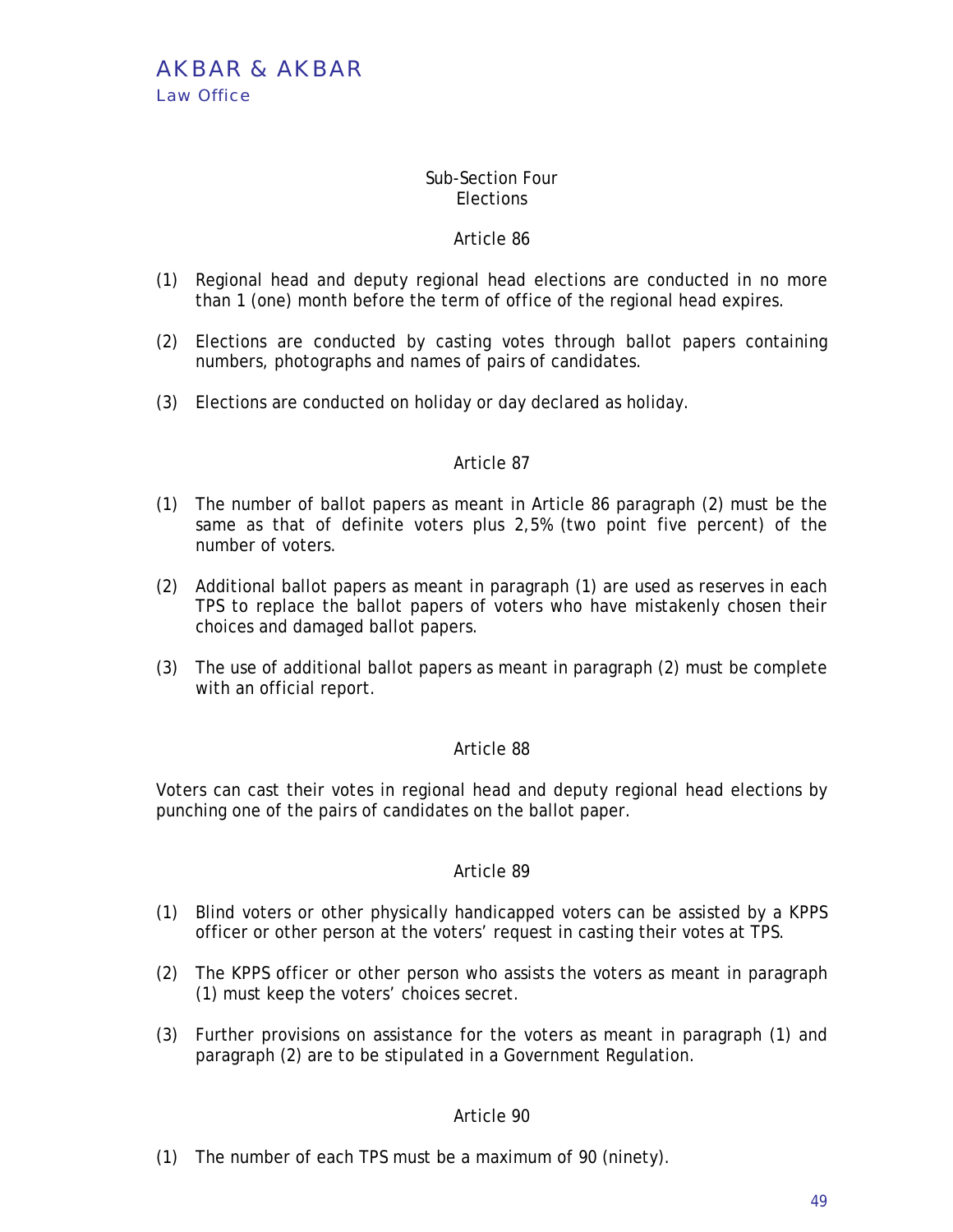## Sub-Section Four
## Elections

### Article 86

(1) Regional head and deputy regional head elections are conducted in no more than 1 (one) month before the term of office of the regional head expires.

(2) Elections are conducted by casting votes through ballot papers containing numbers, photographs and names of pairs of candidates.

(3) Elections are conducted on holiday or day declared as holiday.

### Article 87

(1) The number of ballot papers as meant in Article 86 paragraph (2) must be the same as that of definite voters plus 2,5% (two point five percent) of the number of voters.

(2) Additional ballot papers as meant in paragraph (1) are used as reserves in each TPS to replace the ballot papers of voters who have mistakenly chosen their choices and damaged ballot papers.

(3) The use of additional ballot papers as meant in paragraph (2) must be complete with an official report.

### Article 88

Voters can cast their votes in regional head and deputy regional head elections by punching one of the pairs of candidates on the ballot paper.

### Article 89

(1) Blind voters or other physically handicapped voters can be assisted by a KPPS officer or other person at the voters' request in casting their votes at TPS.

(2) The KPPS officer or other person who assists the voters as meant in paragraph (1) must keep the voters' choices secret.

(3) Further provisions on assistance for the voters as meant in paragraph (1) and paragraph (2) are to be stipulated in a Government Regulation.

### Article 90

(1) The number of each TPS must be a maximum of 90 (ninety).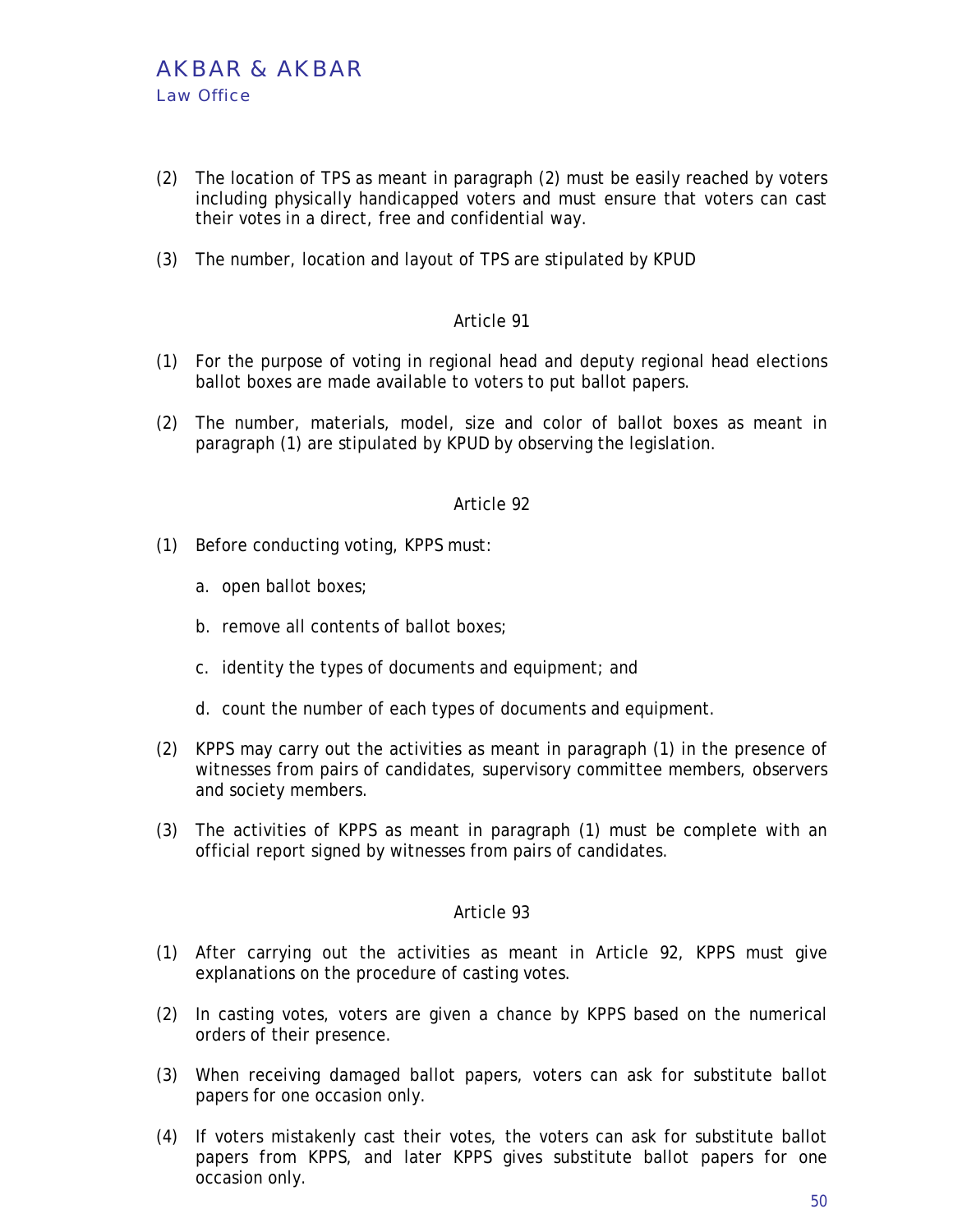(2) The location of TPS as meant in paragraph (2) must be easily reached by voters including physically handicapped voters and must ensure that voters can cast their votes in a direct, free and confidential way.

(3) The number, location and layout of TPS are stipulated by KPUD

Article 91

(1) For the purpose of voting in regional head and deputy regional head elections ballot boxes are made available to voters to put ballot papers.

(2) The number, materials, model, size and color of ballot boxes as meant in paragraph (1) are stipulated by KPUD by observing the legislation.

Article 92

(1) Before conducting voting, KPPS must:

a. open ballot boxes;

b. remove all contents of ballot boxes;

c. identity the types of documents and equipment; and

d. count the number of each types of documents and equipment.

(2) KPPS may carry out the activities as meant in paragraph (1) in the presence of witnesses from pairs of candidates, supervisory committee members, observers and society members.

(3) The activities of KPPS as meant in paragraph (1) must be complete with an official report signed by witnesses from pairs of candidates.

Article 93

(1) After carrying out the activities as meant in Article 92, KPPS must give explanations on the procedure of casting votes.

(2) In casting votes, voters are given a chance by KPPS based on the numerical orders of their presence.

(3) When receiving damaged ballot papers, voters can ask for substitute ballot papers for one occasion only.

(4) If voters mistakenly cast their votes, the voters can ask for substitute ballot papers from KPPS, and later KPPS gives substitute ballot papers for one occasion only.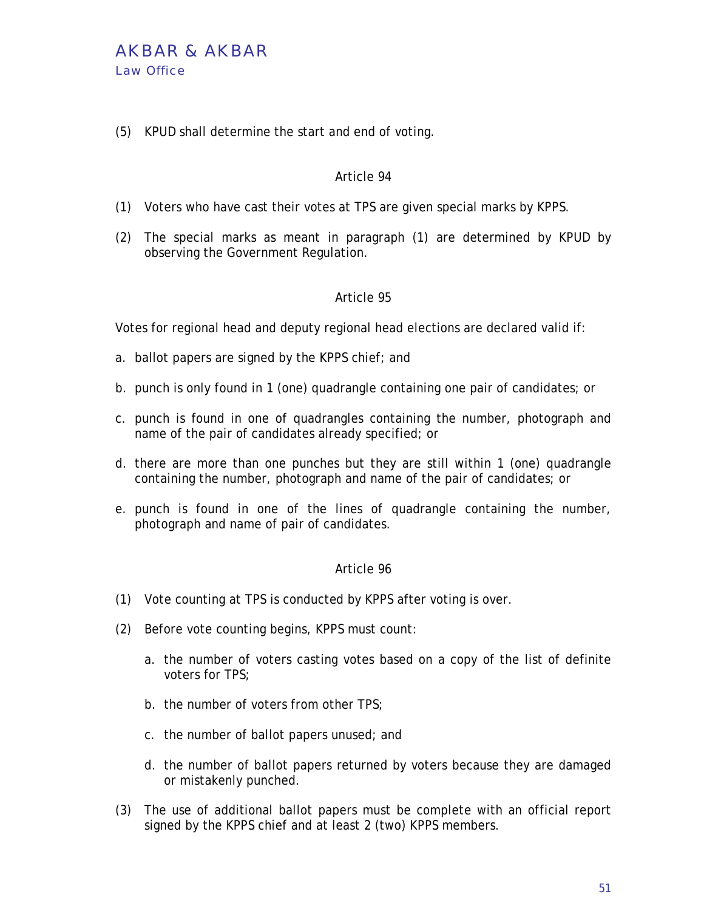(5) KPUD shall determine the start and end of voting.

### Article 94

(1) Voters who have cast their votes at TPS are given special marks by KPPS.

(2) The special marks as meant in paragraph (1) are determined by KPUD by observing the Government Regulation.

### Article 95

Votes for regional head and deputy regional head elections are declared valid if:

a. ballot papers are signed by the KPPS chief; and

b. punch is only found in 1 (one) quadrangle containing one pair of candidates; or

c. punch is found in one of quadrangles containing the number, photograph and name of the pair of candidates already specified; or

d. there are more than one punches but they are still within 1 (one) quadrangle containing the number, photograph and name of the pair of candidates; or

e. punch is found in one of the lines of quadrangle containing the number, photograph and name of pair of candidates.

### Article 96

(1) Vote counting at TPS is conducted by KPPS after voting is over.

(2) Before vote counting begins, KPPS must count:

   a. the number of voters casting votes based on a copy of the list of definite voters for TPS;

   b. the number of voters from other TPS;

   c. the number of ballot papers unused; and

   d. the number of ballot papers returned by voters because they are damaged or mistakenly punched.

(3) The use of additional ballot papers must be complete with an official report signed by the KPPS chief and at least 2 (two) KPPS members.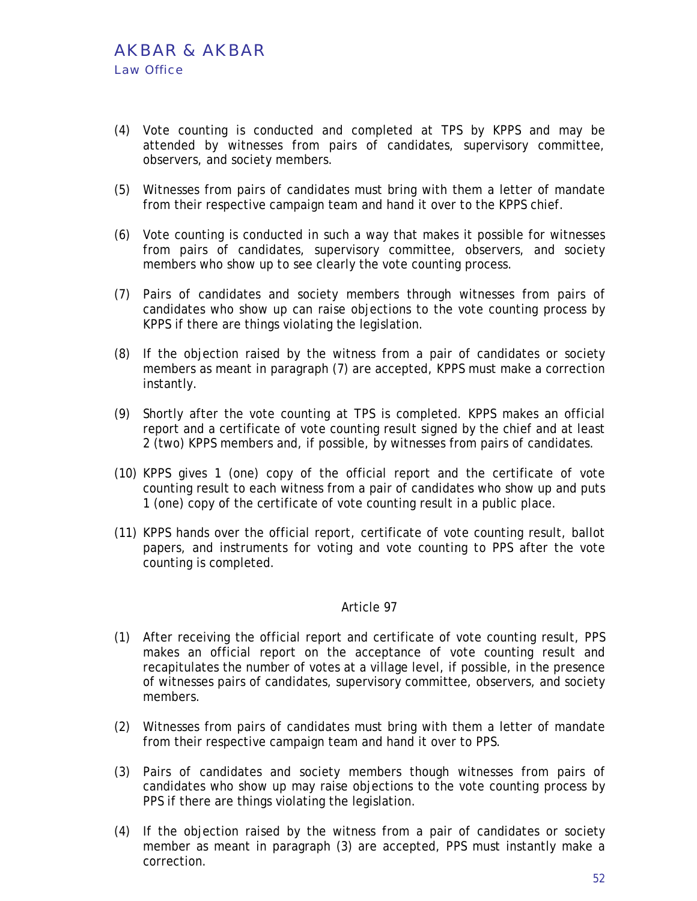(4) Vote counting is conducted and completed at TPS by KPPS and may be attended by witnesses from pairs of candidates, supervisory committee, observers, and society members.

(5) Witnesses from pairs of candidates must bring with them a letter of mandate from their respective campaign team and hand it over to the KPPS chief.

(6) Vote counting is conducted in such a way that makes it possible for witnesses from pairs of candidates, supervisory committee, observers, and society members who show up to see clearly the vote counting process.

(7) Pairs of candidates and society members through witnesses from pairs of candidates who show up can raise objections to the vote counting process by KPPS if there are things violating the legislation.

(8) If the objection raised by the witness from a pair of candidates or society members as meant in paragraph (7) are accepted, KPPS must make a correction instantly.

(9) Shortly after the vote counting at TPS is completed. KPPS makes an official report and a certificate of vote counting result signed by the chief and at least 2 (two) KPPS members and, if possible, by witnesses from pairs of candidates.

(10) KPPS gives 1 (one) copy of the official report and the certificate of vote counting result to each witness from a pair of candidates who show up and puts 1 (one) copy of the certificate of vote counting result in a public place.

(11) KPPS hands over the official report, certificate of vote counting result, ballot papers, and instruments for voting and vote counting to PPS after the vote counting is completed.

### Article 97

(1) After receiving the official report and certificate of vote counting result, PPS makes an official report on the acceptance of vote counting result and recapitulates the number of votes at a village level, if possible, in the presence of witnesses pairs of candidates, supervisory committee, observers, and society members.

(2) Witnesses from pairs of candidates must bring with them a letter of mandate from their respective campaign team and hand it over to PPS.

(3) Pairs of candidates and society members though witnesses from pairs of candidates who show up may raise objections to the vote counting process by PPS if there are things violating the legislation.

(4) If the objection raised by the witness from a pair of candidates or society member as meant in paragraph (3) are accepted, PPS must instantly make a correction.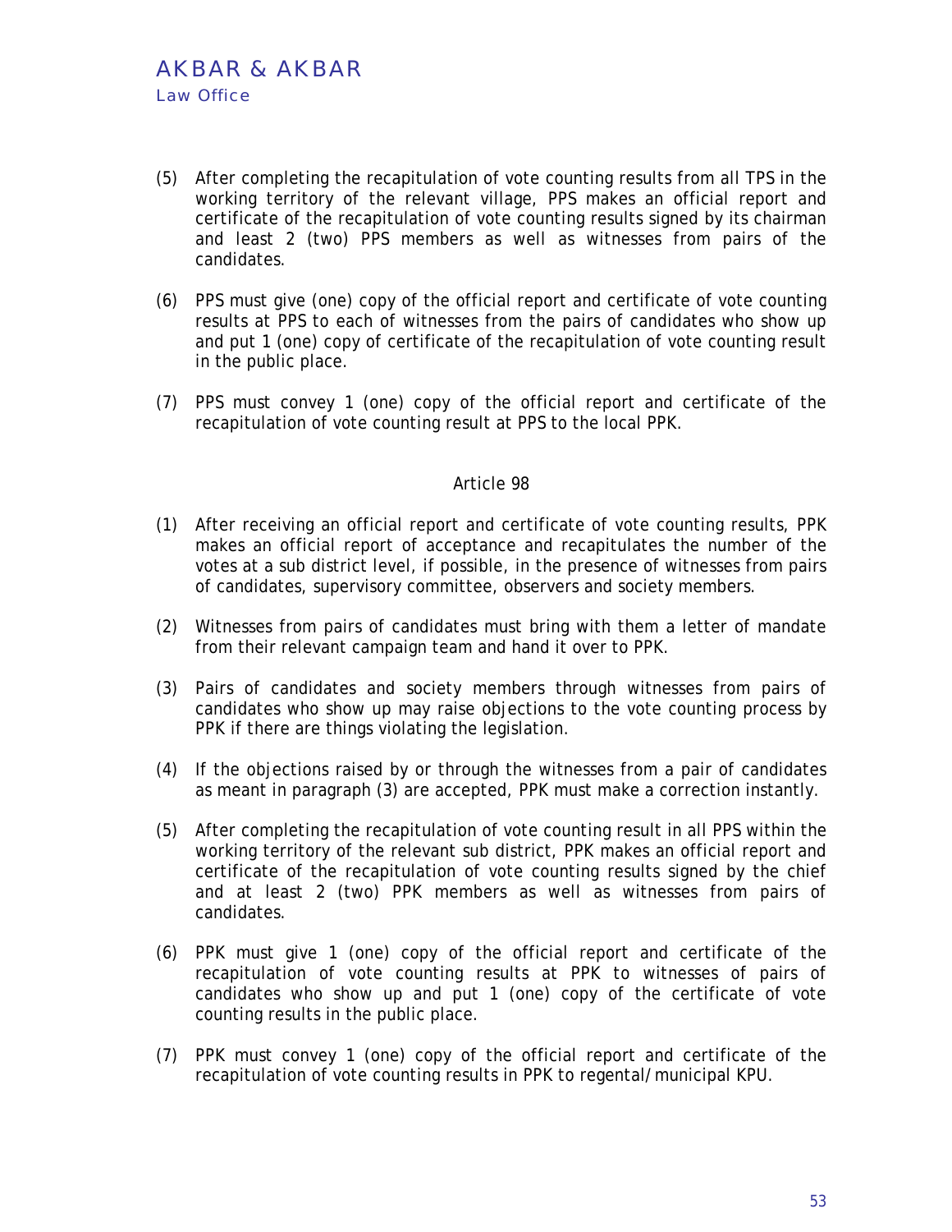(5) After completing the recapitulation of vote counting results from all TPS in the working territory of the relevant village, PPS makes an official report and certificate of the recapitulation of vote counting results signed by its chairman and least 2 (two) PPS members as well as witnesses from pairs of the candidates.

(6) PPS must give (one) copy of the official report and certificate of vote counting results at PPS to each of witnesses from the pairs of candidates who show up and put 1 (one) copy of certificate of the recapitulation of vote counting result in the public place.

(7) PPS must convey 1 (one) copy of the official report and certificate of the recapitulation of vote counting result at PPS to the local PPK.

Article 98

(1) After receiving an official report and certificate of vote counting results, PPK makes an official report of acceptance and recapitulates the number of the votes at a sub district level, if possible, in the presence of witnesses from pairs of candidates, supervisory committee, observers and society members.

(2) Witnesses from pairs of candidates must bring with them a letter of mandate from their relevant campaign team and hand it over to PPK.

(3) Pairs of candidates and society members through witnesses from pairs of candidates who show up may raise objections to the vote counting process by PPK if there are things violating the legislation.

(4) If the objections raised by or through the witnesses from a pair of candidates as meant in paragraph (3) are accepted, PPK must make a correction instantly.

(5) After completing the recapitulation of vote counting result in all PPS within the working territory of the relevant sub district, PPK makes an official report and certificate of the recapitulation of vote counting results signed by the chief and at least 2 (two) PPK members as well as witnesses from pairs of candidates.

(6) PPK must give 1 (one) copy of the official report and certificate of the recapitulation of vote counting results at PPK to witnesses of pairs of candidates who show up and put 1 (one) copy of the certificate of vote counting results in the public place.

(7) PPK must convey 1 (one) copy of the official report and certificate of the recapitulation of vote counting results in PPK to regental/municipal KPU.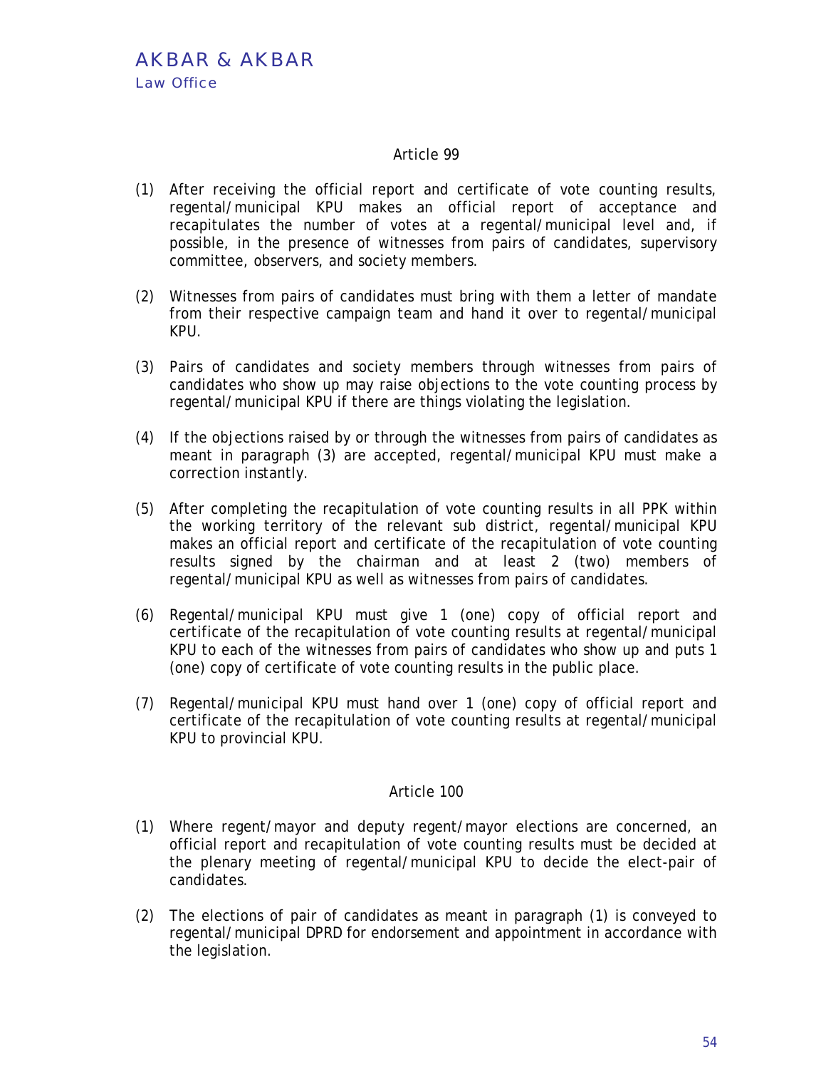### Article 99

(1) After receiving the official report and certificate of vote counting results, regental/municipal KPU makes an official report of acceptance and recapitulates the number of votes at a regental/municipal level and, if possible, in the presence of witnesses from pairs of candidates, supervisory committee, observers, and society members.

(2) Witnesses from pairs of candidates must bring with them a letter of mandate from their respective campaign team and hand it over to regental/municipal KPU.

(3) Pairs of candidates and society members through witnesses from pairs of candidates who show up may raise objections to the vote counting process by regental/municipal KPU if there are things violating the legislation.

(4) If the objections raised by or through the witnesses from pairs of candidates as meant in paragraph (3) are accepted, regental/municipal KPU must make a correction instantly.

(5) After completing the recapitulation of vote counting results in all PPK within the working territory of the relevant sub district, regental/municipal KPU makes an official report and certificate of the recapitulation of vote counting results signed by the chairman and at least 2 (two) members of regental/municipal KPU as well as witnesses from pairs of candidates.

(6) Regental/municipal KPU must give 1 (one) copy of official report and certificate of the recapitulation of vote counting results at regental/municipal KPU to each of the witnesses from pairs of candidates who show up and puts 1 (one) copy of certificate of vote counting results in the public place.

(7) Regental/municipal KPU must hand over 1 (one) copy of official report and certificate of the recapitulation of vote counting results at regental/municipal KPU to provincial KPU.

### Article 100

(1) Where regent/mayor and deputy regent/mayor elections are concerned, an official report and recapitulation of vote counting results must be decided at the plenary meeting of regental/municipal KPU to decide the elect-pair of candidates.

(2) The elections of pair of candidates as meant in paragraph (1) is conveyed to regental/municipal DPRD for endorsement and appointment in accordance with the legislation.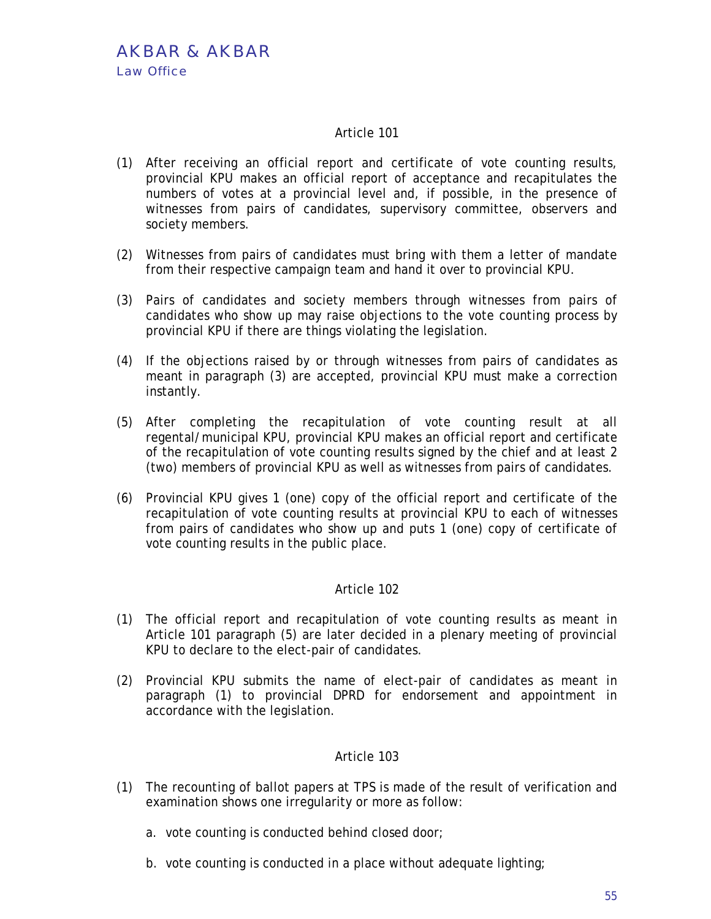### Article 101

(1) After receiving an official report and certificate of vote counting results, provincial KPU makes an official report of acceptance and recapitulates the numbers of votes at a provincial level and, if possible, in the presence of witnesses from pairs of candidates, supervisory committee, observers and society members.

(2) Witnesses from pairs of candidates must bring with them a letter of mandate from their respective campaign team and hand it over to provincial KPU.

(3) Pairs of candidates and society members through witnesses from pairs of candidates who show up may raise objections to the vote counting process by provincial KPU if there are things violating the legislation.

(4) If the objections raised by or through witnesses from pairs of candidates as meant in paragraph (3) are accepted, provincial KPU must make a correction instantly.

(5) After completing the recapitulation of vote counting result at all regental/municipal KPU, provincial KPU makes an official report and certificate of the recapitulation of vote counting results signed by the chief and at least 2 (two) members of provincial KPU as well as witnesses from pairs of candidates.

(6) Provincial KPU gives 1 (one) copy of the official report and certificate of the recapitulation of vote counting results at provincial KPU to each of witnesses from pairs of candidates who show up and puts 1 (one) copy of certificate of vote counting results in the public place.

### Article 102

(1) The official report and recapitulation of vote counting results as meant in Article 101 paragraph (5) are later decided in a plenary meeting of provincial KPU to declare to the elect-pair of candidates.

(2) Provincial KPU submits the name of elect-pair of candidates as meant in paragraph (1) to provincial DPRD for endorsement and appointment in accordance with the legislation.

### Article 103

(1) The recounting of ballot papers at TPS is made of the result of verification and examination shows one irregularity or more as follow:

   a. vote counting is conducted behind closed door;

   b. vote counting is conducted in a place without adequate lighting;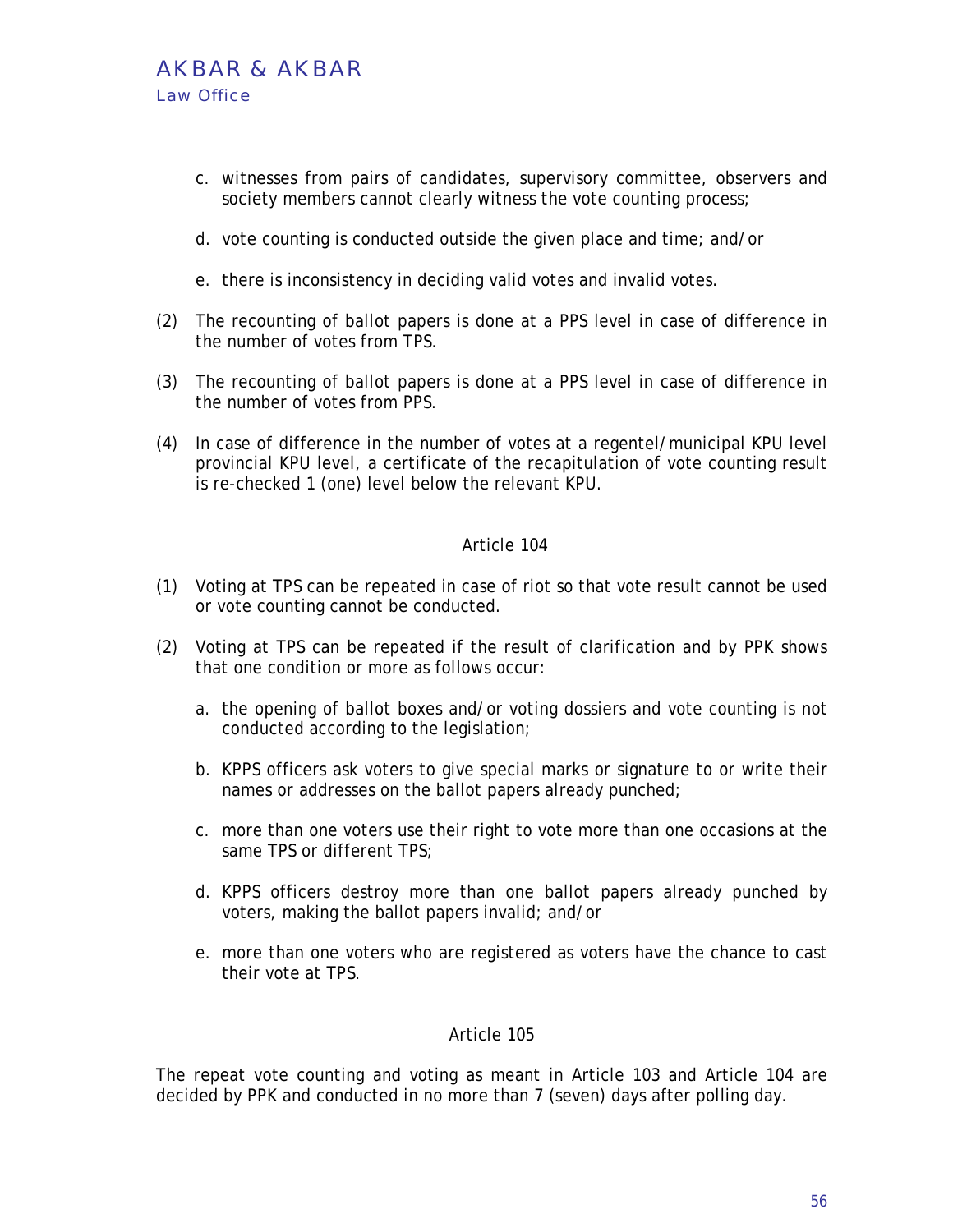c. witnesses from pairs of candidates, supervisory committee, observers and society members cannot clearly witness the vote counting process;

   d. vote counting is conducted outside the given place and time; and/or

   e. there is inconsistency in deciding valid votes and invalid votes.

(2) The recounting of ballot papers is done at a PPS level in case of difference in the number of votes from TPS.

(3) The recounting of ballot papers is done at a PPS level in case of difference in the number of votes from PPS.

(4) In case of difference in the number of votes at a regentel/municipal KPU level provincial KPU level, a certificate of the recapitulation of vote counting result is re-checked 1 (one) level below the relevant KPU.

Article 104

(1) Voting at TPS can be repeated in case of riot so that vote result cannot be used or vote counting cannot be conducted.

(2) Voting at TPS can be repeated if the result of clarification and by PPK shows that one condition or more as follows occur:

   a. the opening of ballot boxes and/or voting dossiers and vote counting is not conducted according to the legislation;

   b. KPPS officers ask voters to give special marks or signature to or write their names or addresses on the ballot papers already punched;

   c. more than one voters use their right to vote more than one occasions at the same TPS or different TPS;

   d. KPPS officers destroy more than one ballot papers already punched by voters, making the ballot papers invalid; and/or

   e. more than one voters who are registered as voters have the chance to cast their vote at TPS.

Article 105

The repeat vote counting and voting as meant in Article 103 and Article 104 are decided by PPK and conducted in no more than 7 (seven) days after polling day.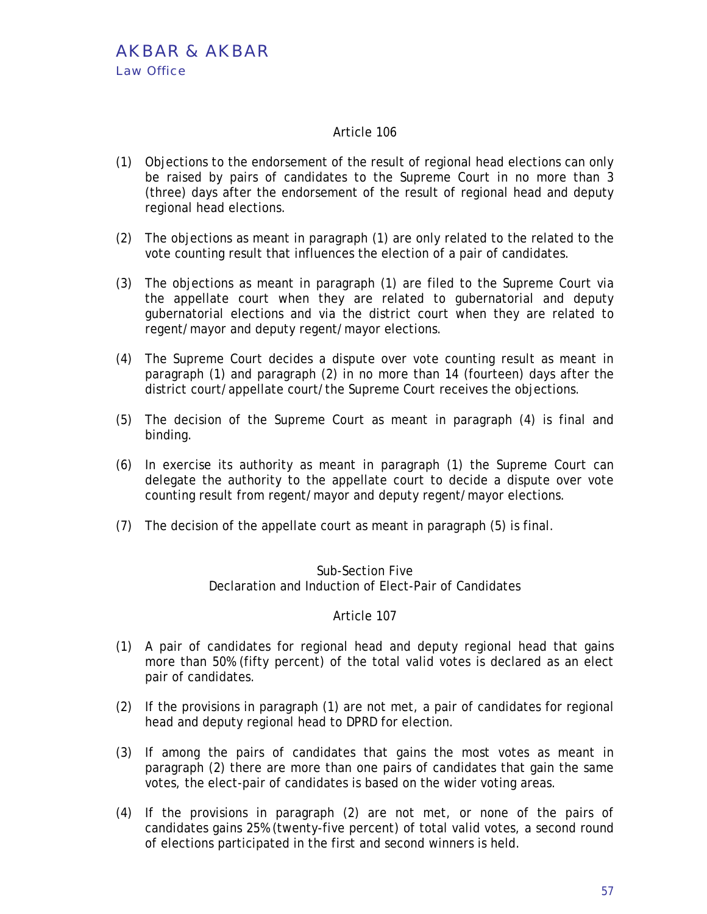Article 106

(1) Objections to the endorsement of the result of regional head elections can only be raised by pairs of candidates to the Supreme Court in no more than 3 (three) days after the endorsement of the result of regional head and deputy regional head elections.

(2) The objections as meant in paragraph (1) are only related to the related to the vote counting result that influences the election of a pair of candidates.

(3) The objections as meant in paragraph (1) are filed to the Supreme Court via the appellate court when they are related to gubernatorial and deputy gubernatorial elections and via the district court when they are related to regent/mayor and deputy regent/mayor elections.

(4) The Supreme Court decides a dispute over vote counting result as meant in paragraph (1) and paragraph (2) in no more than 14 (fourteen) days after the district court/appellate court/the Supreme Court receives the objections.

(5) The decision of the Supreme Court as meant in paragraph (4) is final and binding.

(6) In exercise its authority as meant in paragraph (1) the Supreme Court can delegate the authority to the appellate court to decide a dispute over vote counting result from regent/mayor and deputy regent/mayor elections.

(7) The decision of the appellate court as meant in paragraph (5) is final.

Sub-Section Five
Declaration and Induction of Elect-Pair of Candidates

Article 107

(1) A pair of candidates for regional head and deputy regional head that gains more than 50% (fifty percent) of the total valid votes is declared as an elect pair of candidates.

(2) If the provisions in paragraph (1) are not met, a pair of candidates for regional head and deputy regional head to DPRD for election.

(3) If among the pairs of candidates that gains the most votes as meant in paragraph (2) there are more than one pairs of candidates that gain the same votes, the elect-pair of candidates is based on the wider voting areas.

(4) If the provisions in paragraph (2) are not met, or none of the pairs of candidates gains 25% (twenty-five percent) of total valid votes, a second round of elections participated in the first and second winners is held.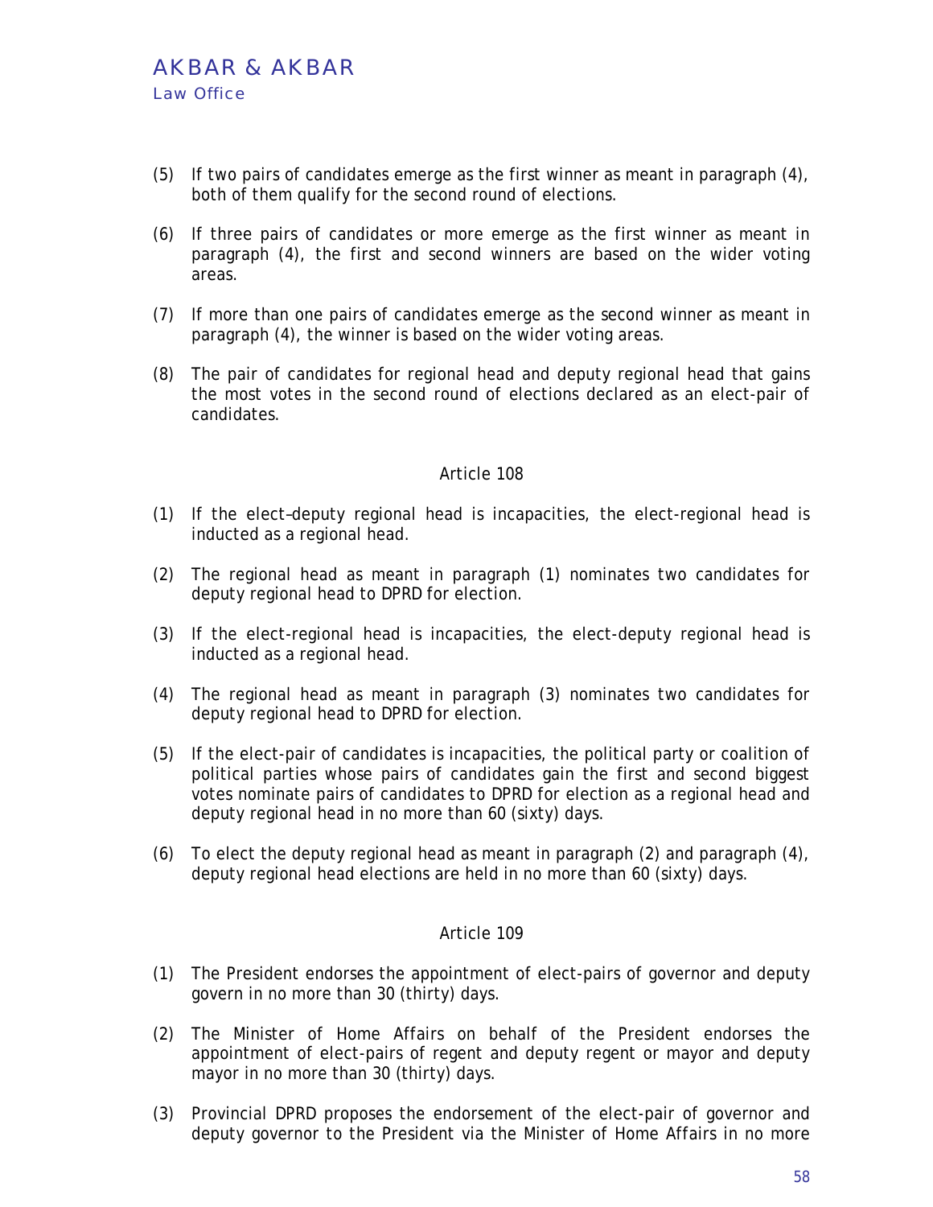(5) If two pairs of candidates emerge as the first winner as meant in paragraph (4), both of them qualify for the second round of elections.

(6) If three pairs of candidates or more emerge as the first winner as meant in paragraph (4), the first and second winners are based on the wider voting areas.

(7) If more than one pairs of candidates emerge as the second winner as meant in paragraph (4), the winner is based on the wider voting areas.

(8) The pair of candidates for regional head and deputy regional head that gains the most votes in the second round of elections declared as an elect-pair of candidates.

### Article 108

(1) If the elect–deputy regional head is incapacities, the elect-regional head is inducted as a regional head.

(2) The regional head as meant in paragraph (1) nominates two candidates for deputy regional head to DPRD for election.

(3) If the elect-regional head is incapacities, the elect-deputy regional head is inducted as a regional head.

(4) The regional head as meant in paragraph (3) nominates two candidates for deputy regional head to DPRD for election.

(5) If the elect-pair of candidates is incapacities, the political party or coalition of political parties whose pairs of candidates gain the first and second biggest votes nominate pairs of candidates to DPRD for election as a regional head and deputy regional head in no more than 60 (sixty) days.

(6) To elect the deputy regional head as meant in paragraph (2) and paragraph (4), deputy regional head elections are held in no more than 60 (sixty) days.

### Article 109

(1) The President endorses the appointment of elect-pairs of governor and deputy govern in no more than 30 (thirty) days.

(2) The Minister of Home Affairs on behalf of the President endorses the appointment of elect-pairs of regent and deputy regent or mayor and deputy mayor in no more than 30 (thirty) days.

(3) Provincial DPRD proposes the endorsement of the elect-pair of governor and deputy governor to the President via the Minister of Home Affairs in no more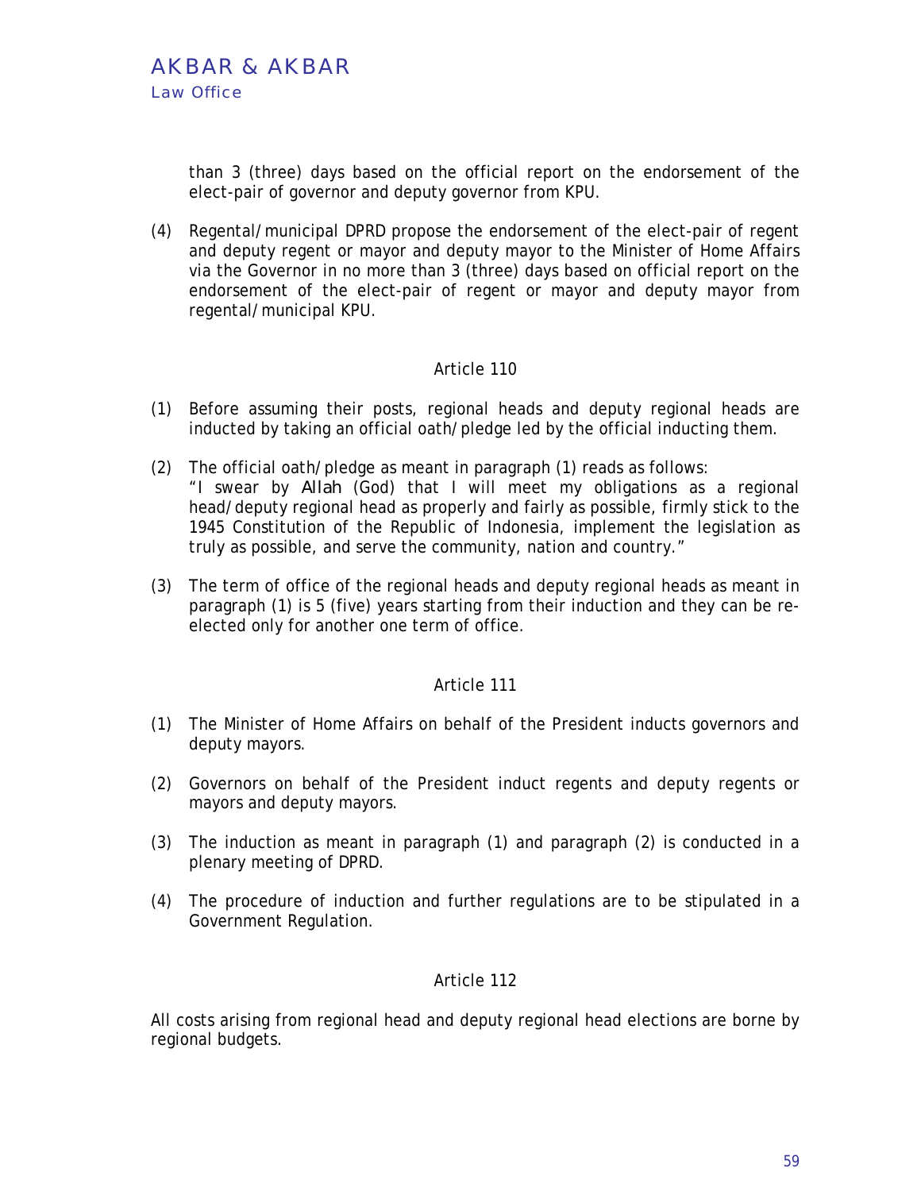than 3 (three) days based on the official report on the endorsement of the elect-pair of governor and deputy governor from KPU.

(4) Regental/municipal DPRD propose the endorsement of the elect-pair of regent and deputy regent or mayor and deputy mayor to the Minister of Home Affairs via the Governor in no more than 3 (three) days based on official report on the endorsement of the elect-pair of regent or mayor and deputy mayor from regental/municipal KPU.

## Article 110

(1) Before assuming their posts, regional heads and deputy regional heads are inducted by taking an official oath/pledge led by the official inducting them.

(2) The official oath/pledge as meant in paragraph (1) reads as follows:
"I swear by *Allah* (God) that I will meet my obligations as a regional head/deputy regional head as properly and fairly as possible, firmly stick to the 1945 Constitution of the Republic of Indonesia, implement the legislation as truly as possible, and serve the community, nation and country."

(3) The term of office of the regional heads and deputy regional heads as meant in paragraph (1) is 5 (five) years starting from their induction and they can be re-elected only for another one term of office.

## Article 111

(1) The Minister of Home Affairs on behalf of the President inducts governors and deputy mayors.

(2) Governors on behalf of the President induct regents and deputy regents or mayors and deputy mayors.

(3) The induction as meant in paragraph (1) and paragraph (2) is conducted in a plenary meeting of DPRD.

(4) The procedure of induction and further regulations are to be stipulated in a Government Regulation.

## Article 112

All costs arising from regional head and deputy regional head elections are borne by regional budgets.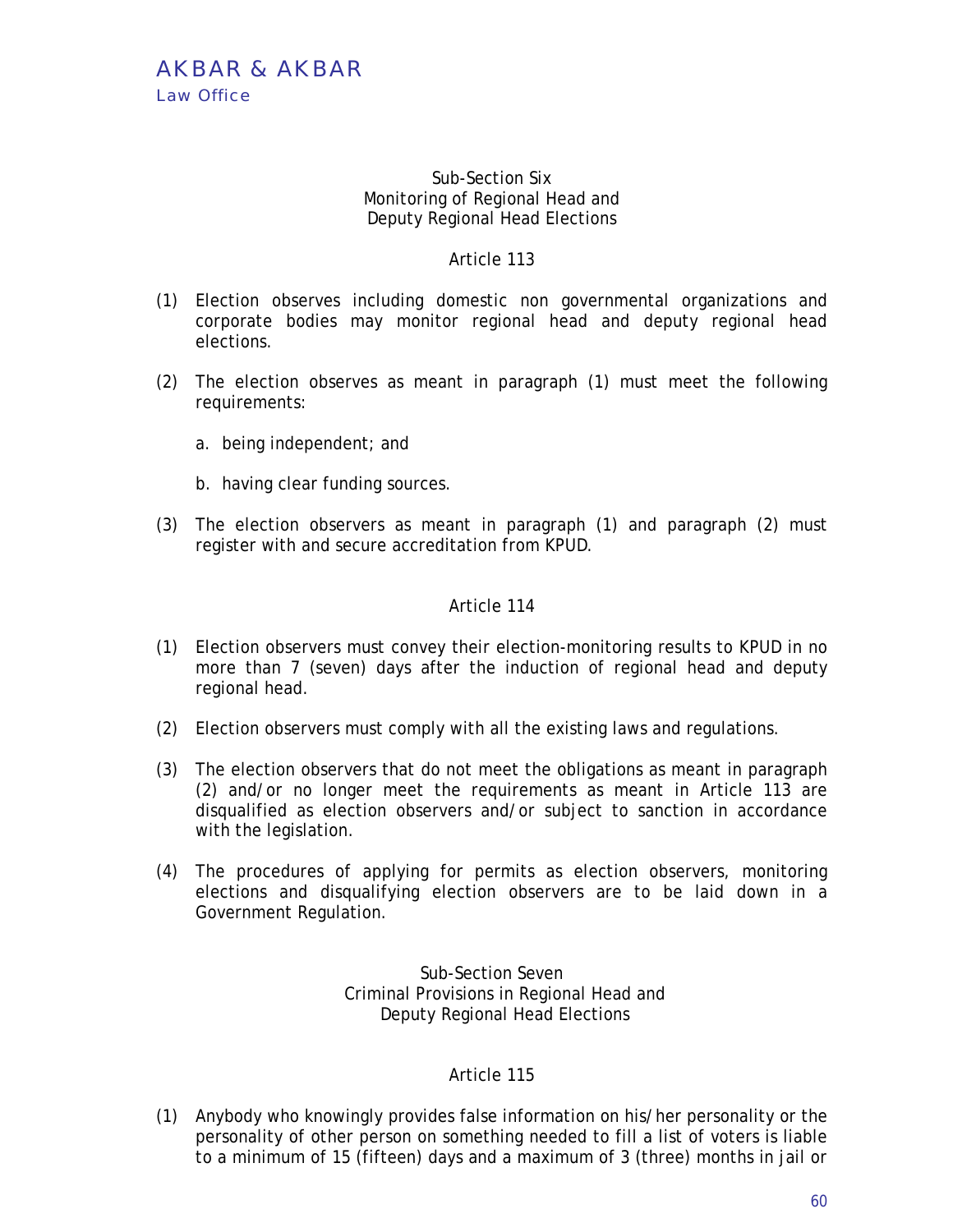### Sub-Section Six
### Monitoring of Regional Head and Deputy Regional Head Elections

#### Article 113

(1) Election observes including domestic non governmental organizations and corporate bodies may monitor regional head and deputy regional head elections.

(2) The election observes as meant in paragraph (1) must meet the following requirements:

   a. being independent; and

   b. having clear funding sources.

(3) The election observers as meant in paragraph (1) and paragraph (2) must register with and secure accreditation from KPUD.

#### Article 114

(1) Election observers must convey their election-monitoring results to KPUD in no more than 7 (seven) days after the induction of regional head and deputy regional head.

(2) Election observers must comply with all the existing laws and regulations.

(3) The election observers that do not meet the obligations as meant in paragraph (2) and/or no longer meet the requirements as meant in Article 113 are disqualified as election observers and/or subject to sanction in accordance with the legislation.

(4) The procedures of applying for permits as election observers, monitoring elections and disqualifying election observers are to be laid down in a Government Regulation.

### Sub-Section Seven
### Criminal Provisions in Regional Head and Deputy Regional Head Elections

#### Article 115

(1) Anybody who knowingly provides false information on his/her personality or the personality of other person on something needed to fill a list of voters is liable to a minimum of 15 (fifteen) days and a maximum of 3 (three) months in jail or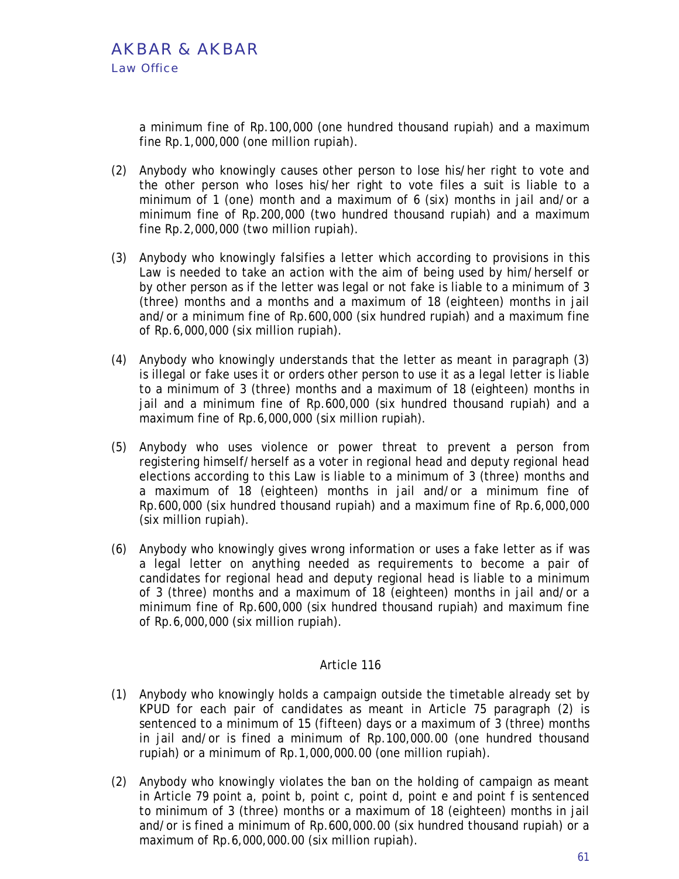a minimum fine of Rp.100,000 (one hundred thousand rupiah) and a maximum fine Rp.1,000,000 (one million rupiah).

(2) Anybody who knowingly causes other person to lose his/her right to vote and the other person who loses his/her right to vote files a suit is liable to a minimum of 1 (one) month and a maximum of 6 (six) months in jail and/or a minimum fine of Rp.200,000 (two hundred thousand rupiah) and a maximum fine Rp.2,000,000 (two million rupiah).

(3) Anybody who knowingly falsifies a letter which according to provisions in this Law is needed to take an action with the aim of being used by him/herself or by other person as if the letter was legal or not fake is liable to a minimum of 3 (three) months and a months and a maximum of 18 (eighteen) months in jail and/or a minimum fine of Rp.600,000 (six hundred rupiah) and a maximum fine of Rp.6,000,000 (six million rupiah).

(4) Anybody who knowingly understands that the letter as meant in paragraph (3) is illegal or fake uses it or orders other person to use it as a legal letter is liable to a minimum of 3 (three) months and a maximum of 18 (eighteen) months in jail and a minimum fine of Rp.600,000 (six hundred thousand rupiah) and a maximum fine of Rp.6,000,000 (six million rupiah).

(5) Anybody who uses violence or power threat to prevent a person from registering himself/herself as a voter in regional head and deputy regional head elections according to this Law is liable to a minimum of 3 (three) months and a maximum of 18 (eighteen) months in jail and/or a minimum fine of Rp.600,000 (six hundred thousand rupiah) and a maximum fine of Rp.6,000,000 (six million rupiah).

(6) Anybody who knowingly gives wrong information or uses a fake letter as if was a legal letter on anything needed as requirements to become a pair of candidates for regional head and deputy regional head is liable to a minimum of 3 (three) months and a maximum of 18 (eighteen) months in jail and/or a minimum fine of Rp.600,000 (six hundred thousand rupiah) and maximum fine of Rp.6,000,000 (six million rupiah).

### Article 116

(1) Anybody who knowingly holds a campaign outside the timetable already set by KPUD for each pair of candidates as meant in Article 75 paragraph (2) is sentenced to a minimum of 15 (fifteen) days or a maximum of 3 (three) months in jail and/or is fined a minimum of Rp.100,000.00 (one hundred thousand rupiah) or a minimum of Rp.1,000,000.00 (one million rupiah).

(2) Anybody who knowingly violates the ban on the holding of campaign as meant in Article 79 point a, point b, point c, point d, point e and point f is sentenced to minimum of 3 (three) months or a maximum of 18 (eighteen) months in jail and/or is fined a minimum of Rp.600,000.00 (six hundred thousand rupiah) or a maximum of Rp.6,000,000.00 (six million rupiah).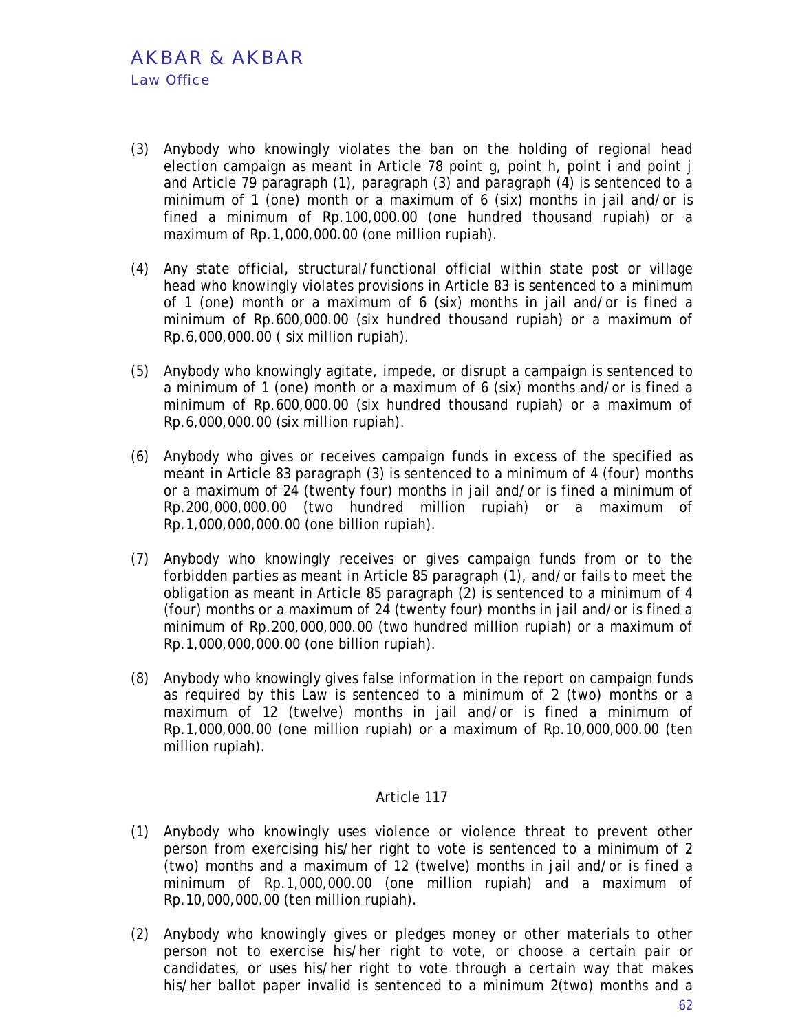(3) Anybody who knowingly violates the ban on the holding of regional head election campaign as meant in Article 78 point g, point h, point i and point j and Article 79 paragraph (1), paragraph (3) and paragraph (4) is sentenced to a minimum of 1 (one) month or a maximum of 6 (six) months in jail and/or is fined a minimum of Rp.100,000.00 (one hundred thousand rupiah) or a maximum of Rp.1,000,000.00 (one million rupiah).

(4) Any state official, structural/functional official within state post or village head who knowingly violates provisions in Article 83 is sentenced to a minimum of 1 (one) month or a maximum of 6 (six) months in jail and/or is fined a minimum of Rp.600,000.00 (six hundred thousand rupiah) or a maximum of Rp.6,000,000.00 ( six million rupiah).

(5) Anybody who knowingly agitate, impede, or disrupt a campaign is sentenced to a minimum of 1 (one) month or a maximum of 6 (six) months and/or is fined a minimum of Rp.600,000.00 (six hundred thousand rupiah) or a maximum of Rp.6,000,000.00 (six million rupiah).

(6) Anybody who gives or receives campaign funds in excess of the specified as meant in Article 83 paragraph (3) is sentenced to a minimum of 4 (four) months or a maximum of 24 (twenty four) months in jail and/or is fined a minimum of Rp.200,000,000.00 (two hundred million rupiah) or a maximum of Rp.1,000,000,000.00 (one billion rupiah).

(7) Anybody who knowingly receives or gives campaign funds from or to the forbidden parties as meant in Article 85 paragraph (1), and/or fails to meet the obligation as meant in Article 85 paragraph (2) is sentenced to a minimum of 4 (four) months or a maximum of 24 (twenty four) months in jail and/or is fined a minimum of Rp.200,000,000.00 (two hundred million rupiah) or a maximum of Rp.1,000,000,000.00 (one billion rupiah).

(8) Anybody who knowingly gives false information in the report on campaign funds as required by this Law is sentenced to a minimum of 2 (two) months or a maximum of 12 (twelve) months in jail and/or is fined a minimum of Rp.1,000,000.00 (one million rupiah) or a maximum of Rp.10,000,000.00 (ten million rupiah).

### Article 117

(1) Anybody who knowingly uses violence or violence threat to prevent other person from exercising his/her right to vote is sentenced to a minimum of 2 (two) months and a maximum of 12 (twelve) months in jail and/or is fined a minimum of Rp.1,000,000.00 (one million rupiah) and a maximum of Rp.10,000,000.00 (ten million rupiah).

(2) Anybody who knowingly gives or pledges money or other materials to other person not to exercise his/her right to vote, or choose a certain pair or candidates, or uses his/her right to vote through a certain way that makes his/her ballot paper invalid is sentenced to a minimum 2(two) months and a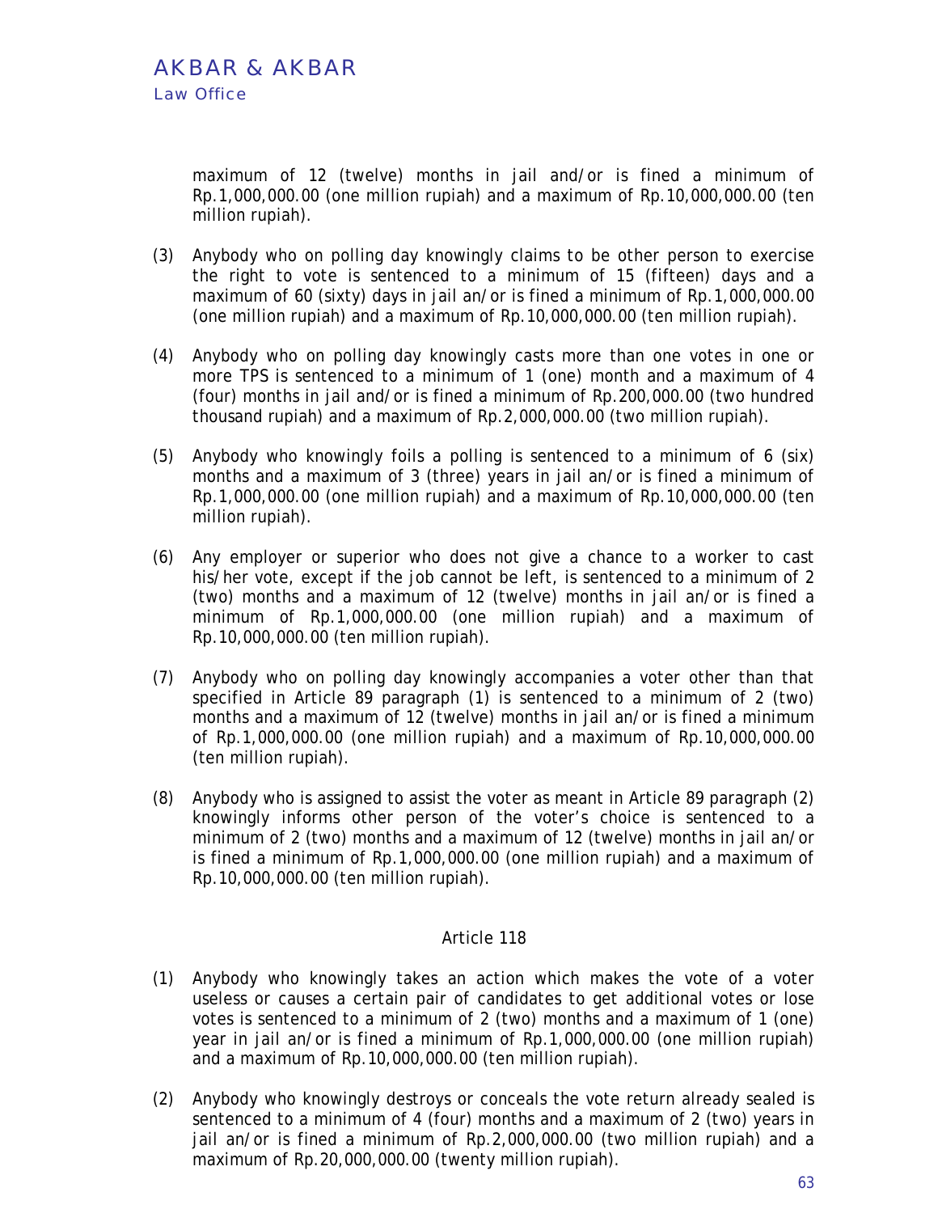maximum of 12 (twelve) months in jail and/or is fined a minimum of Rp.1,000,000.00 (one million rupiah) and a maximum of Rp.10,000,000.00 (ten million rupiah).

(3) Anybody who on polling day knowingly claims to be other person to exercise the right to vote is sentenced to a minimum of 15 (fifteen) days and a maximum of 60 (sixty) days in jail an/or is fined a minimum of Rp.1,000,000.00 (one million rupiah) and a maximum of Rp.10,000,000.00 (ten million rupiah).

(4) Anybody who on polling day knowingly casts more than one votes in one or more TPS is sentenced to a minimum of 1 (one) month and a maximum of 4 (four) months in jail and/or is fined a minimum of Rp.200,000.00 (two hundred thousand rupiah) and a maximum of Rp.2,000,000.00 (two million rupiah).

(5) Anybody who knowingly foils a polling is sentenced to a minimum of 6 (six) months and a maximum of 3 (three) years in jail an/or is fined a minimum of Rp.1,000,000.00 (one million rupiah) and a maximum of Rp.10,000,000.00 (ten million rupiah).

(6) Any employer or superior who does not give a chance to a worker to cast his/her vote, except if the job cannot be left, is sentenced to a minimum of 2 (two) months and a maximum of 12 (twelve) months in jail an/or is fined a minimum of Rp.1,000,000.00 (one million rupiah) and a maximum of Rp.10,000,000.00 (ten million rupiah).

(7) Anybody who on polling day knowingly accompanies a voter other than that specified in Article 89 paragraph (1) is sentenced to a minimum of 2 (two) months and a maximum of 12 (twelve) months in jail an/or is fined a minimum of Rp.1,000,000.00 (one million rupiah) and a maximum of Rp.10,000,000.00 (ten million rupiah).

(8) Anybody who is assigned to assist the voter as meant in Article 89 paragraph (2) knowingly informs other person of the voter's choice is sentenced to a minimum of 2 (two) months and a maximum of 12 (twelve) months in jail an/or is fined a minimum of Rp.1,000,000.00 (one million rupiah) and a maximum of Rp.10,000,000.00 (ten million rupiah).

### Article 118

(1) Anybody who knowingly takes an action which makes the vote of a voter useless or causes a certain pair of candidates to get additional votes or lose votes is sentenced to a minimum of 2 (two) months and a maximum of 1 (one) year in jail an/or is fined a minimum of Rp.1,000,000.00 (one million rupiah) and a maximum of Rp.10,000,000.00 (ten million rupiah).

(2) Anybody who knowingly destroys or conceals the vote return already sealed is sentenced to a minimum of 4 (four) months and a maximum of 2 (two) years in jail an/or is fined a minimum of Rp.2,000,000.00 (two million rupiah) and a maximum of Rp.20,000,000.00 (twenty million rupiah).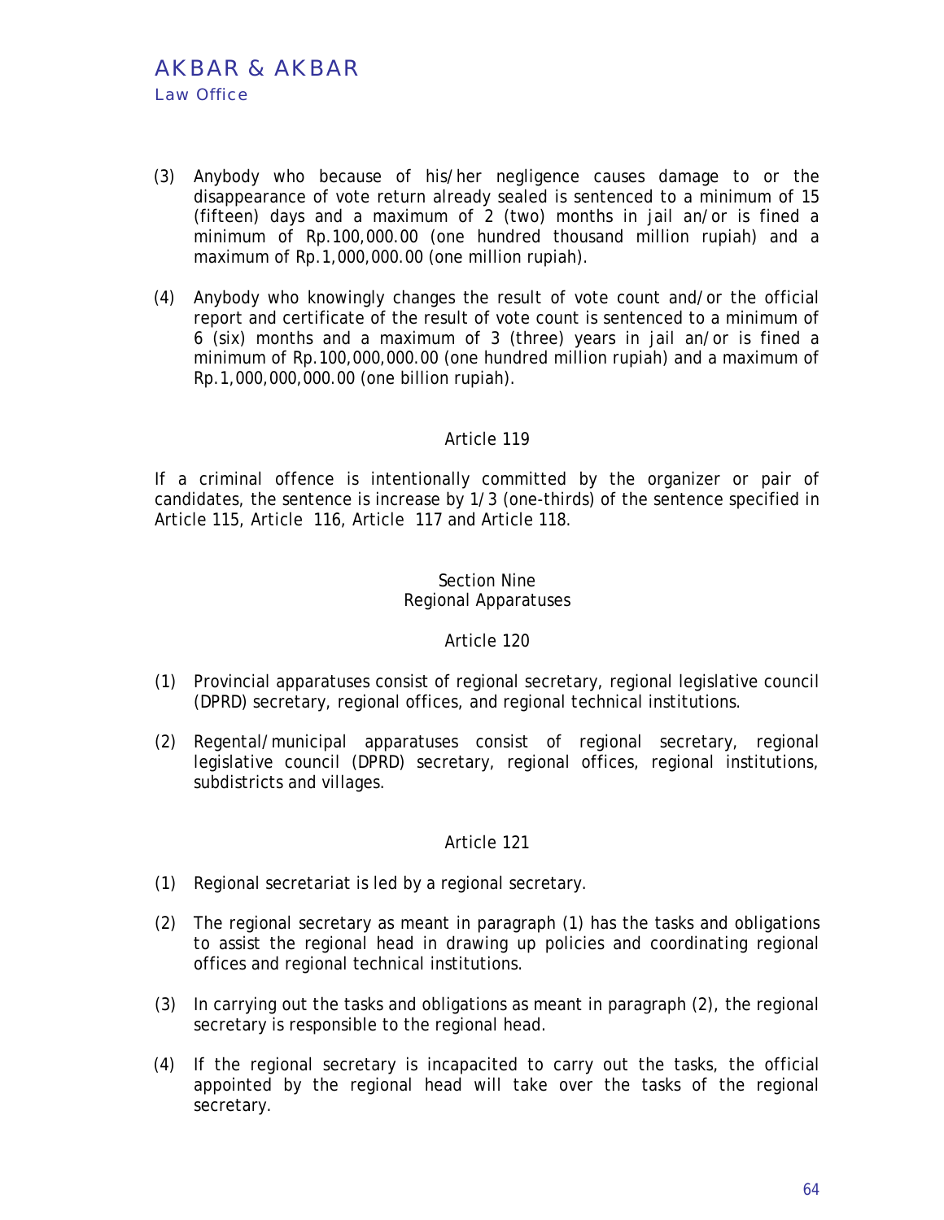(3) Anybody who because of his/her negligence causes damage to or the disappearance of vote return already sealed is sentenced to a minimum of 15 (fifteen) days and a maximum of 2 (two) months in jail an/or is fined a minimum of Rp.100,000.00 (one hundred thousand million rupiah) and a maximum of Rp.1,000,000.00 (one million rupiah).

(4) Anybody who knowingly changes the result of vote count and/or the official report and certificate of the result of vote count is sentenced to a minimum of 6 (six) months and a maximum of 3 (three) years in jail an/or is fined a minimum of Rp.100,000,000.00 (one hundred million rupiah) and a maximum of Rp.1,000,000,000.00 (one billion rupiah).

### Article 119

If a criminal offence is intentionally committed by the organizer or pair of candidates, the sentence is increase by 1/3 (one-thirds) of the sentence specified in Article 115, Article 116, Article 117 and Article 118.

## Section Nine
## Regional Apparatuses

### Article 120

(1) Provincial apparatuses consist of regional secretary, regional legislative council (DPRD) secretary, regional offices, and regional technical institutions.

(2) Regental/municipal apparatuses consist of regional secretary, regional legislative council (DPRD) secretary, regional offices, regional institutions, subdistricts and villages.

### Article 121

(1) Regional secretariat is led by a regional secretary.

(2) The regional secretary as meant in paragraph (1) has the tasks and obligations to assist the regional head in drawing up policies and coordinating regional offices and regional technical institutions.

(3) In carrying out the tasks and obligations as meant in paragraph (2), the regional secretary is responsible to the regional head.

(4) If the regional secretary is incapacited to carry out the tasks, the official appointed by the regional head will take over the tasks of the regional secretary.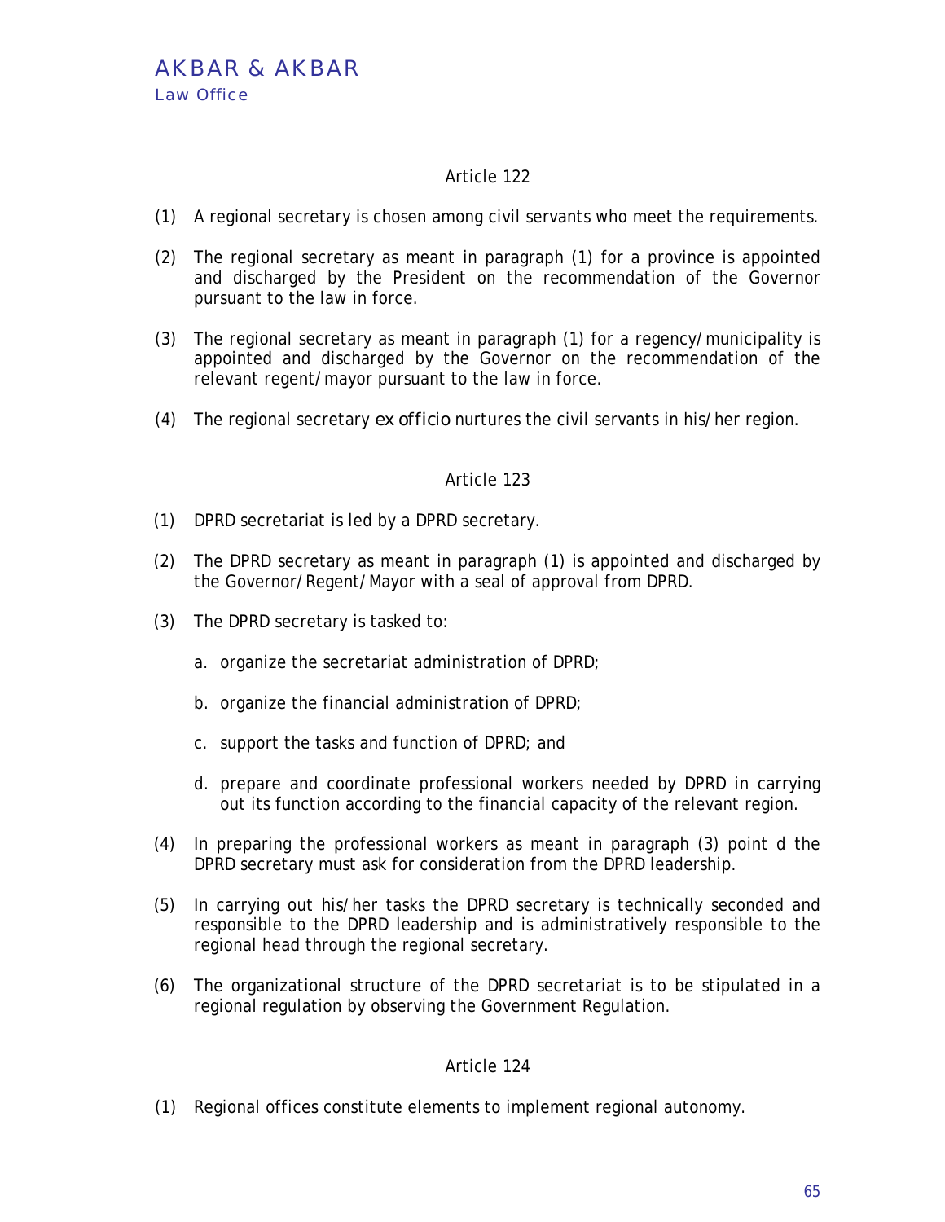### Article 122

(1) A regional secretary is chosen among civil servants who meet the requirements.

(2) The regional secretary as meant in paragraph (1) for a province is appointed and discharged by the President on the recommendation of the Governor pursuant to the law in force.

(3) The regional secretary as meant in paragraph (1) for a regency/municipality is appointed and discharged by the Governor on the recommendation of the relevant regent/mayor pursuant to the law in force.

(4) The regional secretary *ex officio* nurtures the civil servants in his/her region.

### Article 123

(1) DPRD secretariat is led by a DPRD secretary.

(2) The DPRD secretary as meant in paragraph (1) is appointed and discharged by the Governor/Regent/Mayor with a seal of approval from DPRD.

(3) The DPRD secretary is tasked to:

   a. organize the secretariat administration of DPRD;

   b. organize the financial administration of DPRD;

   c. support the tasks and function of DPRD; and

   d. prepare and coordinate professional workers needed by DPRD in carrying out its function according to the financial capacity of the relevant region.

(4) In preparing the professional workers as meant in paragraph (3) point d the DPRD secretary must ask for consideration from the DPRD leadership.

(5) In carrying out his/her tasks the DPRD secretary is technically seconded and responsible to the DPRD leadership and is administratively responsible to the regional head through the regional secretary.

(6) The organizational structure of the DPRD secretariat is to be stipulated in a regional regulation by observing the Government Regulation.

### Article 124

(1) Regional offices constitute elements to implement regional autonomy.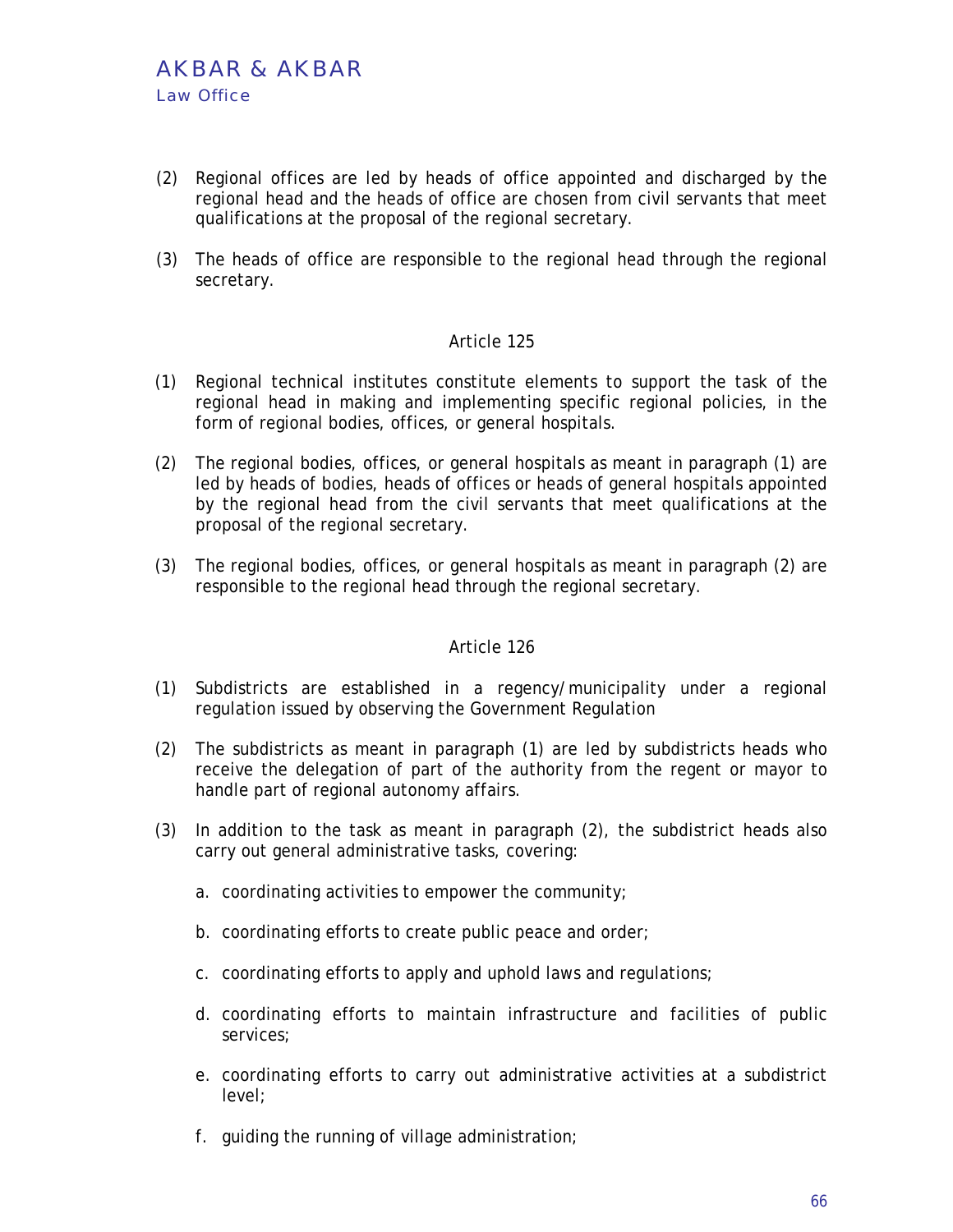(2) Regional offices are led by heads of office appointed and discharged by the regional head and the heads of office are chosen from civil servants that meet qualifications at the proposal of the regional secretary.

(3) The heads of office are responsible to the regional head through the regional secretary.

### Article 125

(1) Regional technical institutes constitute elements to support the task of the regional head in making and implementing specific regional policies, in the form of regional bodies, offices, or general hospitals.

(2) The regional bodies, offices, or general hospitals as meant in paragraph (1) are led by heads of bodies, heads of offices or heads of general hospitals appointed by the regional head from the civil servants that meet qualifications at the proposal of the regional secretary.

(3) The regional bodies, offices, or general hospitals as meant in paragraph (2) are responsible to the regional head through the regional secretary.

### Article 126

(1) Subdistricts are established in a regency/municipality under a regional regulation issued by observing the Government Regulation

(2) The subdistricts as meant in paragraph (1) are led by subdistricts heads who receive the delegation of part of the authority from the regent or mayor to handle part of regional autonomy affairs.

(3) In addition to the task as meant in paragraph (2), the subdistrict heads also carry out general administrative tasks, covering:

   a. coordinating activities to empower the community;

   b. coordinating efforts to create public peace and order;

   c. coordinating efforts to apply and uphold laws and regulations;

   d. coordinating efforts to maintain infrastructure and facilities of public services;

   e. coordinating efforts to carry out administrative activities at a subdistrict level;

   f. guiding the running of village administration;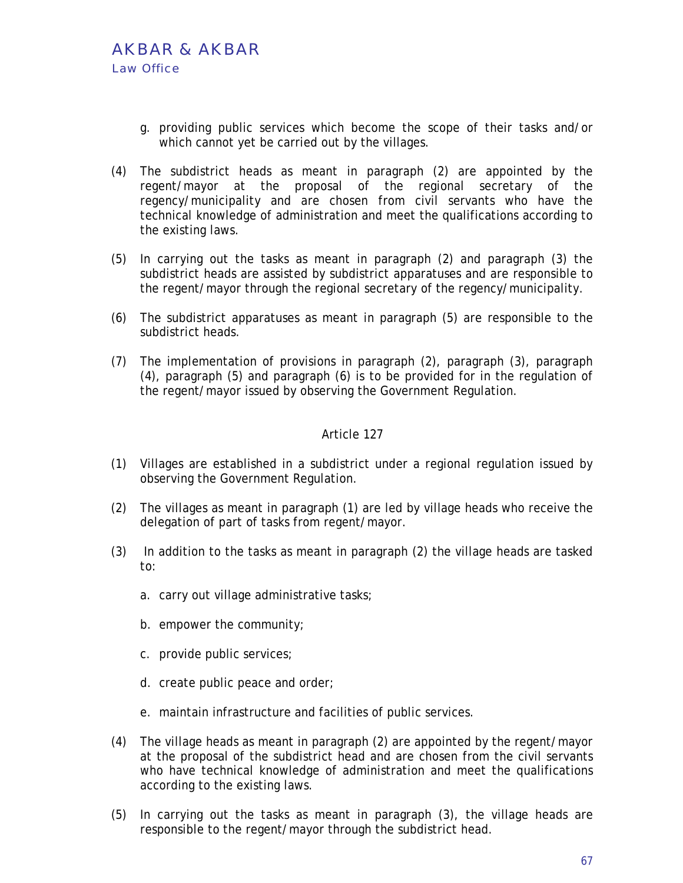g. providing public services which become the scope of their tasks and/or which cannot yet be carried out by the villages.

(4) The subdistrict heads as meant in paragraph (2) are appointed by the regent/mayor at the proposal of the regional secretary of the regency/municipality and are chosen from civil servants who have the technical knowledge of administration and meet the qualifications according to the existing laws.

(5) In carrying out the tasks as meant in paragraph (2) and paragraph (3) the subdistrict heads are assisted by subdistrict apparatuses and are responsible to the regent/mayor through the regional secretary of the regency/municipality.

(6) The subdistrict apparatuses as meant in paragraph (5) are responsible to the subdistrict heads.

(7) The implementation of provisions in paragraph (2), paragraph (3), paragraph (4), paragraph (5) and paragraph (6) is to be provided for in the regulation of the regent/mayor issued by observing the Government Regulation.

### Article 127

(1) Villages are established in a subdistrict under a regional regulation issued by observing the Government Regulation.

(2) The villages as meant in paragraph (1) are led by village heads who receive the delegation of part of tasks from regent/mayor.

(3) In addition to the tasks as meant in paragraph (2) the village heads are tasked to:

a. carry out village administrative tasks;

b. empower the community;

c. provide public services;

d. create public peace and order;

e. maintain infrastructure and facilities of public services.

(4) The village heads as meant in paragraph (2) are appointed by the regent/mayor at the proposal of the subdistrict head and are chosen from the civil servants who have technical knowledge of administration and meet the qualifications according to the existing laws.

(5) In carrying out the tasks as meant in paragraph (3), the village heads are responsible to the regent/mayor through the subdistrict head.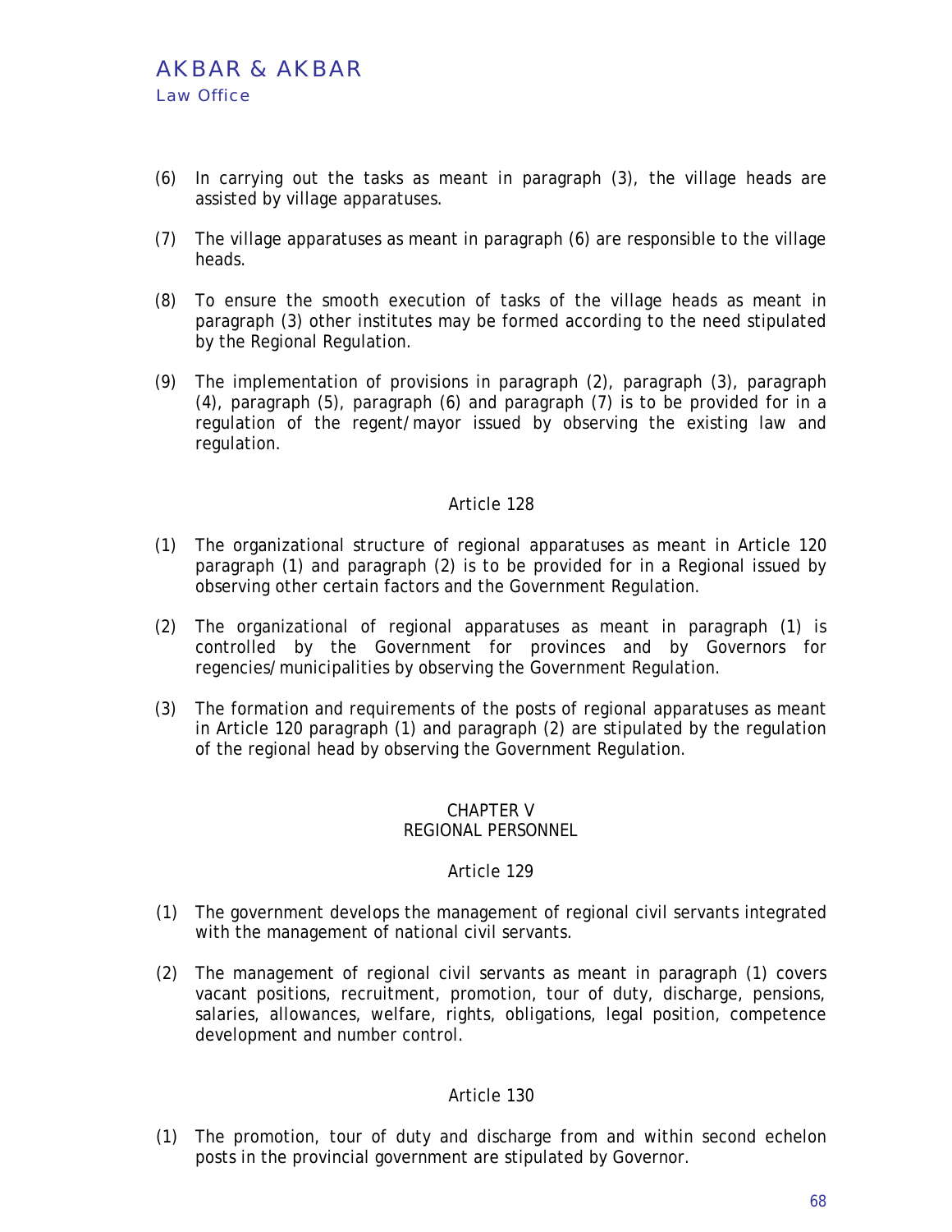(6) In carrying out the tasks as meant in paragraph (3), the village heads are assisted by village apparatuses.

(7) The village apparatuses as meant in paragraph (6) are responsible to the village heads.

(8) To ensure the smooth execution of tasks of the village heads as meant in paragraph (3) other institutes may be formed according to the need stipulated by the Regional Regulation.

(9) The implementation of provisions in paragraph (2), paragraph (3), paragraph (4), paragraph (5), paragraph (6) and paragraph (7) is to be provided for in a regulation of the regent/mayor issued by observing the existing law and regulation.

### Article 128

(1) The organizational structure of regional apparatuses as meant in Article 120 paragraph (1) and paragraph (2) is to be provided for in a Regional issued by observing other certain factors and the Government Regulation.

(2) The organizational of regional apparatuses as meant in paragraph (1) is controlled by the Government for provinces and by Governors for regencies/municipalities by observing the Government Regulation.

(3) The formation and requirements of the posts of regional apparatuses as meant in Article 120 paragraph (1) and paragraph (2) are stipulated by the regulation of the regional head by observing the Government Regulation.

## CHAPTER V
## REGIONAL PERSONNEL

### Article 129

(1) The government develops the management of regional civil servants integrated with the management of national civil servants.

(2) The management of regional civil servants as meant in paragraph (1) covers vacant positions, recruitment, promotion, tour of duty, discharge, pensions, salaries, allowances, welfare, rights, obligations, legal position, competence development and number control.

### Article 130

(1) The promotion, tour of duty and discharge from and within second echelon posts in the provincial government are stipulated by Governor.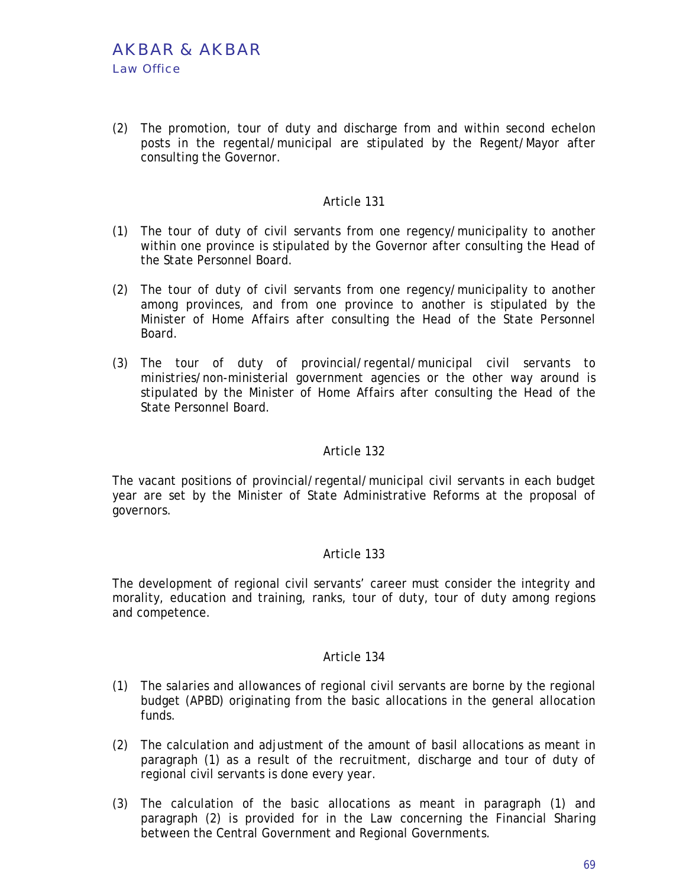(2) The promotion, tour of duty and discharge from and within second echelon posts in the regental/municipal are stipulated by the Regent/Mayor after consulting the Governor.

### Article 131

(1) The tour of duty of civil servants from one regency/municipality to another within one province is stipulated by the Governor after consulting the Head of the State Personnel Board.

(2) The tour of duty of civil servants from one regency/municipality to another among provinces, and from one province to another is stipulated by the Minister of Home Affairs after consulting the Head of the State Personnel Board.

(3) The tour of duty of provincial/regental/municipal civil servants to ministries/non-ministerial government agencies or the other way around is stipulated by the Minister of Home Affairs after consulting the Head of the State Personnel Board.

### Article 132

The vacant positions of provincial/regental/municipal civil servants in each budget year are set by the Minister of State Administrative Reforms at the proposal of governors.

### Article 133

The development of regional civil servants' career must consider the integrity and morality, education and training, ranks, tour of duty, tour of duty among regions and competence.

### Article 134

(1) The salaries and allowances of regional civil servants are borne by the regional budget (APBD) originating from the basic allocations in the general allocation funds.

(2) The calculation and adjustment of the amount of basil allocations as meant in paragraph (1) as a result of the recruitment, discharge and tour of duty of regional civil servants is done every year.

(3) The calculation of the basic allocations as meant in paragraph (1) and paragraph (2) is provided for in the Law concerning the Financial Sharing between the Central Government and Regional Governments.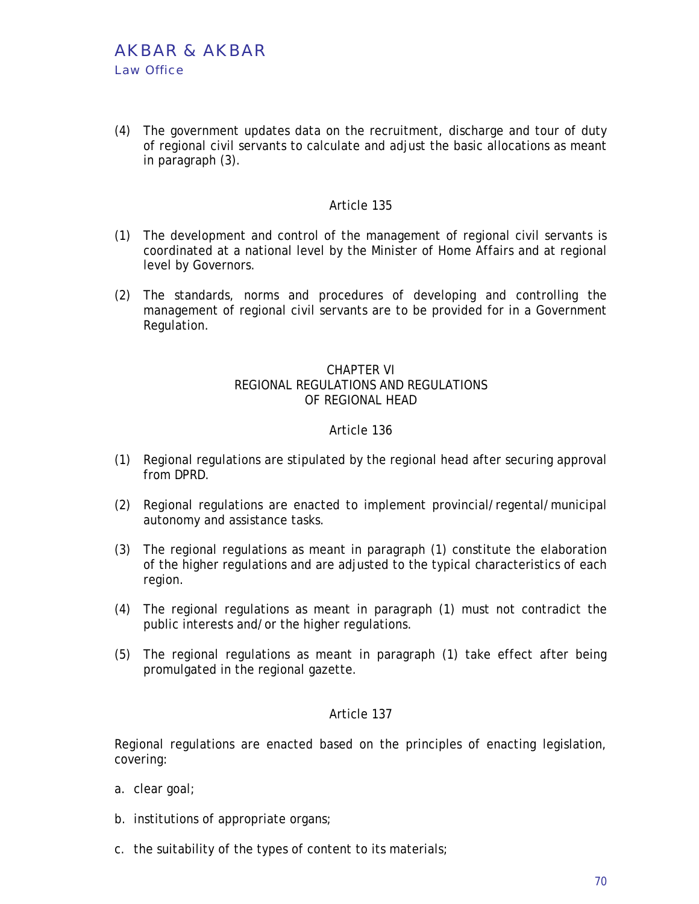(4) The government updates data on the recruitment, discharge and tour of duty of regional civil servants to calculate and adjust the basic allocations as meant in paragraph (3).

### Article 135

(1) The development and control of the management of regional civil servants is coordinated at a national level by the Minister of Home Affairs and at regional level by Governors.

(2) The standards, norms and procedures of developing and controlling the management of regional civil servants are to be provided for in a Government Regulation.

## CHAPTER VI
## REGIONAL REGULATIONS AND REGULATIONS OF REGIONAL HEAD

### Article 136

(1) Regional regulations are stipulated by the regional head after securing approval from DPRD.

(2) Regional regulations are enacted to implement provincial/regental/municipal autonomy and assistance tasks.

(3) The regional regulations as meant in paragraph (1) constitute the elaboration of the higher regulations and are adjusted to the typical characteristics of each region.

(4) The regional regulations as meant in paragraph (1) must not contradict the public interests and/or the higher regulations.

(5) The regional regulations as meant in paragraph (1) take effect after being promulgated in the regional gazette.

### Article 137

Regional regulations are enacted based on the principles of enacting legislation, covering:

a. clear goal;

b. institutions of appropriate organs;

c. the suitability of the types of content to its materials;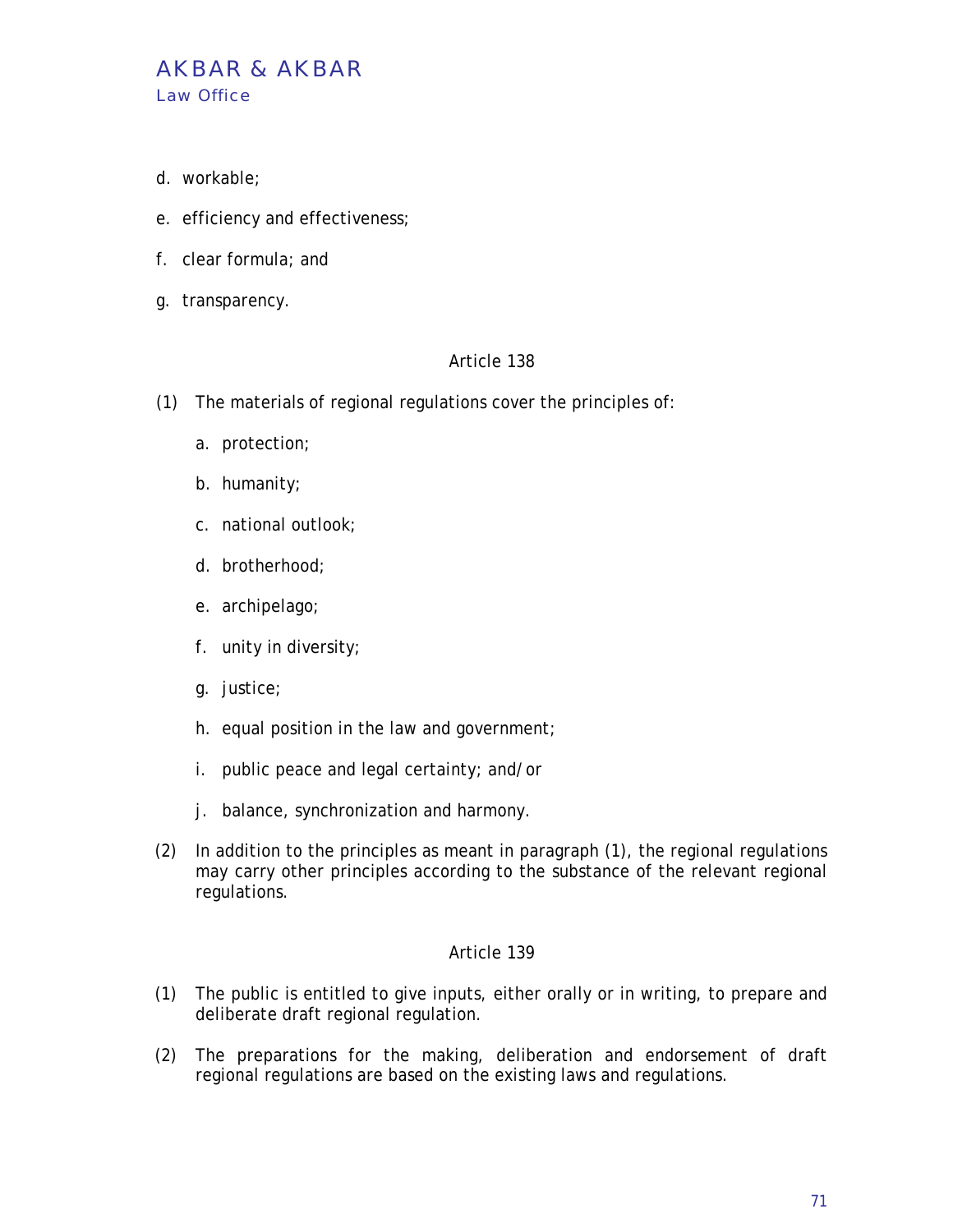d. workable;

e. efficiency and effectiveness;

f. clear formula; and

g. transparency.

### Article 138

(1) The materials of regional regulations cover the principles of:

   a. protection;

   b. humanity;

   c. national outlook;

   d. brotherhood;

   e. archipelago;

   f. unity in diversity;

   g. justice;

   h. equal position in the law and government;

   i. public peace and legal certainty; and/or

   j. balance, synchronization and harmony.

(2) In addition to the principles as meant in paragraph (1), the regional regulations may carry other principles according to the substance of the relevant regional regulations.

### Article 139

(1) The public is entitled to give inputs, either orally or in writing, to prepare and deliberate draft regional regulation.

(2) The preparations for the making, deliberation and endorsement of draft regional regulations are based on the existing laws and regulations.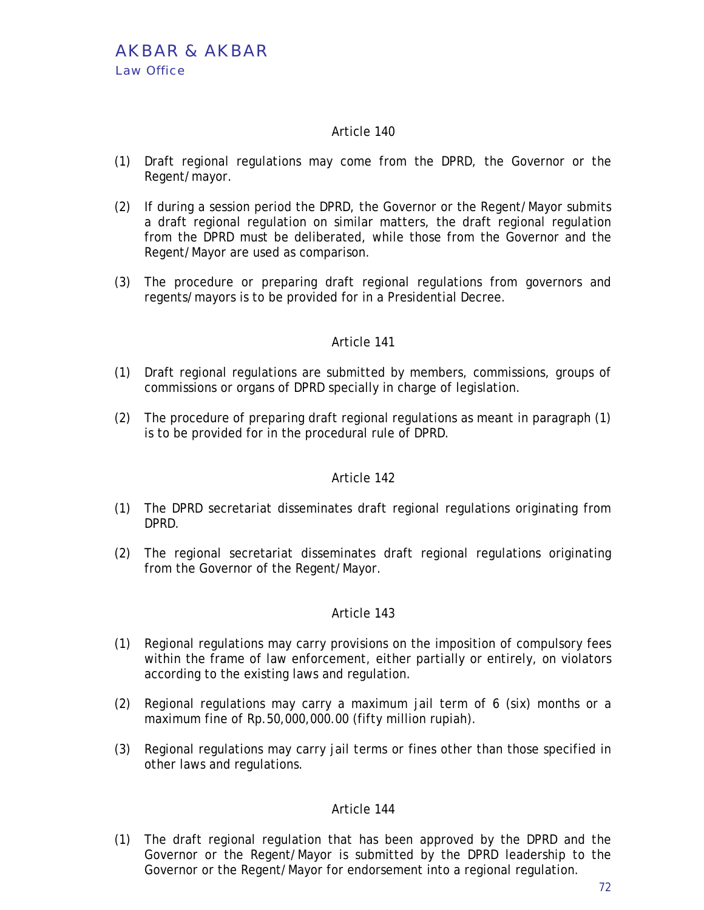### Article 140

(1) Draft regional regulations may come from the DPRD, the Governor or the Regent/mayor.

(2) If during a session period the DPRD, the Governor or the Regent/Mayor submits a draft regional regulation on similar matters, the draft regional regulation from the DPRD must be deliberated, while those from the Governor and the Regent/Mayor are used as comparison.

(3) The procedure or preparing draft regional regulations from governors and regents/mayors is to be provided for in a Presidential Decree.

### Article 141

(1) Draft regional regulations are submitted by members, commissions, groups of commissions or organs of DPRD specially in charge of legislation.

(2) The procedure of preparing draft regional regulations as meant in paragraph (1) is to be provided for in the procedural rule of DPRD.

### Article 142

(1) The DPRD secretariat disseminates draft regional regulations originating from DPRD.

(2) The regional secretariat disseminates draft regional regulations originating from the Governor of the Regent/Mayor.

### Article 143

(1) Regional regulations may carry provisions on the imposition of compulsory fees within the frame of law enforcement, either partially or entirely, on violators according to the existing laws and regulation.

(2) Regional regulations may carry a maximum jail term of 6 (six) months or a maximum fine of Rp.50,000,000.00 (fifty million rupiah).

(3) Regional regulations may carry jail terms or fines other than those specified in other laws and regulations.

### Article 144

(1) The draft regional regulation that has been approved by the DPRD and the Governor or the Regent/Mayor is submitted by the DPRD leadership to the Governor or the Regent/Mayor for endorsement into a regional regulation.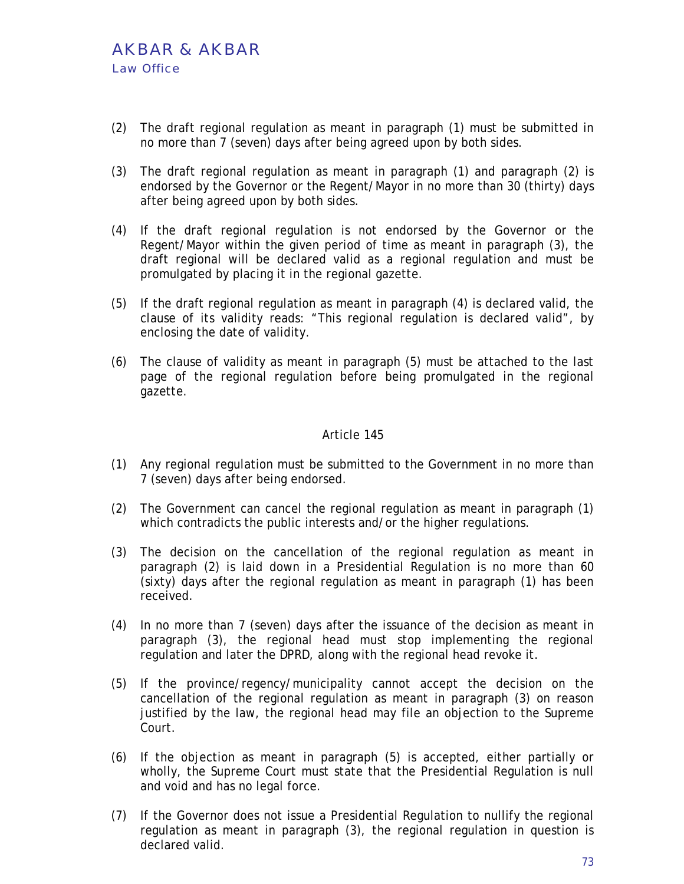(2) The draft regional regulation as meant in paragraph (1) must be submitted in no more than 7 (seven) days after being agreed upon by both sides.

(3) The draft regional regulation as meant in paragraph (1) and paragraph (2) is endorsed by the Governor or the Regent/Mayor in no more than 30 (thirty) days after being agreed upon by both sides.

(4) If the draft regional regulation is not endorsed by the Governor or the Regent/Mayor within the given period of time as meant in paragraph (3), the draft regional will be declared valid as a regional regulation and must be promulgated by placing it in the regional gazette.

(5) If the draft regional regulation as meant in paragraph (4) is declared valid, the clause of its validity reads: "This regional regulation is declared valid", by enclosing the date of validity.

(6) The clause of validity as meant in paragraph (5) must be attached to the last page of the regional regulation before being promulgated in the regional gazette.

### Article 145

(1) Any regional regulation must be submitted to the Government in no more than 7 (seven) days after being endorsed.

(2) The Government can cancel the regional regulation as meant in paragraph (1) which contradicts the public interests and/or the higher regulations.

(3) The decision on the cancellation of the regional regulation as meant in paragraph (2) is laid down in a Presidential Regulation is no more than 60 (sixty) days after the regional regulation as meant in paragraph (1) has been received.

(4) In no more than 7 (seven) days after the issuance of the decision as meant in paragraph (3), the regional head must stop implementing the regional regulation and later the DPRD, along with the regional head revoke it.

(5) If the province/regency/municipality cannot accept the decision on the cancellation of the regional regulation as meant in paragraph (3) on reason justified by the law, the regional head may file an objection to the Supreme Court.

(6) If the objection as meant in paragraph (5) is accepted, either partially or wholly, the Supreme Court must state that the Presidential Regulation is null and void and has no legal force.

(7) If the Governor does not issue a Presidential Regulation to nullify the regional regulation as meant in paragraph (3), the regional regulation in question is declared valid.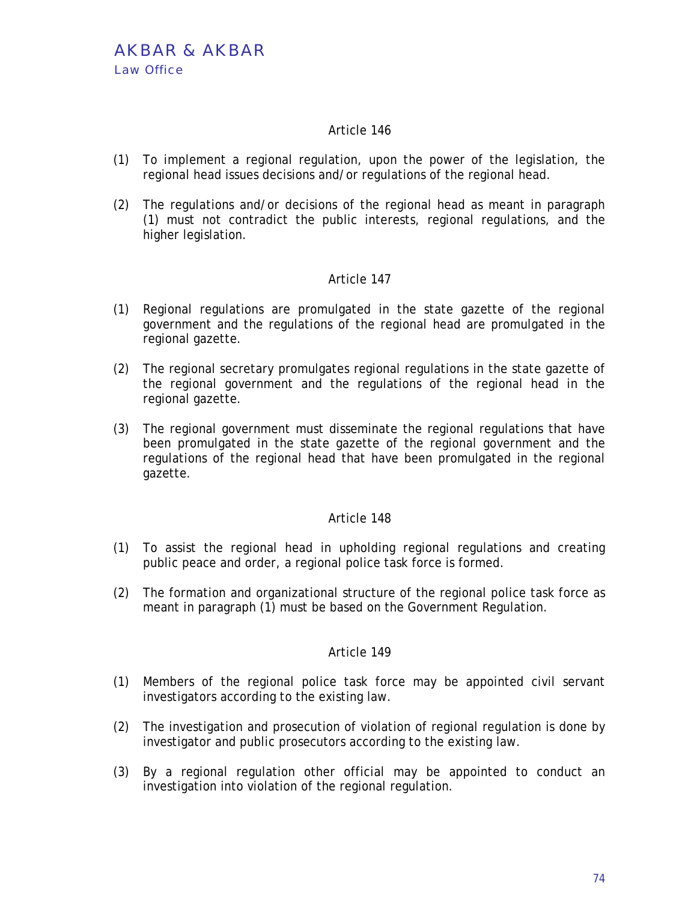### Article 146

(1) To implement a regional regulation, upon the power of the legislation, the regional head issues decisions and/or regulations of the regional head.

(2) The regulations and/or decisions of the regional head as meant in paragraph (1) must not contradict the public interests, regional regulations, and the higher legislation.

### Article 147

(1) Regional regulations are promulgated in the state gazette of the regional government and the regulations of the regional head are promulgated in the regional gazette.

(2) The regional secretary promulgates regional regulations in the state gazette of the regional government and the regulations of the regional head in the regional gazette.

(3) The regional government must disseminate the regional regulations that have been promulgated in the state gazette of the regional government and the regulations of the regional head that have been promulgated in the regional gazette.

### Article 148

(1) To assist the regional head in upholding regional regulations and creating public peace and order, a regional police task force is formed.

(2) The formation and organizational structure of the regional police task force as meant in paragraph (1) must be based on the Government Regulation.

### Article 149

(1) Members of the regional police task force may be appointed civil servant investigators according to the existing law.

(2) The investigation and prosecution of violation of regional regulation is done by investigator and public prosecutors according to the existing law.

(3) By a regional regulation other official may be appointed to conduct an investigation into violation of the regional regulation.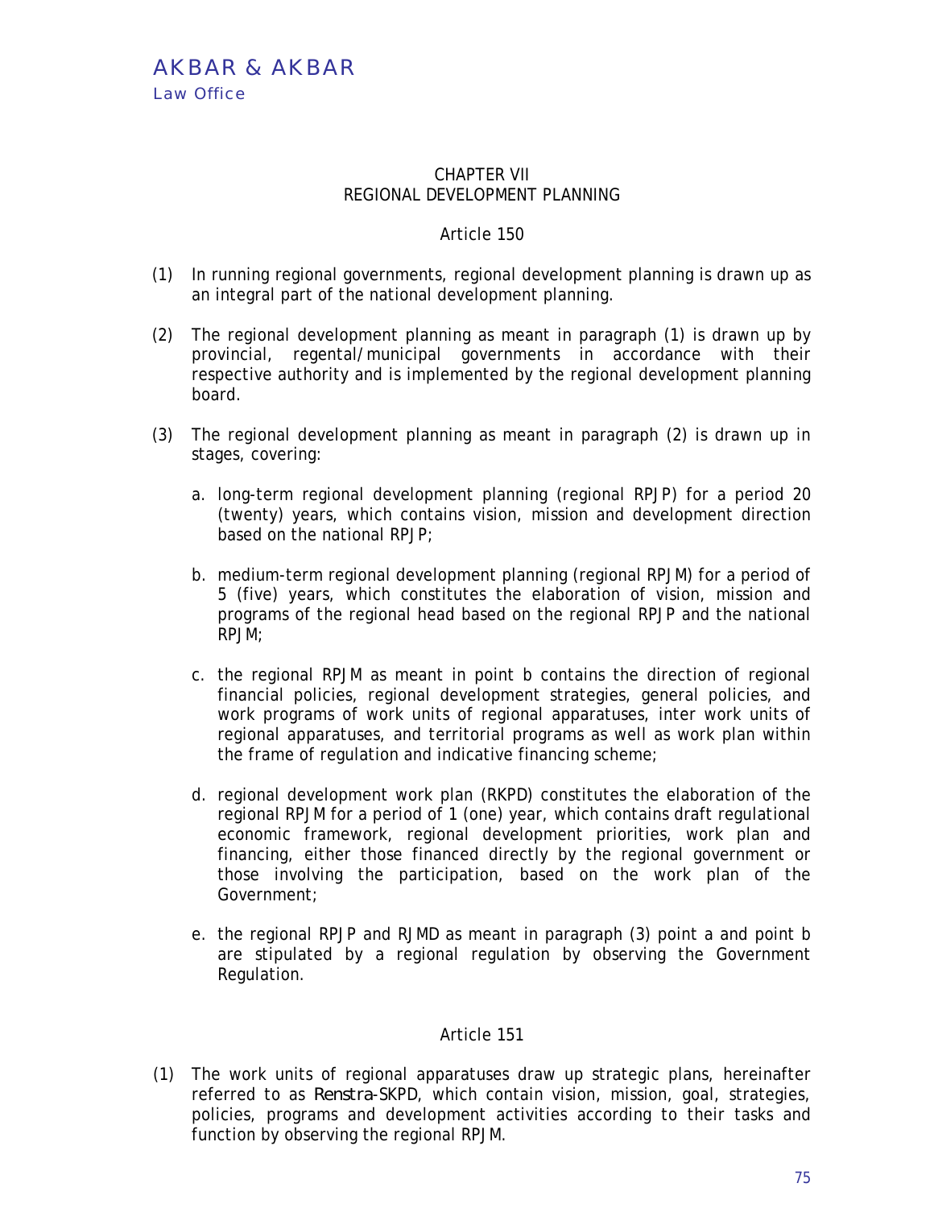## CHAPTER VII
## REGIONAL DEVELOPMENT PLANNING

### Article 150

(1) In running regional governments, regional development planning is drawn up as an integral part of the national development planning.

(2) The regional development planning as meant in paragraph (1) is drawn up by provincial, regental/municipal governments in accordance with their respective authority and is implemented by the regional development planning board.

(3) The regional development planning as meant in paragraph (2) is drawn up in stages, covering:

a. long-term regional development planning (regional RPJP) for a period 20 (twenty) years, which contains vision, mission and development direction based on the national RPJP;

b. medium-term regional development planning (regional RPJM) for a period of 5 (five) years, which constitutes the elaboration of vision, mission and programs of the regional head based on the regional RPJP and the national RPJM;

c. the regional RPJM as meant in point b contains the direction of regional financial policies, regional development strategies, general policies, and work programs of work units of regional apparatuses, inter work units of regional apparatuses, and territorial programs as well as work plan within the frame of regulation and indicative financing scheme;

d. regional development work plan (RKPD) constitutes the elaboration of the regional RPJM for a period of 1 (one) year, which contains draft regulational economic framework, regional development priorities, work plan and financing, either those financed directly by the regional government or those involving the participation, based on the work plan of the Government;

e. the regional RPJP and RJMD as meant in paragraph (3) point a and point b are stipulated by a regional regulation by observing the Government Regulation.

### Article 151

(1) The work units of regional apparatuses draw up strategic plans, hereinafter referred to as *Renstra-SKPD*, which contain vision, mission, goal, strategies, policies, programs and development activities according to their tasks and function by observing the regional RPJM.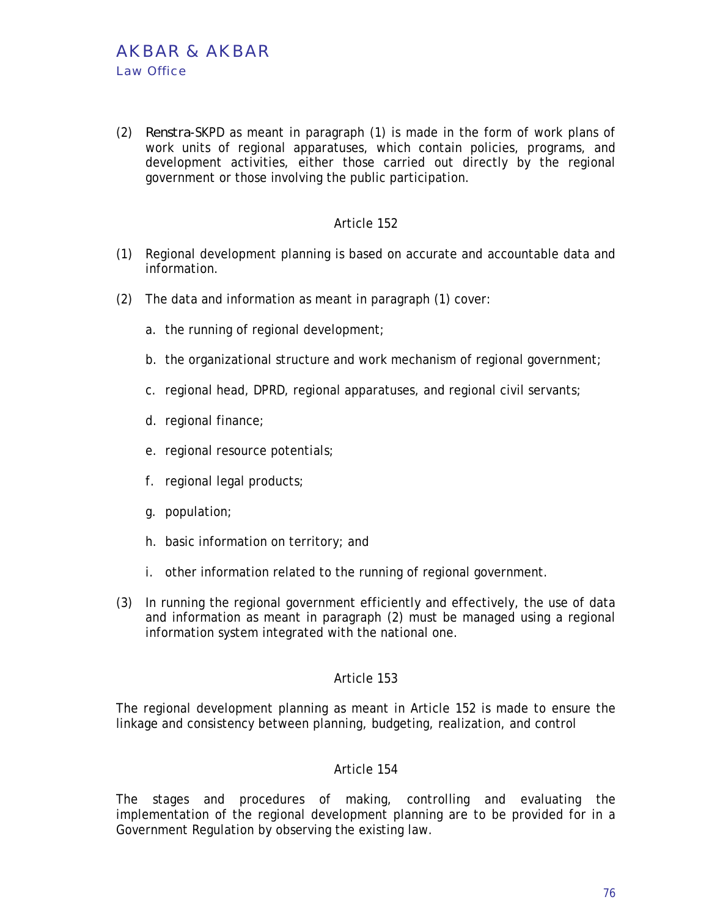(2) *Renstra*-SKPD as meant in paragraph (1) is made in the form of work plans of work units of regional apparatuses, which contain policies, programs, and development activities, either those carried out directly by the regional government or those involving the public participation.

### Article 152

(1) Regional development planning is based on accurate and accountable data and information.

(2) The data and information as meant in paragraph (1) cover:

   a. the running of regional development;

   b. the organizational structure and work mechanism of regional government;

   c. regional head, DPRD, regional apparatuses, and regional civil servants;

   d. regional finance;

   e. regional resource potentials;

   f. regional legal products;

   g. population;

   h. basic information on territory; and

   i. other information related to the running of regional government.

(3) In running the regional government efficiently and effectively, the use of data and information as meant in paragraph (2) must be managed using a regional information system integrated with the national one.

### Article 153

The regional development planning as meant in Article 152 is made to ensure the linkage and consistency between planning, budgeting, realization, and control

### Article 154

The stages and procedures of making, controlling and evaluating the implementation of the regional development planning are to be provided for in a Government Regulation by observing the existing law.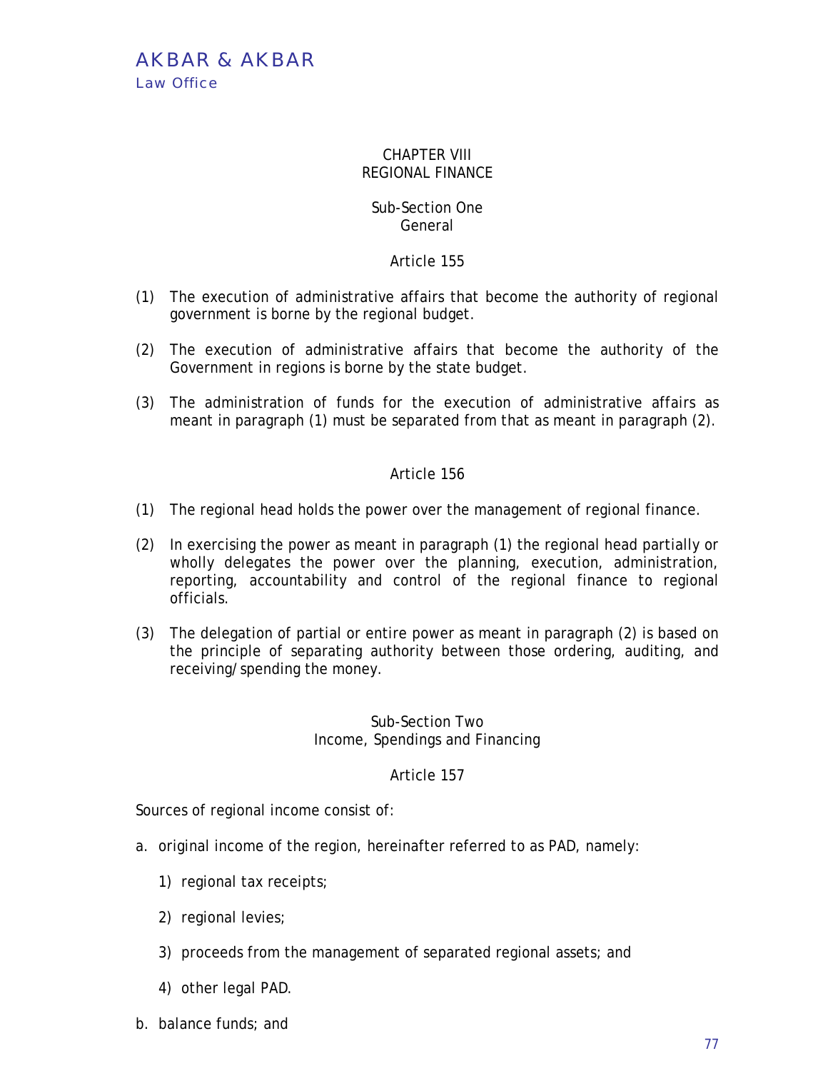## CHAPTER VIII
## REGIONAL FINANCE

### Sub-Section One
### General

#### Article 155

(1) The execution of administrative affairs that become the authority of regional government is borne by the regional budget.

(2) The execution of administrative affairs that become the authority of the Government in regions is borne by the state budget.

(3) The administration of funds for the execution of administrative affairs as meant in paragraph (1) must be separated from that as meant in paragraph (2).

#### Article 156

(1) The regional head holds the power over the management of regional finance.

(2) In exercising the power as meant in paragraph (1) the regional head partially or wholly delegates the power over the planning, execution, administration, reporting, accountability and control of the regional finance to regional officials.

(3) The delegation of partial or entire power as meant in paragraph (2) is based on the principle of separating authority between those ordering, auditing, and receiving/spending the money.

### Sub-Section Two
### Income, Spendings and Financing

#### Article 157

Sources of regional income consist of:

a. original income of the region, hereinafter referred to as PAD, namely:

   1) regional tax receipts;

   2) regional levies;

   3) proceeds from the management of separated regional assets; and

   4) other legal PAD.

b. balance funds; and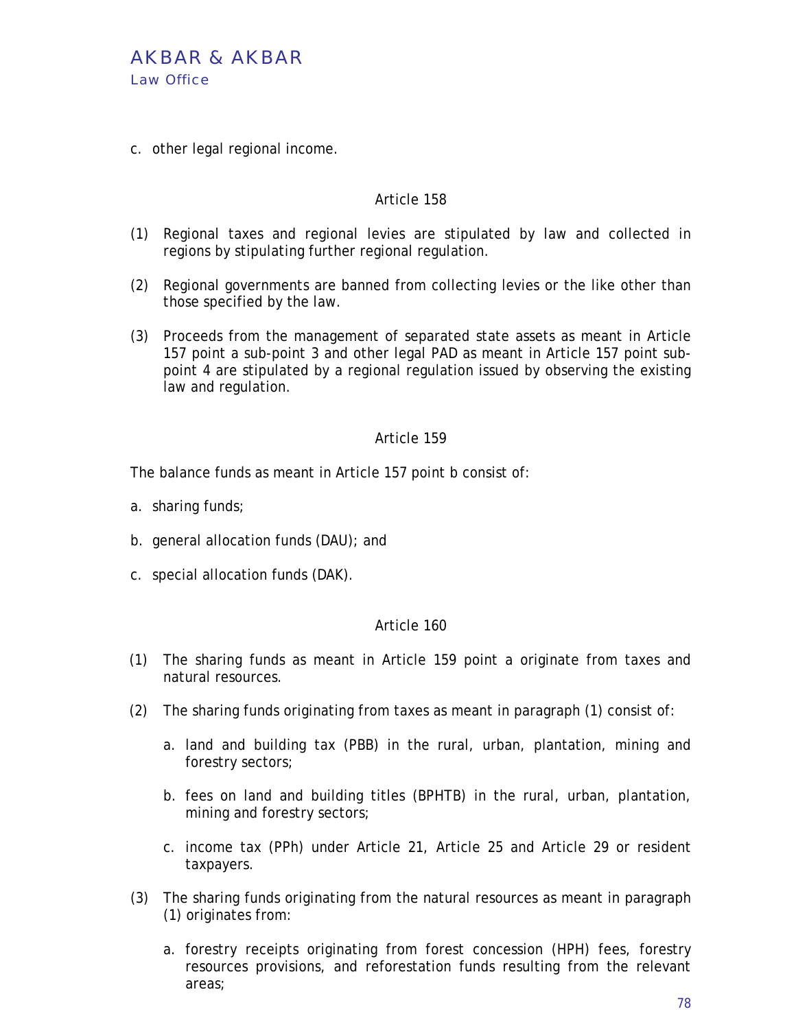c. other legal regional income.

Article 158

(1) Regional taxes and regional levies are stipulated by law and collected in regions by stipulating further regional regulation.

(2) Regional governments are banned from collecting levies or the like other than those specified by the law.

(3) Proceeds from the management of separated state assets as meant in Article 157 point a sub-point 3 and other legal PAD as meant in Article 157 point sub-point 4 are stipulated by a regional regulation issued by observing the existing law and regulation.

Article 159

The balance funds as meant in Article 157 point b consist of:

a. sharing funds;

b. general allocation funds (DAU); and

c. special allocation funds (DAK).

Article 160

(1) The sharing funds as meant in Article 159 point a originate from taxes and natural resources.

(2) The sharing funds originating from taxes as meant in paragraph (1) consist of:

   a. land and building tax (PBB) in the rural, urban, plantation, mining and forestry sectors;

   b. fees on land and building titles (BPHTB) in the rural, urban, plantation, mining and forestry sectors;

   c. income tax (PPh) under Article 21, Article 25 and Article 29 or resident taxpayers.

(3) The sharing funds originating from the natural resources as meant in paragraph (1) originates from:

   a. forestry receipts originating from forest concession (HPH) fees, forestry resources provisions, and reforestation funds resulting from the relevant areas;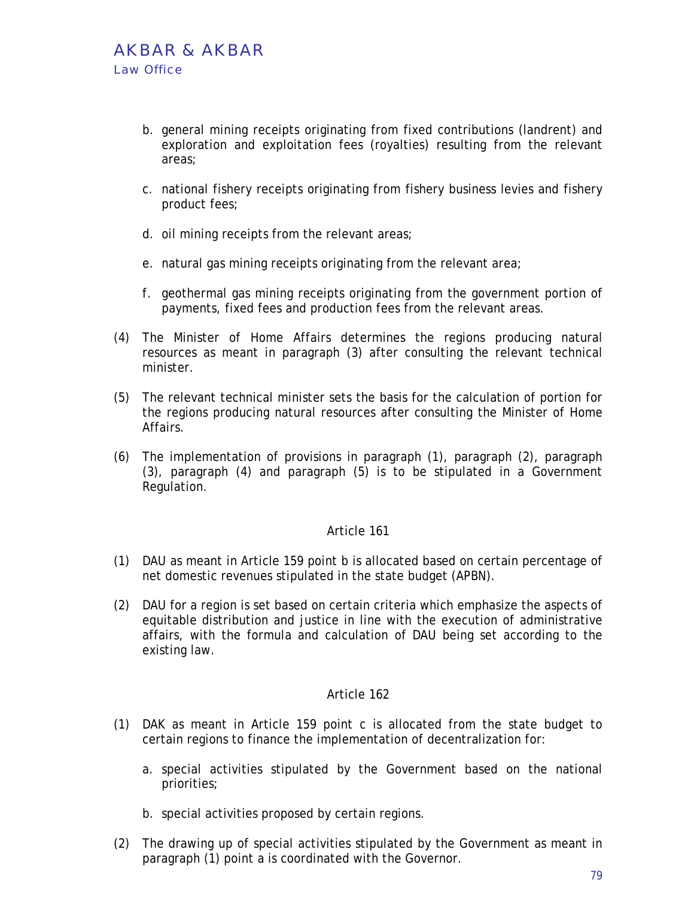b. general mining receipts originating from fixed contributions (landrent) and exploration and exploitation fees (royalties) resulting from the relevant areas;

c. national fishery receipts originating from fishery business levies and fishery product fees;

d. oil mining receipts from the relevant areas;

e. natural gas mining receipts originating from the relevant area;

f. geothermal gas mining receipts originating from the government portion of payments, fixed fees and production fees from the relevant areas.

(4) The Minister of Home Affairs determines the regions producing natural resources as meant in paragraph (3) after consulting the relevant technical minister.

(5) The relevant technical minister sets the basis for the calculation of portion for the regions producing natural resources after consulting the Minister of Home Affairs.

(6) The implementation of provisions in paragraph (1), paragraph (2), paragraph (3), paragraph (4) and paragraph (5) is to be stipulated in a Government Regulation.

## Article 161

(1) DAU as meant in Article 159 point b is allocated based on certain percentage of net domestic revenues stipulated in the state budget (APBN).

(2) DAU for a region is set based on certain criteria which emphasize the aspects of equitable distribution and justice in line with the execution of administrative affairs, with the formula and calculation of DAU being set according to the existing law.

## Article 162

(1) DAK as meant in Article 159 point c is allocated from the state budget to certain regions to finance the implementation of decentralization for:

a. special activities stipulated by the Government based on the national priorities;

b. special activities proposed by certain regions.

(2) The drawing up of special activities stipulated by the Government as meant in paragraph (1) point a is coordinated with the Governor.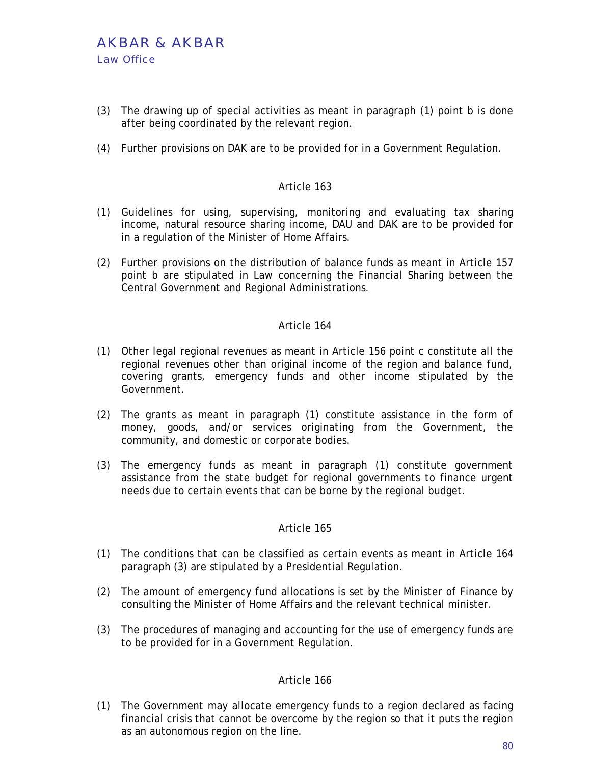(3) The drawing up of special activities as meant in paragraph (1) point b is done after being coordinated by the relevant region.

(4) Further provisions on DAK are to be provided for in a Government Regulation.

### Article 163

(1) Guidelines for using, supervising, monitoring and evaluating tax sharing income, natural resource sharing income, DAU and DAK are to be provided for in a regulation of the Minister of Home Affairs.

(2) Further provisions on the distribution of balance funds as meant in Article 157 point b are stipulated in Law concerning the Financial Sharing between the Central Government and Regional Administrations.

### Article 164

(1) Other legal regional revenues as meant in Article 156 point c constitute all the regional revenues other than original income of the region and balance fund, covering grants, emergency funds and other income stipulated by the Government.

(2) The grants as meant in paragraph (1) constitute assistance in the form of money, goods, and/or services originating from the Government, the community, and domestic or corporate bodies.

(3) The emergency funds as meant in paragraph (1) constitute government assistance from the state budget for regional governments to finance urgent needs due to certain events that can be borne by the regional budget.

### Article 165

(1) The conditions that can be classified as certain events as meant in Article 164 paragraph (3) are stipulated by a Presidential Regulation.

(2) The amount of emergency fund allocations is set by the Minister of Finance by consulting the Minister of Home Affairs and the relevant technical minister.

(3) The procedures of managing and accounting for the use of emergency funds are to be provided for in a Government Regulation.

### Article 166

(1) The Government may allocate emergency funds to a region declared as facing financial crisis that cannot be overcome by the region so that it puts the region as an autonomous region on the line.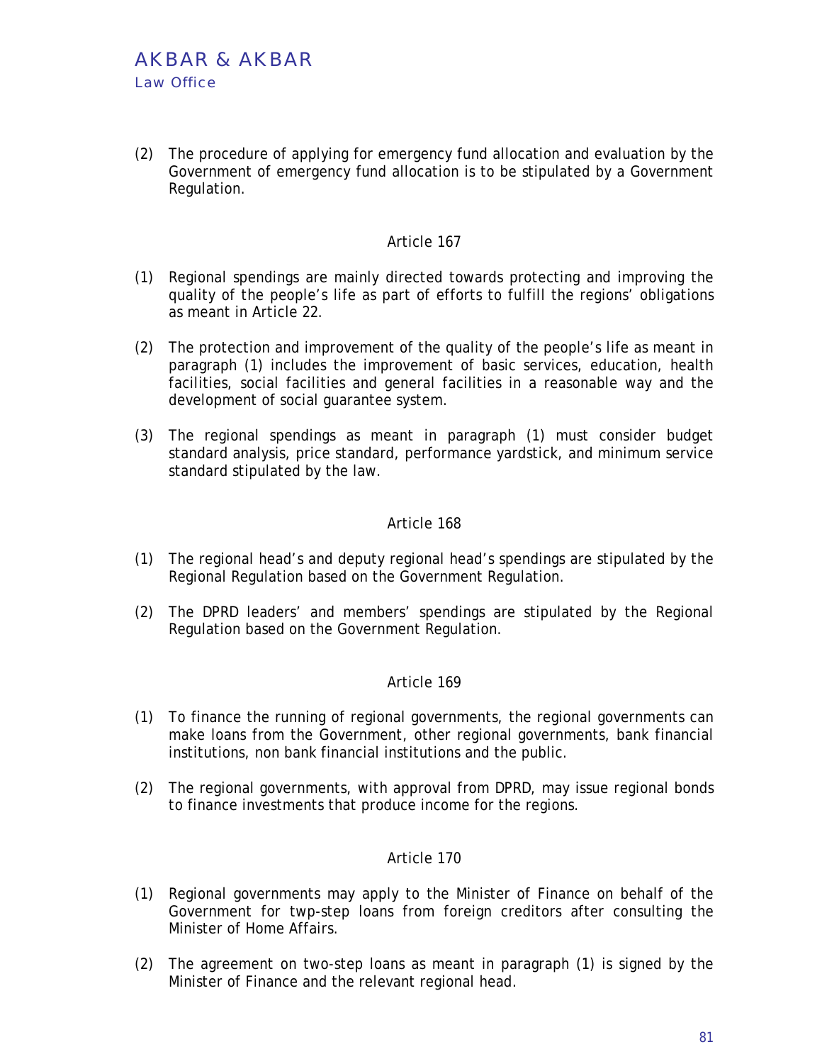(2) The procedure of applying for emergency fund allocation and evaluation by the Government of emergency fund allocation is to be stipulated by a Government Regulation.

### Article 167

(1) Regional spendings are mainly directed towards protecting and improving the quality of the people's life as part of efforts to fulfill the regions' obligations as meant in Article 22.

(2) The protection and improvement of the quality of the people's life as meant in paragraph (1) includes the improvement of basic services, education, health facilities, social facilities and general facilities in a reasonable way and the development of social guarantee system.

(3) The regional spendings as meant in paragraph (1) must consider budget standard analysis, price standard, performance yardstick, and minimum service standard stipulated by the law.

### Article 168

(1) The regional head's and deputy regional head's spendings are stipulated by the Regional Regulation based on the Government Regulation.

(2) The DPRD leaders' and members' spendings are stipulated by the Regional Regulation based on the Government Regulation.

### Article 169

(1) To finance the running of regional governments, the regional governments can make loans from the Government, other regional governments, bank financial institutions, non bank financial institutions and the public.

(2) The regional governments, with approval from DPRD, may issue regional bonds to finance investments that produce income for the regions.

### Article 170

(1) Regional governments may apply to the Minister of Finance on behalf of the Government for twp-step loans from foreign creditors after consulting the Minister of Home Affairs.

(2) The agreement on two-step loans as meant in paragraph (1) is signed by the Minister of Finance and the relevant regional head.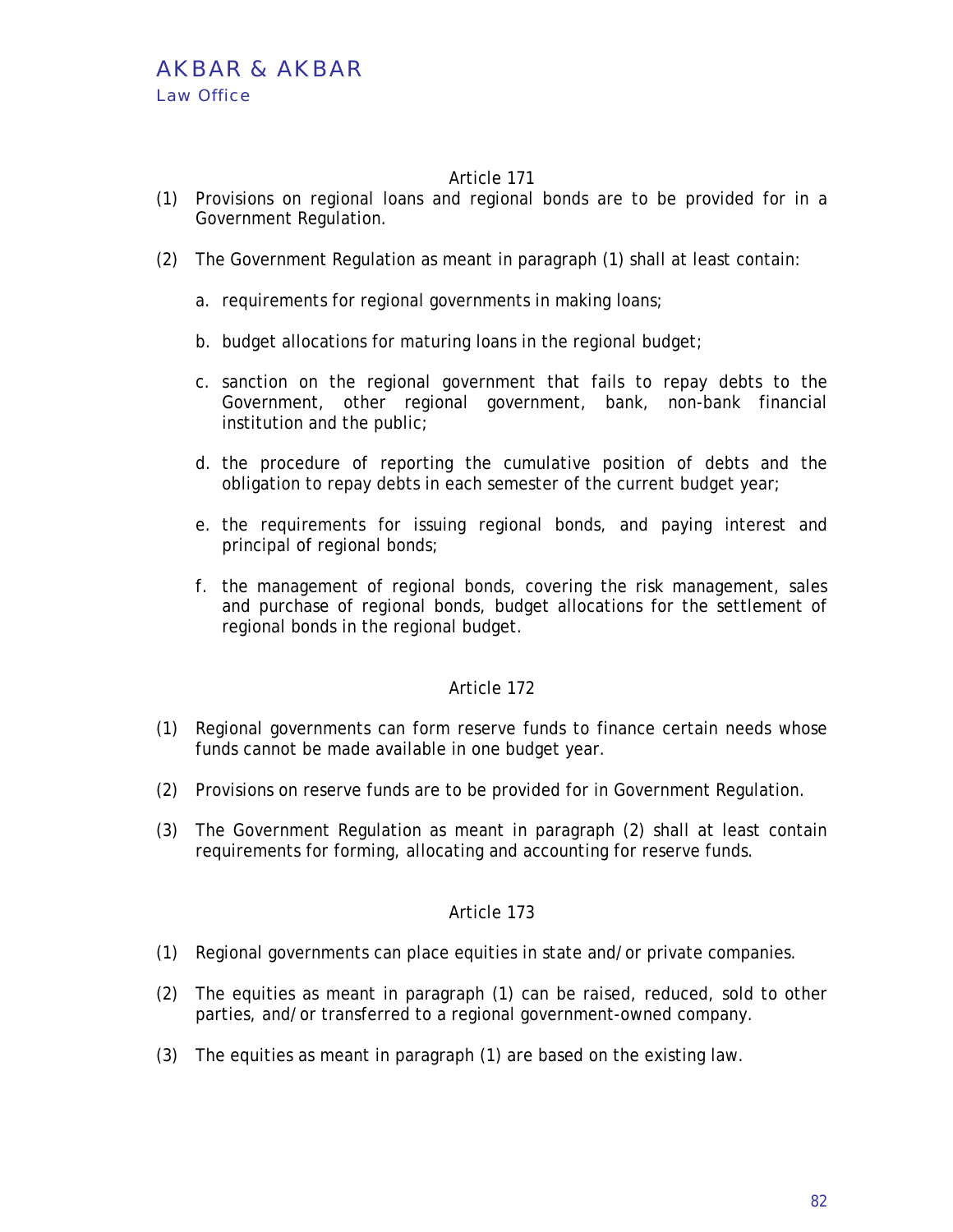### Article 171

(1) Provisions on regional loans and regional bonds are to be provided for in a Government Regulation.

(2) The Government Regulation as meant in paragraph (1) shall at least contain:

   a. requirements for regional governments in making loans;

   b. budget allocations for maturing loans in the regional budget;

   c. sanction on the regional government that fails to repay debts to the Government, other regional government, bank, non-bank financial institution and the public;

   d. the procedure of reporting the cumulative position of debts and the obligation to repay debts in each semester of the current budget year;

   e. the requirements for issuing regional bonds, and paying interest and principal of regional bonds;

   f. the management of regional bonds, covering the risk management, sales and purchase of regional bonds, budget allocations for the settlement of regional bonds in the regional budget.

### Article 172

(1) Regional governments can form reserve funds to finance certain needs whose funds cannot be made available in one budget year.

(2) Provisions on reserve funds are to be provided for in Government Regulation.

(3) The Government Regulation as meant in paragraph (2) shall at least contain requirements for forming, allocating and accounting for reserve funds.

### Article 173

(1) Regional governments can place equities in state and/or private companies.

(2) The equities as meant in paragraph (1) can be raised, reduced, sold to other parties, and/or transferred to a regional government-owned company.

(3) The equities as meant in paragraph (1) are based on the existing law.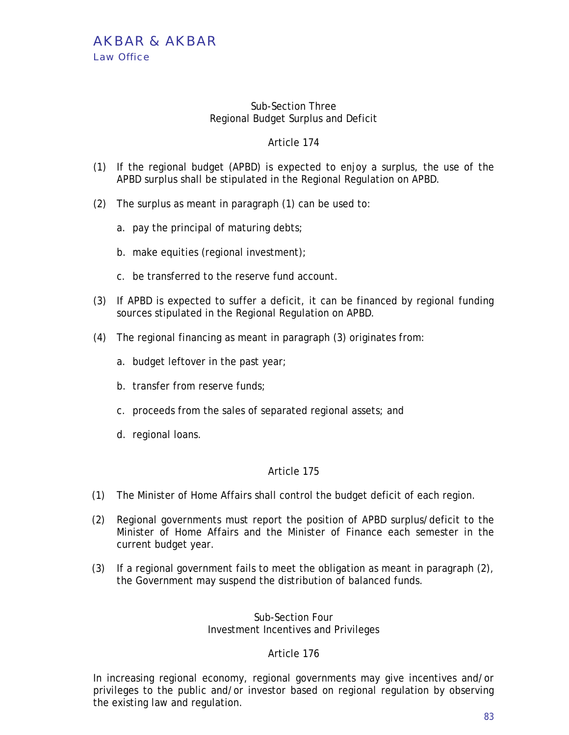### Sub-Section Three
### Regional Budget Surplus and Deficit

#### Article 174

(1) If the regional budget (APBD) is expected to enjoy a surplus, the use of the APBD surplus shall be stipulated in the Regional Regulation on APBD.

(2) The surplus as meant in paragraph (1) can be used to:

a. pay the principal of maturing debts;

b. make equities (regional investment);

c. be transferred to the reserve fund account.

(3) If APBD is expected to suffer a deficit, it can be financed by regional funding sources stipulated in the Regional Regulation on APBD.

(4) The regional financing as meant in paragraph (3) originates from:

a. budget leftover in the past year;

b. transfer from reserve funds;

c. proceeds from the sales of separated regional assets; and

d. regional loans.

#### Article 175

(1) The Minister of Home Affairs shall control the budget deficit of each region.

(2) Regional governments must report the position of APBD surplus/deficit to the Minister of Home Affairs and the Minister of Finance each semester in the current budget year.

(3) If a regional government fails to meet the obligation as meant in paragraph (2), the Government may suspend the distribution of balanced funds.

### Sub-Section Four
### Investment Incentives and Privileges

#### Article 176

In increasing regional economy, regional governments may give incentives and/or privileges to the public and/or investor based on regional regulation by observing the existing law and regulation.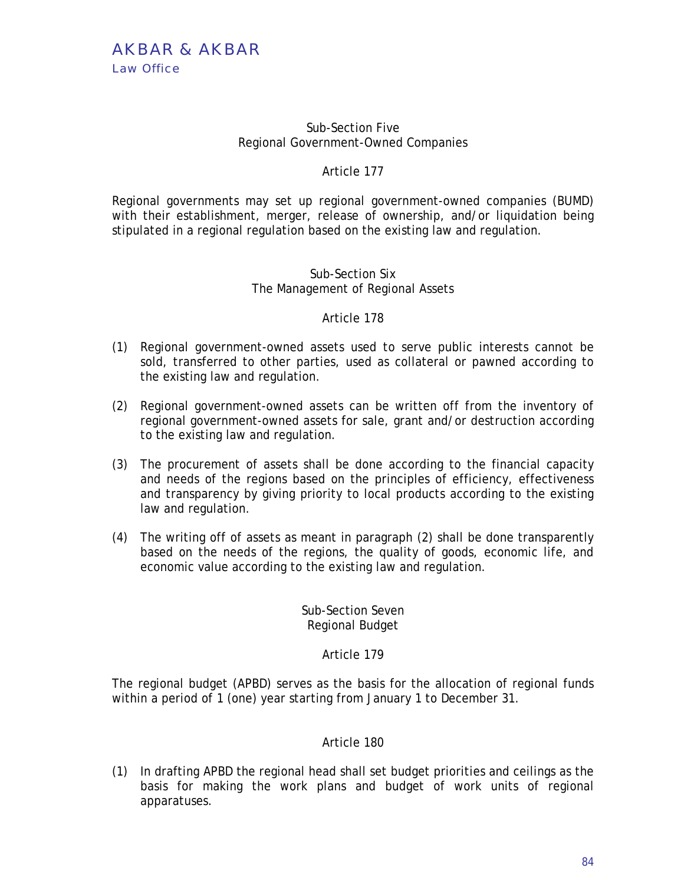### Sub-Section Five
### Regional Government-Owned Companies

#### Article 177

Regional governments may set up regional government-owned companies (BUMD) with their establishment, merger, release of ownership, and/or liquidation being stipulated in a regional regulation based on the existing law and regulation.

### Sub-Section Six
### The Management of Regional Assets

#### Article 178

(1) Regional government-owned assets used to serve public interests cannot be sold, transferred to other parties, used as collateral or pawned according to the existing law and regulation.

(2) Regional government-owned assets can be written off from the inventory of regional government-owned assets for sale, grant and/or destruction according to the existing law and regulation.

(3) The procurement of assets shall be done according to the financial capacity and needs of the regions based on the principles of efficiency, effectiveness and transparency by giving priority to local products according to the existing law and regulation.

(4) The writing off of assets as meant in paragraph (2) shall be done transparently based on the needs of the regions, the quality of goods, economic life, and economic value according to the existing law and regulation.

### Sub-Section Seven
### Regional Budget

#### Article 179

The regional budget (APBD) serves as the basis for the allocation of regional funds within a period of 1 (one) year starting from January 1 to December 31.

#### Article 180

(1) In drafting APBD the regional head shall set budget priorities and ceilings as the basis for making the work plans and budget of work units of regional apparatuses.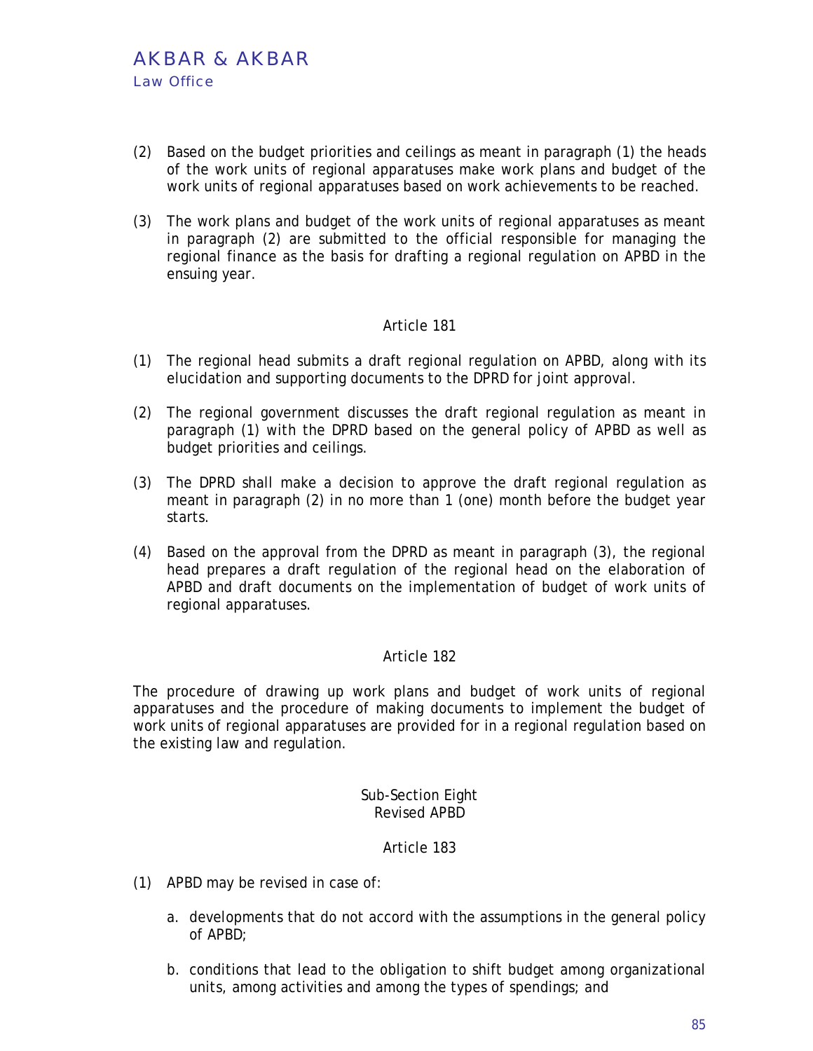(2) Based on the budget priorities and ceilings as meant in paragraph (1) the heads of the work units of regional apparatuses make work plans and budget of the work units of regional apparatuses based on work achievements to be reached.

(3) The work plans and budget of the work units of regional apparatuses as meant in paragraph (2) are submitted to the official responsible for managing the regional finance as the basis for drafting a regional regulation on APBD in the ensuing year.

### Article 181

(1) The regional head submits a draft regional regulation on APBD, along with its elucidation and supporting documents to the DPRD for joint approval.

(2) The regional government discusses the draft regional regulation as meant in paragraph (1) with the DPRD based on the general policy of APBD as well as budget priorities and ceilings.

(3) The DPRD shall make a decision to approve the draft regional regulation as meant in paragraph (2) in no more than 1 (one) month before the budget year starts.

(4) Based on the approval from the DPRD as meant in paragraph (3), the regional head prepares a draft regulation of the regional head on the elaboration of APBD and draft documents on the implementation of budget of work units of regional apparatuses.

### Article 182

The procedure of drawing up work plans and budget of work units of regional apparatuses and the procedure of making documents to implement the budget of work units of regional apparatuses are provided for in a regional regulation based on the existing law and regulation.

## Sub-Section Eight
## Revised APBD

### Article 183

(1) APBD may be revised in case of:

a. developments that do not accord with the assumptions in the general policy of APBD;

b. conditions that lead to the obligation to shift budget among organizational units, among activities and among the types of spendings; and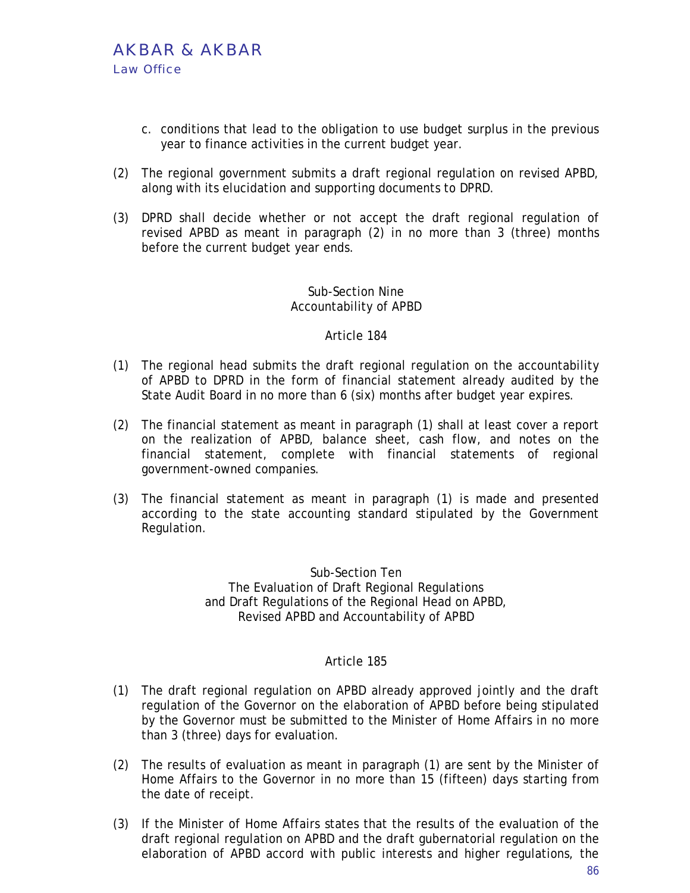c. conditions that lead to the obligation to use budget surplus in the previous year to finance activities in the current budget year.

(2) The regional government submits a draft regional regulation on revised APBD, along with its elucidation and supporting documents to DPRD.

(3) DPRD shall decide whether or not accept the draft regional regulation of revised APBD as meant in paragraph (2) in no more than 3 (three) months before the current budget year ends.

Sub-Section Nine
Accountability of APBD

Article 184

(1) The regional head submits the draft regional regulation on the accountability of APBD to DPRD in the form of financial statement already audited by the State Audit Board in no more than 6 (six) months after budget year expires.

(2) The financial statement as meant in paragraph (1) shall at least cover a report on the realization of APBD, balance sheet, cash flow, and notes on the financial statement, complete with financial statements of regional government-owned companies.

(3) The financial statement as meant in paragraph (1) is made and presented according to the state accounting standard stipulated by the Government Regulation.

Sub-Section Ten
The Evaluation of Draft Regional Regulations and Draft Regulations of the Regional Head on APBD, Revised APBD and Accountability of APBD

Article 185

(1) The draft regional regulation on APBD already approved jointly and the draft regulation of the Governor on the elaboration of APBD before being stipulated by the Governor must be submitted to the Minister of Home Affairs in no more than 3 (three) days for evaluation.

(2) The results of evaluation as meant in paragraph (1) are sent by the Minister of Home Affairs to the Governor in no more than 15 (fifteen) days starting from the date of receipt.

(3) If the Minister of Home Affairs states that the results of the evaluation of the draft regional regulation on APBD and the draft gubernatorial regulation on the elaboration of APBD accord with public interests and higher regulations, the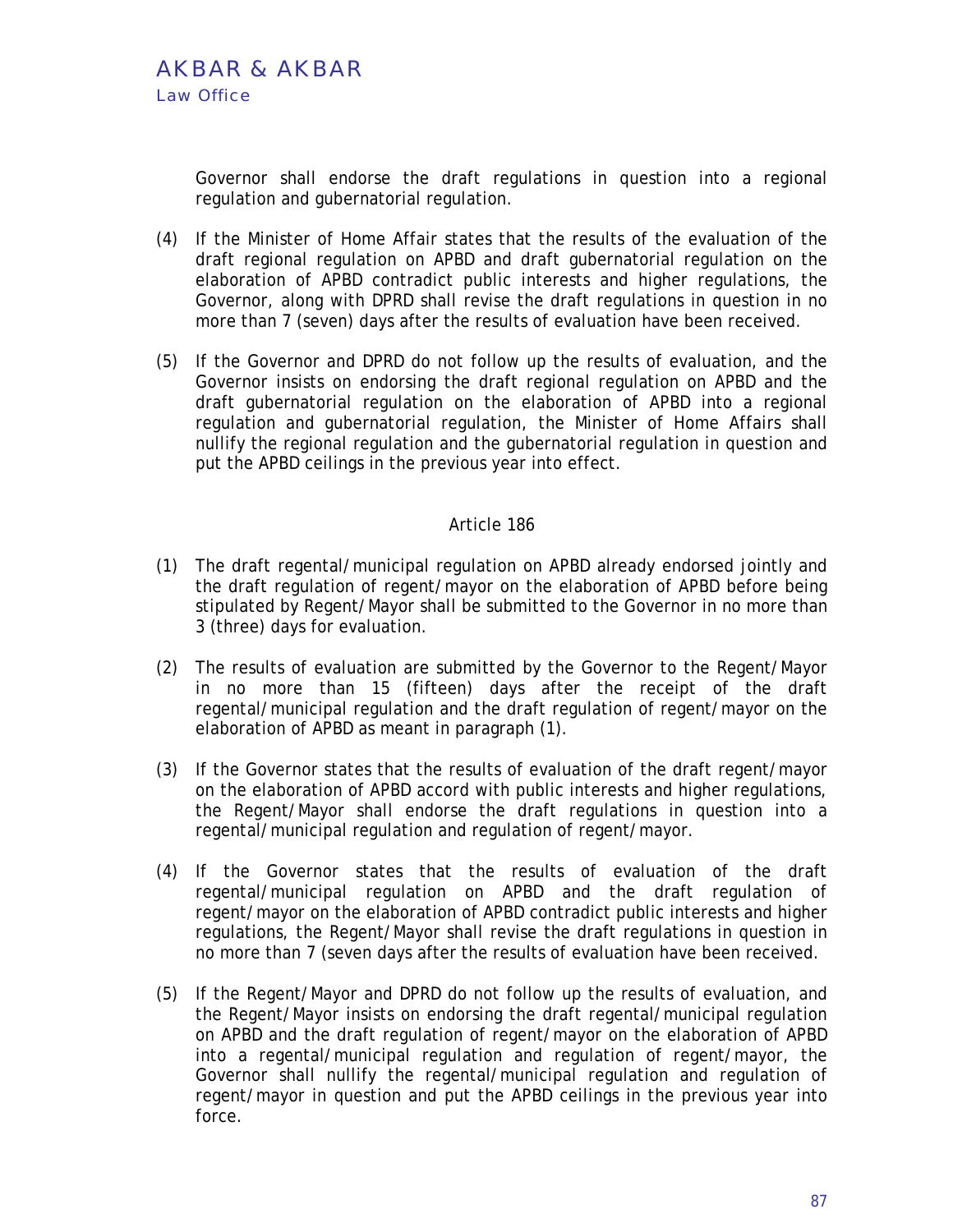Governor shall endorse the draft regulations in question into a regional regulation and gubernatorial regulation.

(4) If the Minister of Home Affair states that the results of the evaluation of the draft regional regulation on APBD and draft gubernatorial regulation on the elaboration of APBD contradict public interests and higher regulations, the Governor, along with DPRD shall revise the draft regulations in question in no more than 7 (seven) days after the results of evaluation have been received.

(5) If the Governor and DPRD do not follow up the results of evaluation, and the Governor insists on endorsing the draft regional regulation on APBD and the draft gubernatorial regulation on the elaboration of APBD into a regional regulation and gubernatorial regulation, the Minister of Home Affairs shall nullify the regional regulation and the gubernatorial regulation in question and put the APBD ceilings in the previous year into effect.

Article 186

(1) The draft regental/municipal regulation on APBD already endorsed jointly and the draft regulation of regent/mayor on the elaboration of APBD before being stipulated by Regent/Mayor shall be submitted to the Governor in no more than 3 (three) days for evaluation.

(2) The results of evaluation are submitted by the Governor to the Regent/Mayor in no more than 15 (fifteen) days after the receipt of the draft regental/municipal regulation and the draft regulation of regent/mayor on the elaboration of APBD as meant in paragraph (1).

(3) If the Governor states that the results of evaluation of the draft regent/mayor on the elaboration of APBD accord with public interests and higher regulations, the Regent/Mayor shall endorse the draft regulations in question into a regental/municipal regulation and regulation of regent/mayor.

(4) If the Governor states that the results of evaluation of the draft regental/municipal regulation on APBD and the draft regulation of regent/mayor on the elaboration of APBD contradict public interests and higher regulations, the Regent/Mayor shall revise the draft regulations in question in no more than 7 (seven days after the results of evaluation have been received.

(5) If the Regent/Mayor and DPRD do not follow up the results of evaluation, and the Regent/Mayor insists on endorsing the draft regental/municipal regulation on APBD and the draft regulation of regent/mayor on the elaboration of APBD into a regental/municipal regulation and regulation of regent/mayor, the Governor shall nullify the regental/municipal regulation and regulation of regent/mayor in question and put the APBD ceilings in the previous year into force.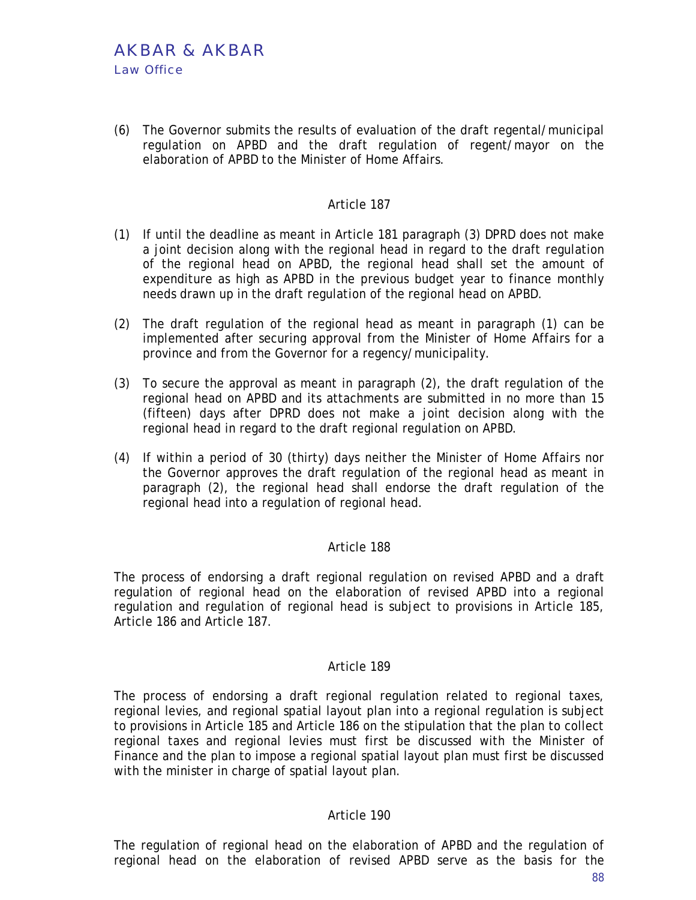(6) The Governor submits the results of evaluation of the draft regental/municipal regulation on APBD and the draft regulation of regent/mayor on the elaboration of APBD to the Minister of Home Affairs.

### Article 187

(1) If until the deadline as meant in Article 181 paragraph (3) DPRD does not make a joint decision along with the regional head in regard to the draft regulation of the regional head on APBD, the regional head shall set the amount of expenditure as high as APBD in the previous budget year to finance monthly needs drawn up in the draft regulation of the regional head on APBD.

(2) The draft regulation of the regional head as meant in paragraph (1) can be implemented after securing approval from the Minister of Home Affairs for a province and from the Governor for a regency/municipality.

(3) To secure the approval as meant in paragraph (2), the draft regulation of the regional head on APBD and its attachments are submitted in no more than 15 (fifteen) days after DPRD does not make a joint decision along with the regional head in regard to the draft regional regulation on APBD.

(4) If within a period of 30 (thirty) days neither the Minister of Home Affairs nor the Governor approves the draft regulation of the regional head as meant in paragraph (2), the regional head shall endorse the draft regulation of the regional head into a regulation of regional head.

### Article 188

The process of endorsing a draft regional regulation on revised APBD and a draft regulation of regional head on the elaboration of revised APBD into a regional regulation and regulation of regional head is subject to provisions in Article 185, Article 186 and Article 187.

### Article 189

The process of endorsing a draft regional regulation related to regional taxes, regional levies, and regional spatial layout plan into a regional regulation is subject to provisions in Article 185 and Article 186 on the stipulation that the plan to collect regional taxes and regional levies must first be discussed with the Minister of Finance and the plan to impose a regional spatial layout plan must first be discussed with the minister in charge of spatial layout plan.

### Article 190

The regulation of regional head on the elaboration of APBD and the regulation of regional head on the elaboration of revised APBD serve as the basis for the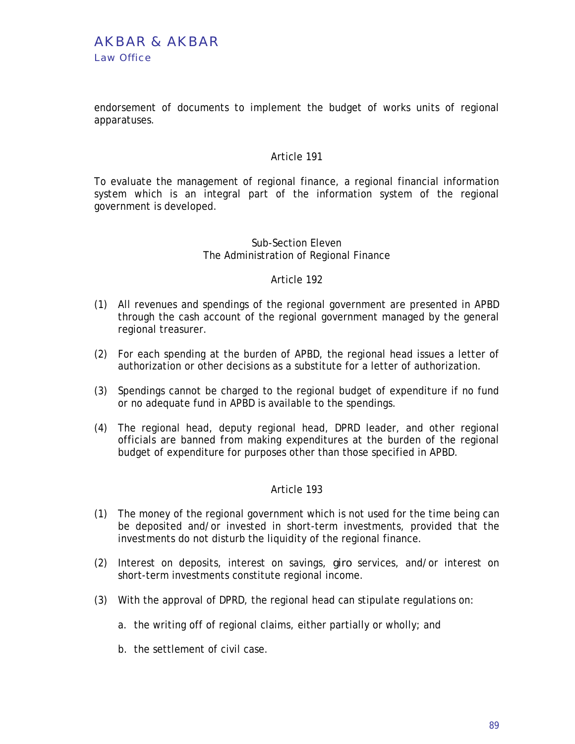endorsement of documents to implement the budget of works units of regional apparatuses.

### Article 191

To evaluate the management of regional finance, a regional financial information system which is an integral part of the information system of the regional government is developed.

## Sub-Section Eleven
## The Administration of Regional Finance

### Article 192

(1) All revenues and spendings of the regional government are presented in APBD through the cash account of the regional government managed by the general regional treasurer.

(2) For each spending at the burden of APBD, the regional head issues a letter of authorization or other decisions as a substitute for a letter of authorization.

(3) Spendings cannot be charged to the regional budget of expenditure if no fund or no adequate fund in APBD is available to the spendings.

(4) The regional head, deputy regional head, DPRD leader, and other regional officials are banned from making expenditures at the burden of the regional budget of expenditure for purposes other than those specified in APBD.

### Article 193

(1) The money of the regional government which is not used for the time being can be deposited and/or invested in short-term investments, provided that the investments do not disturb the liquidity of the regional finance.

(2) Interest on deposits, interest on savings, *giro* services, and/or interest on short-term investments constitute regional income.

(3) With the approval of DPRD, the regional head can stipulate regulations on:

   a. the writing off of regional claims, either partially or wholly; and

   b. the settlement of civil case.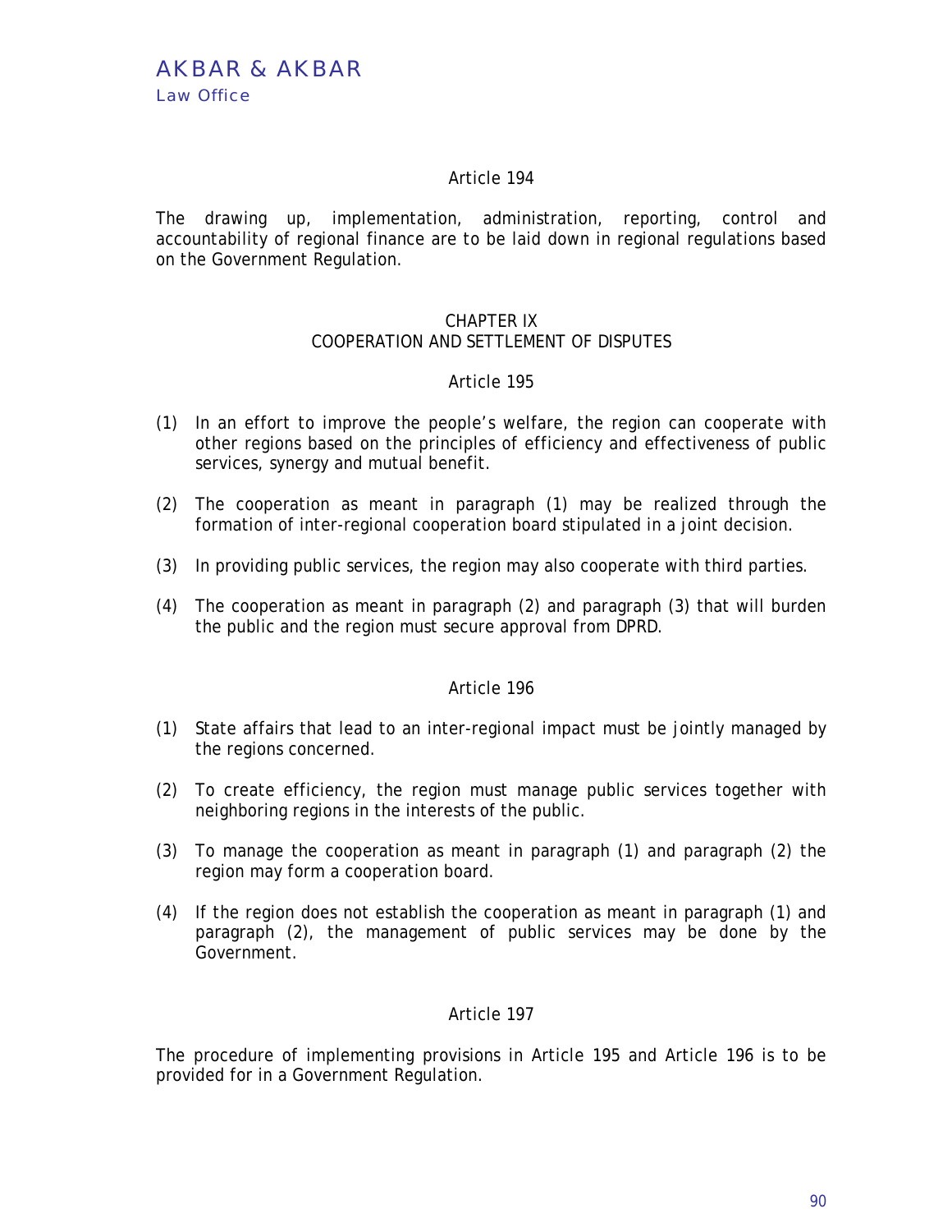### Article 194

The drawing up, implementation, administration, reporting, control and accountability of regional finance are to be laid down in regional regulations based on the Government Regulation.

## CHAPTER IX
## COOPERATION AND SETTLEMENT OF DISPUTES

### Article 195

(1) In an effort to improve the people's welfare, the region can cooperate with other regions based on the principles of efficiency and effectiveness of public services, synergy and mutual benefit.

(2) The cooperation as meant in paragraph (1) may be realized through the formation of inter-regional cooperation board stipulated in a joint decision.

(3) In providing public services, the region may also cooperate with third parties.

(4) The cooperation as meant in paragraph (2) and paragraph (3) that will burden the public and the region must secure approval from DPRD.

### Article 196

(1) State affairs that lead to an inter-regional impact must be jointly managed by the regions concerned.

(2) To create efficiency, the region must manage public services together with neighboring regions in the interests of the public.

(3) To manage the cooperation as meant in paragraph (1) and paragraph (2) the region may form a cooperation board.

(4) If the region does not establish the cooperation as meant in paragraph (1) and paragraph (2), the management of public services may be done by the Government.

### Article 197

The procedure of implementing provisions in Article 195 and Article 196 is to be provided for in a Government Regulation.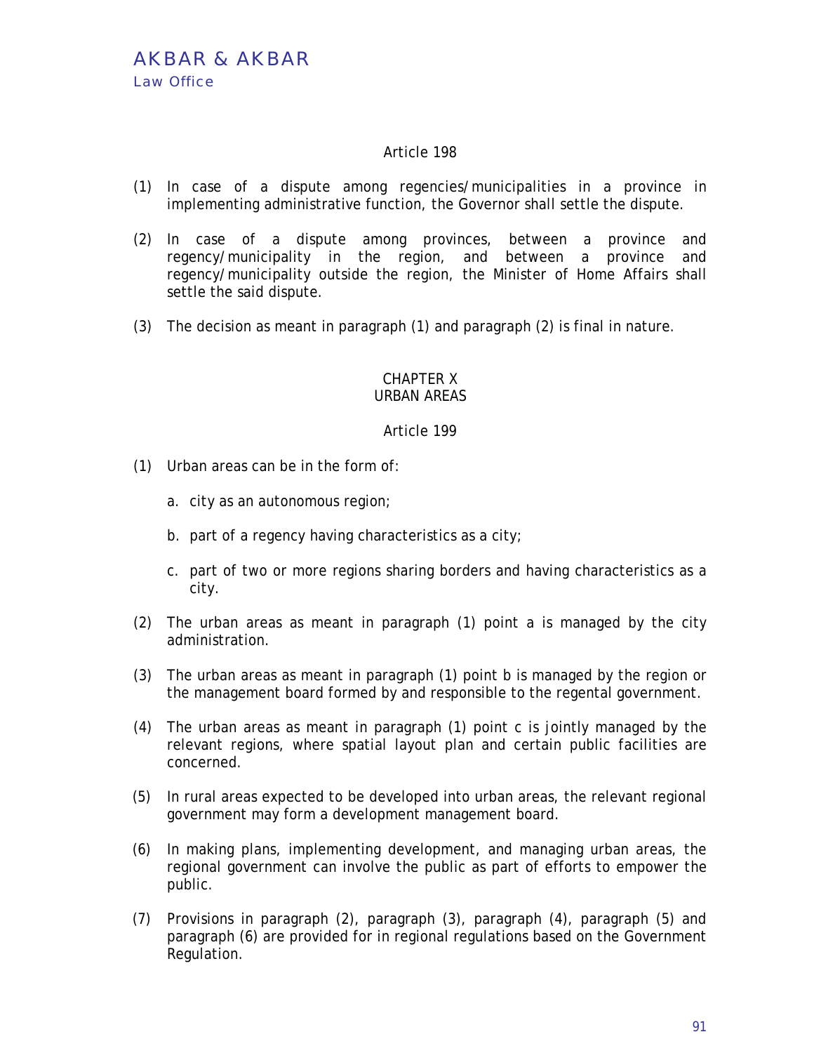### Article 198

(1) In case of a dispute among regencies/municipalities in a province in implementing administrative function, the Governor shall settle the dispute.

(2) In case of a dispute among provinces, between a province and regency/municipality in the region, and between a province and regency/municipality outside the region, the Minister of Home Affairs shall settle the said dispute.

(3) The decision as meant in paragraph (1) and paragraph (2) is final in nature.

## CHAPTER X
## URBAN AREAS

### Article 199

(1) Urban areas can be in the form of:

  a. city as an autonomous region;

  b. part of a regency having characteristics as a city;

  c. part of two or more regions sharing borders and having characteristics as a city.

(2) The urban areas as meant in paragraph (1) point a is managed by the city administration.

(3) The urban areas as meant in paragraph (1) point b is managed by the region or the management board formed by and responsible to the regental government.

(4) The urban areas as meant in paragraph (1) point c is jointly managed by the relevant regions, where spatial layout plan and certain public facilities are concerned.

(5) In rural areas expected to be developed into urban areas, the relevant regional government may form a development management board.

(6) In making plans, implementing development, and managing urban areas, the regional government can involve the public as part of efforts to empower the public.

(7) Provisions in paragraph (2), paragraph (3), paragraph (4), paragraph (5) and paragraph (6) are provided for in regional regulations based on the Government Regulation.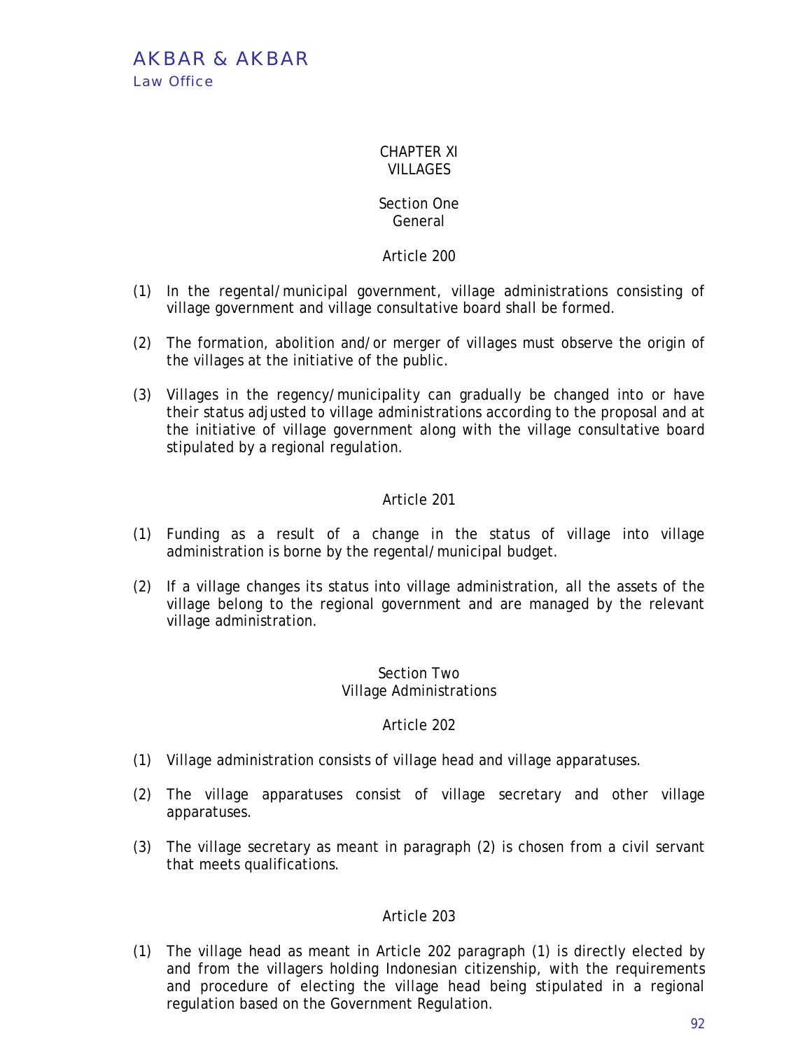# CHAPTER XI
# VILLAGES

## Section One
## General

### Article 200

(1) In the regental/municipal government, village administrations consisting of village government and village consultative board shall be formed.

(2) The formation, abolition and/or merger of villages must observe the origin of the villages at the initiative of the public.

(3) Villages in the regency/municipality can gradually be changed into or have their status adjusted to village administrations according to the proposal and at the initiative of village government along with the village consultative board stipulated by a regional regulation.

### Article 201

(1) Funding as a result of a change in the status of village into village administration is borne by the regental/municipal budget.

(2) If a village changes its status into village administration, all the assets of the village belong to the regional government and are managed by the relevant village administration.

## Section Two
## Village Administrations

### Article 202

(1) Village administration consists of village head and village apparatuses.

(2) The village apparatuses consist of village secretary and other village apparatuses.

(3) The village secretary as meant in paragraph (2) is chosen from a civil servant that meets qualifications.

### Article 203

(1) The village head as meant in Article 202 paragraph (1) is directly elected by and from the villagers holding Indonesian citizenship, with the requirements and procedure of electing the village head being stipulated in a regional regulation based on the Government Regulation.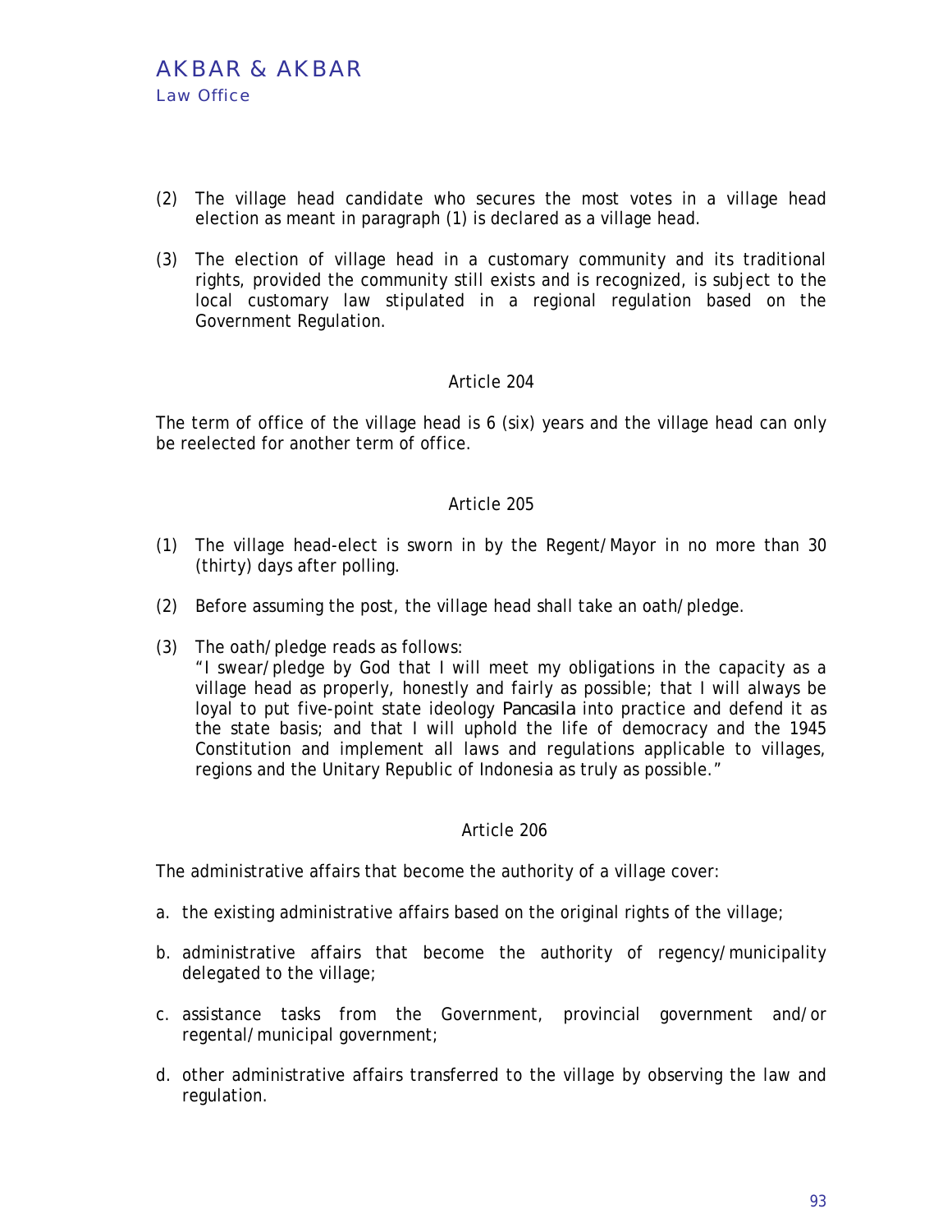(2) The village head candidate who secures the most votes in a village head election as meant in paragraph (1) is declared as a village head.

(3) The election of village head in a customary community and its traditional rights, provided the community still exists and is recognized, is subject to the local customary law stipulated in a regional regulation based on the Government Regulation.

### Article 204

The term of office of the village head is 6 (six) years and the village head can only be reelected for another term of office.

### Article 205

(1) The village head-elect is sworn in by the Regent/Mayor in no more than 30 (thirty) days after polling.

(2) Before assuming the post, the village head shall take an oath/pledge.

(3) The oath/pledge reads as follows:
"I swear/pledge by God that I will meet my obligations in the capacity as a village head as properly, honestly and fairly as possible; that I will always be loyal to put five-point state ideology *Pancasila* into practice and defend it as the state basis; and that I will uphold the life of democracy and the 1945 Constitution and implement all laws and regulations applicable to villages, regions and the Unitary Republic of Indonesia as truly as possible."

### Article 206

The administrative affairs that become the authority of a village cover:

a. the existing administrative affairs based on the original rights of the village;

b. administrative affairs that become the authority of regency/municipality delegated to the village;

c. assistance tasks from the Government, provincial government and/or regental/municipal government;

d. other administrative affairs transferred to the village by observing the law and regulation.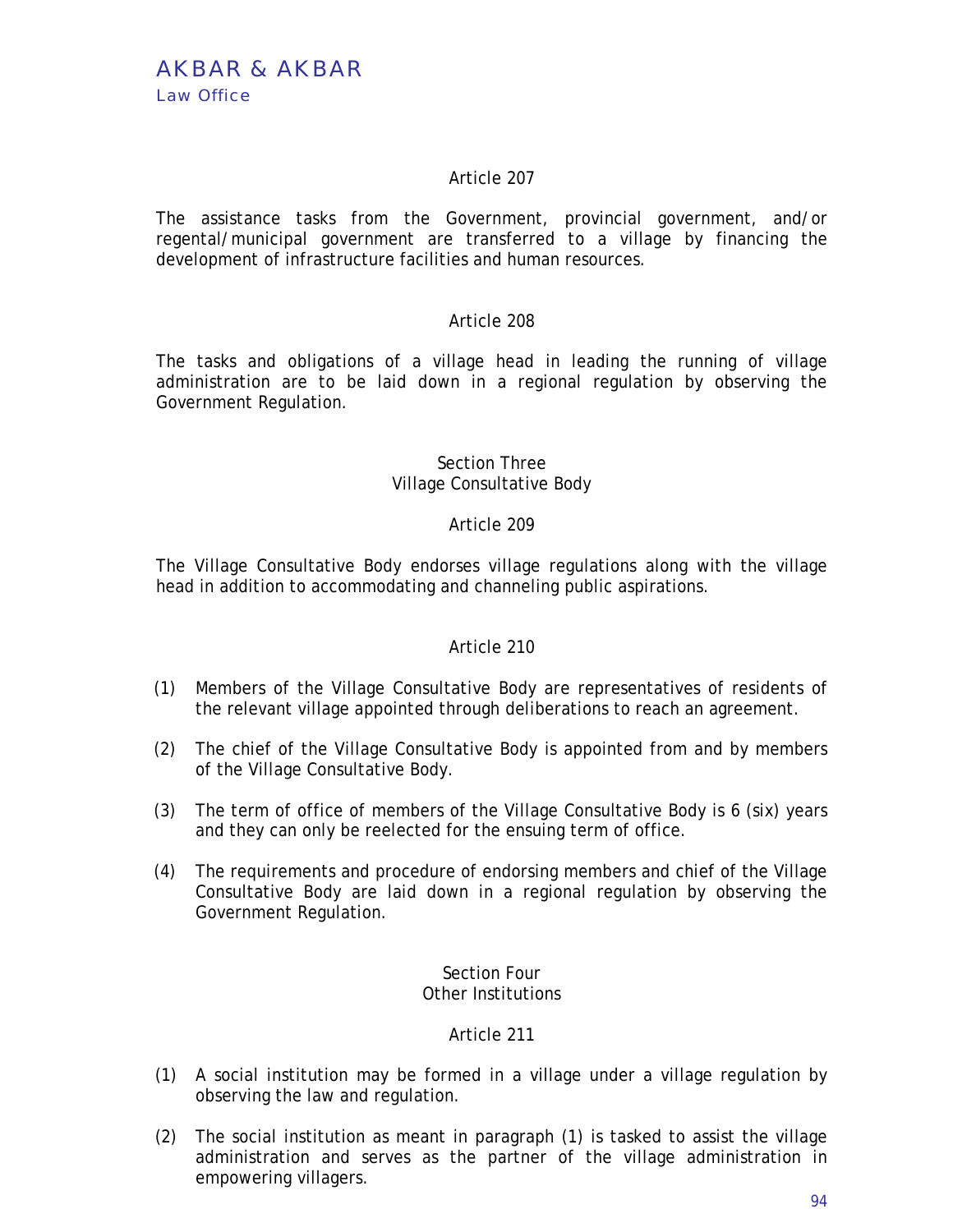### Article 207

The assistance tasks from the Government, provincial government, and/or regental/municipal government are transferred to a village by financing the development of infrastructure facilities and human resources.

### Article 208

The tasks and obligations of a village head in leading the running of village administration are to be laid down in a regional regulation by observing the Government Regulation.

## Section Three
## Village Consultative Body

### Article 209

The Village Consultative Body endorses village regulations along with the village head in addition to accommodating and channeling public aspirations.

### Article 210

(1) Members of the Village Consultative Body are representatives of residents of the relevant village appointed through deliberations to reach an agreement.

(2) The chief of the Village Consultative Body is appointed from and by members of the Village Consultative Body.

(3) The term of office of members of the Village Consultative Body is 6 (six) years and they can only be reelected for the ensuing term of office.

(4) The requirements and procedure of endorsing members and chief of the Village Consultative Body are laid down in a regional regulation by observing the Government Regulation.

## Section Four
## Other Institutions

### Article 211

(1) A social institution may be formed in a village under a village regulation by observing the law and regulation.

(2) The social institution as meant in paragraph (1) is tasked to assist the village administration and serves as the partner of the village administration in empowering villagers.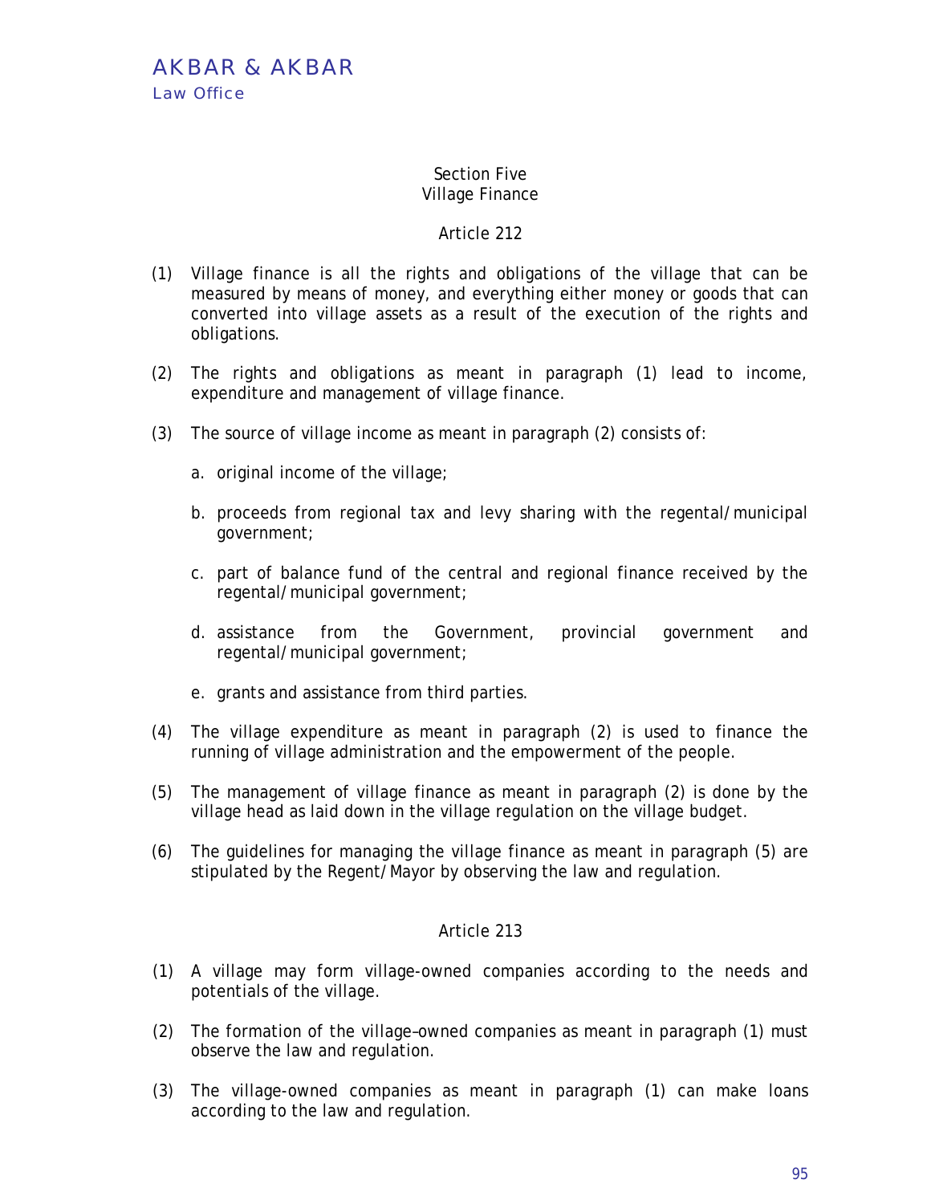## Section Five
## Village Finance

### Article 212

(1) Village finance is all the rights and obligations of the village that can be measured by means of money, and everything either money or goods that can converted into village assets as a result of the execution of the rights and obligations.

(2) The rights and obligations as meant in paragraph (1) lead to income, expenditure and management of village finance.

(3) The source of village income as meant in paragraph (2) consists of:

   a. original income of the village;

   b. proceeds from regional tax and levy sharing with the regental/municipal government;

   c. part of balance fund of the central and regional finance received by the regental/municipal government;

   d. assistance from the Government, provincial government and regental/municipal government;

   e. grants and assistance from third parties.

(4) The village expenditure as meant in paragraph (2) is used to finance the running of village administration and the empowerment of the people.

(5) The management of village finance as meant in paragraph (2) is done by the village head as laid down in the village regulation on the village budget.

(6) The guidelines for managing the village finance as meant in paragraph (5) are stipulated by the Regent/Mayor by observing the law and regulation.

### Article 213

(1) A village may form village-owned companies according to the needs and potentials of the village.

(2) The formation of the village–owned companies as meant in paragraph (1) must observe the law and regulation.

(3) The village-owned companies as meant in paragraph (1) can make loans according to the law and regulation.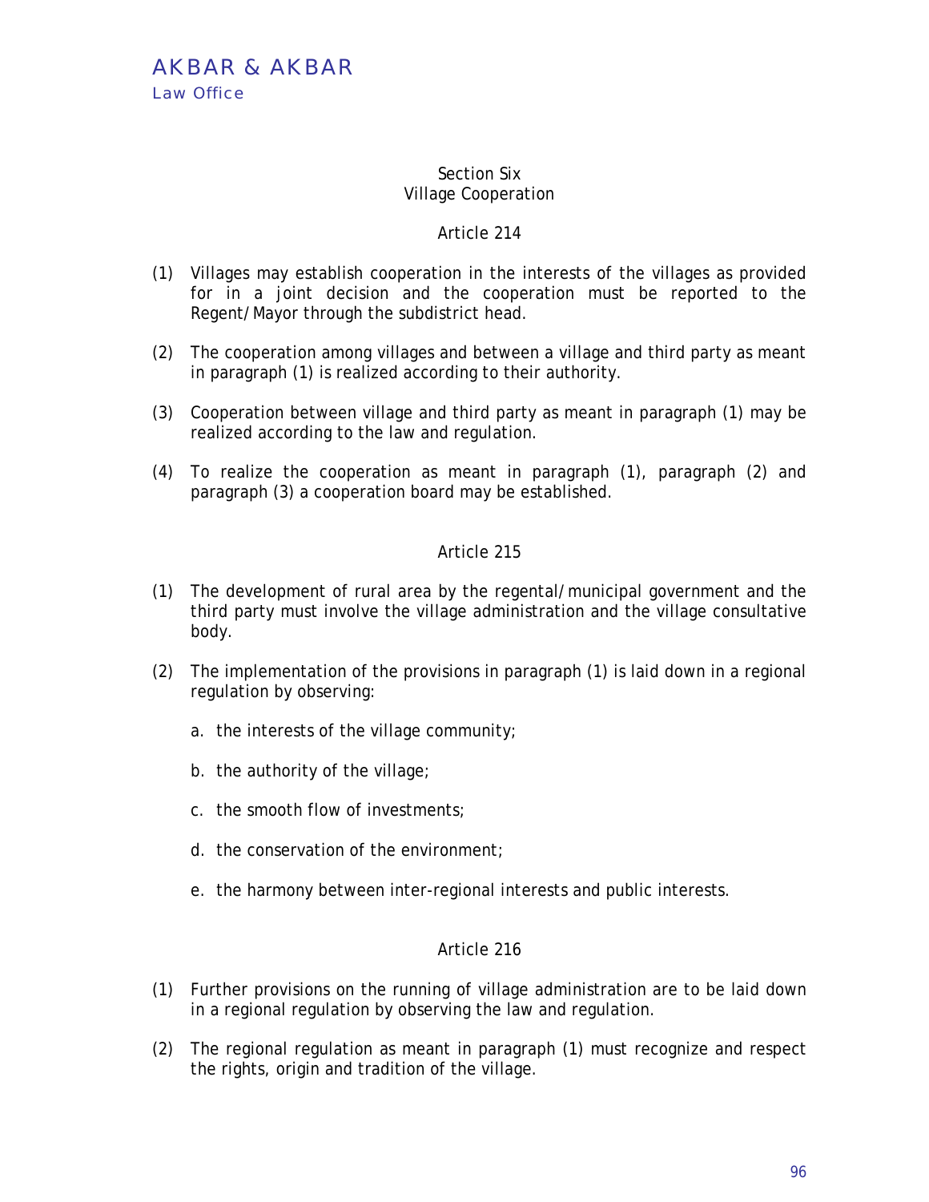## Section Six
## Village Cooperation

### Article 214

(1) Villages may establish cooperation in the interests of the villages as provided for in a joint decision and the cooperation must be reported to the Regent/Mayor through the subdistrict head.

(2) The cooperation among villages and between a village and third party as meant in paragraph (1) is realized according to their authority.

(3) Cooperation between village and third party as meant in paragraph (1) may be realized according to the law and regulation.

(4) To realize the cooperation as meant in paragraph (1), paragraph (2) and paragraph (3) a cooperation board may be established.

### Article 215

(1) The development of rural area by the regental/municipal government and the third party must involve the village administration and the village consultative body.

(2) The implementation of the provisions in paragraph (1) is laid down in a regional regulation by observing:

a. the interests of the village community;

b. the authority of the village;

c. the smooth flow of investments;

d. the conservation of the environment;

e. the harmony between inter-regional interests and public interests.

### Article 216

(1) Further provisions on the running of village administration are to be laid down in a regional regulation by observing the law and regulation.

(2) The regional regulation as meant in paragraph (1) must recognize and respect the rights, origin and tradition of the village.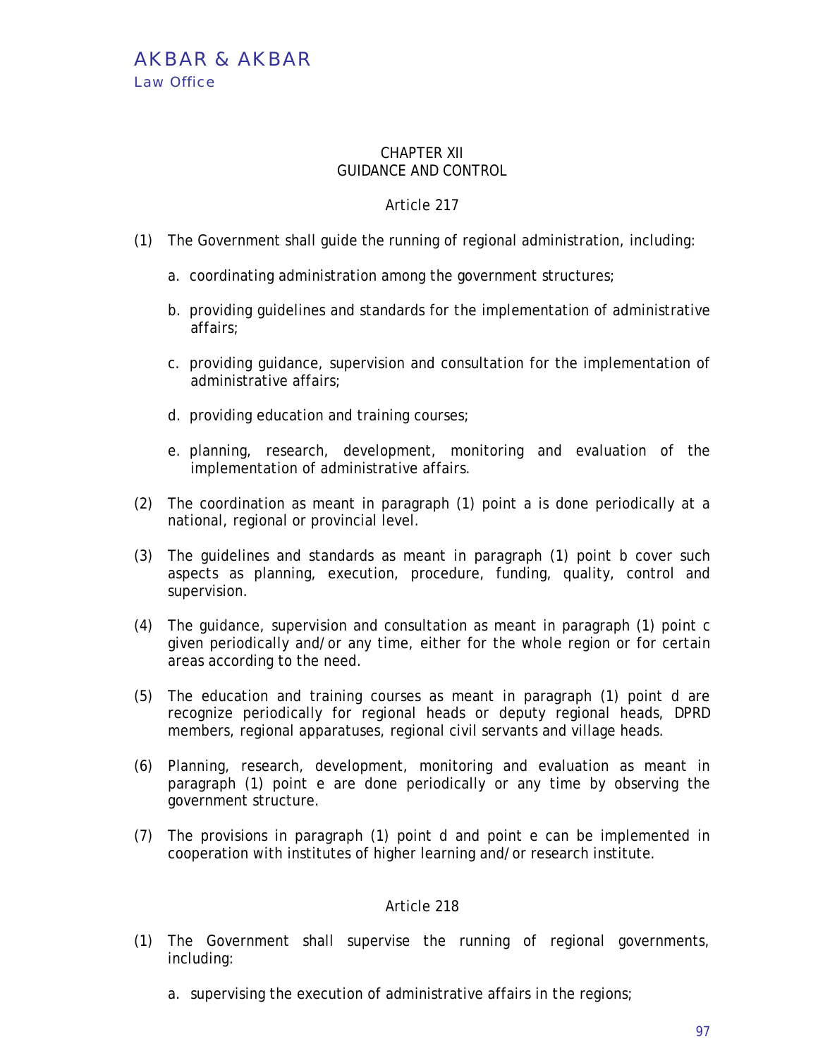## CHAPTER XII
## GUIDANCE AND CONTROL

### Article 217

(1) The Government shall guide the running of regional administration, including:

a. coordinating administration among the government structures;

b. providing guidelines and standards for the implementation of administrative affairs;

c. providing guidance, supervision and consultation for the implementation of administrative affairs;

d. providing education and training courses;

e. planning, research, development, monitoring and evaluation of the implementation of administrative affairs.

(2) The coordination as meant in paragraph (1) point a is done periodically at a national, regional or provincial level.

(3) The guidelines and standards as meant in paragraph (1) point b cover such aspects as planning, execution, procedure, funding, quality, control and supervision.

(4) The guidance, supervision and consultation as meant in paragraph (1) point c given periodically and/or any time, either for the whole region or for certain areas according to the need.

(5) The education and training courses as meant in paragraph (1) point d are recognize periodically for regional heads or deputy regional heads, DPRD members, regional apparatuses, regional civil servants and village heads.

(6) Planning, research, development, monitoring and evaluation as meant in paragraph (1) point e are done periodically or any time by observing the government structure.

(7) The provisions in paragraph (1) point d and point e can be implemented in cooperation with institutes of higher learning and/or research institute.

### Article 218

(1) The Government shall supervise the running of regional governments, including:

a. supervising the execution of administrative affairs in the regions;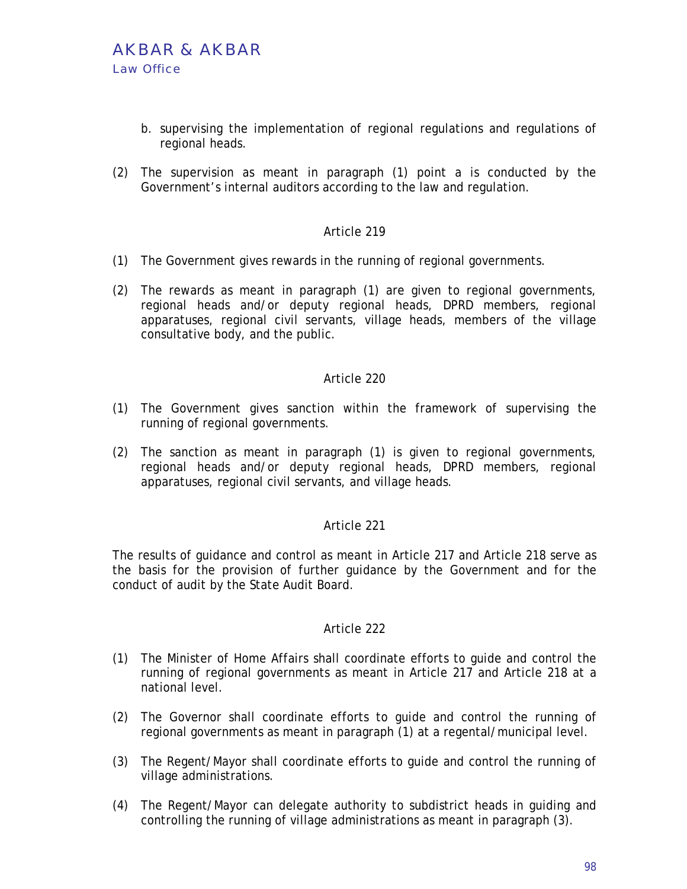b. supervising the implementation of regional regulations and regulations of regional heads.

(2) The supervision as meant in paragraph (1) point a is conducted by the Government's internal auditors according to the law and regulation.

### Article 219

(1) The Government gives rewards in the running of regional governments.

(2) The rewards as meant in paragraph (1) are given to regional governments, regional heads and/or deputy regional heads, DPRD members, regional apparatuses, regional civil servants, village heads, members of the village consultative body, and the public.

### Article 220

(1) The Government gives sanction within the framework of supervising the running of regional governments.

(2) The sanction as meant in paragraph (1) is given to regional governments, regional heads and/or deputy regional heads, DPRD members, regional apparatuses, regional civil servants, and village heads.

### Article 221

The results of guidance and control as meant in Article 217 and Article 218 serve as the basis for the provision of further guidance by the Government and for the conduct of audit by the State Audit Board.

### Article 222

(1) The Minister of Home Affairs shall coordinate efforts to guide and control the running of regional governments as meant in Article 217 and Article 218 at a national level.

(2) The Governor shall coordinate efforts to guide and control the running of regional governments as meant in paragraph (1) at a regental/municipal level.

(3) The Regent/Mayor shall coordinate efforts to guide and control the running of village administrations.

(4) The Regent/Mayor can delegate authority to subdistrict heads in guiding and controlling the running of village administrations as meant in paragraph (3).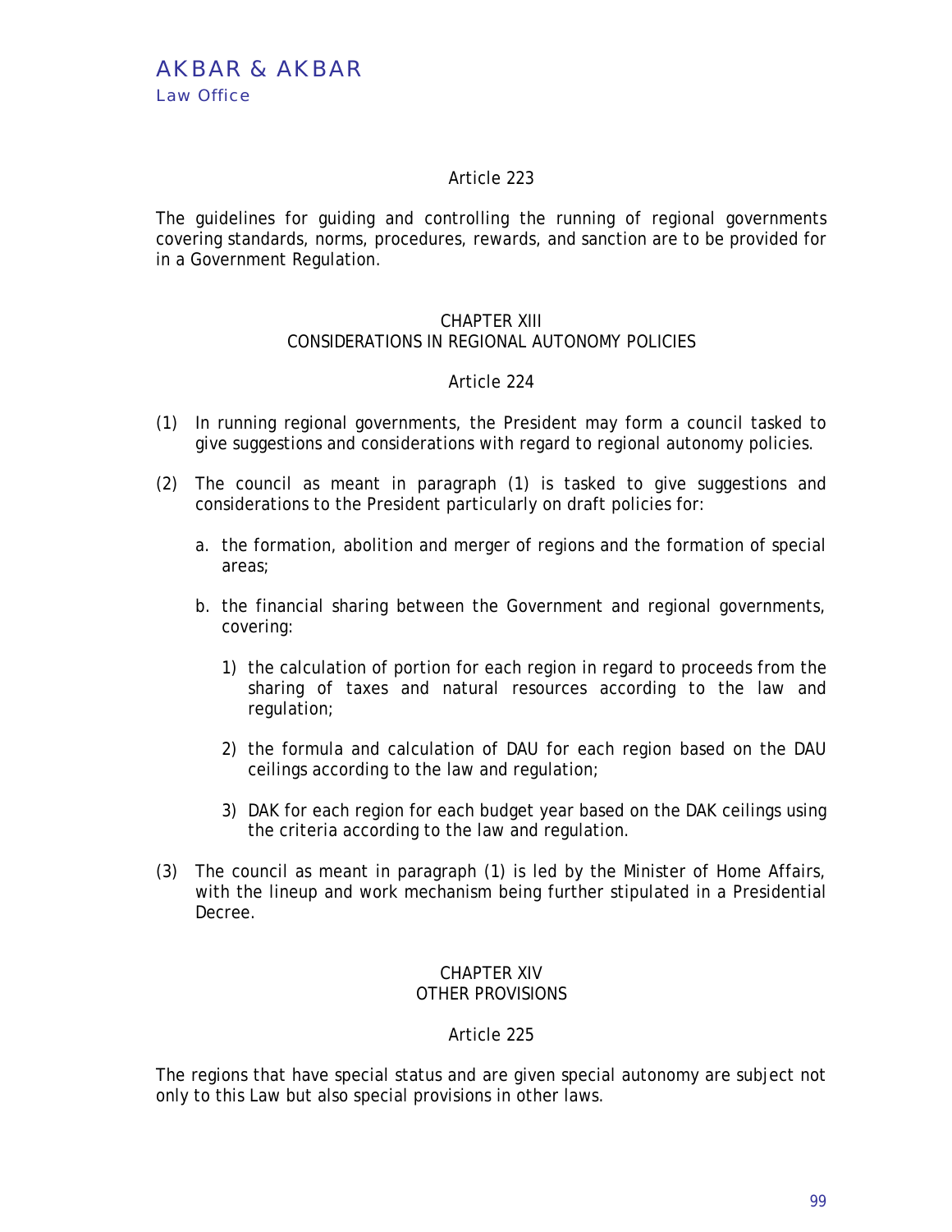### Article 223

The guidelines for guiding and controlling the running of regional governments covering standards, norms, procedures, rewards, and sanction are to be provided for in a Government Regulation.

## CHAPTER XIII
## CONSIDERATIONS IN REGIONAL AUTONOMY POLICIES

### Article 224

(1) In running regional governments, the President may form a council tasked to give suggestions and considerations with regard to regional autonomy policies.

(2) The council as meant in paragraph (1) is tasked to give suggestions and considerations to the President particularly on draft policies for:

   a. the formation, abolition and merger of regions and the formation of special areas;

   b. the financial sharing between the Government and regional governments, covering:

      1) the calculation of portion for each region in regard to proceeds from the sharing of taxes and natural resources according to the law and regulation;

      2) the formula and calculation of DAU for each region based on the DAU ceilings according to the law and regulation;

      3) DAK for each region for each budget year based on the DAK ceilings using the criteria according to the law and regulation.

(3) The council as meant in paragraph (1) is led by the Minister of Home Affairs, with the lineup and work mechanism being further stipulated in a Presidential Decree.

## CHAPTER XIV
## OTHER PROVISIONS

### Article 225

The regions that have special status and are given special autonomy are subject not only to this Law but also special provisions in other laws.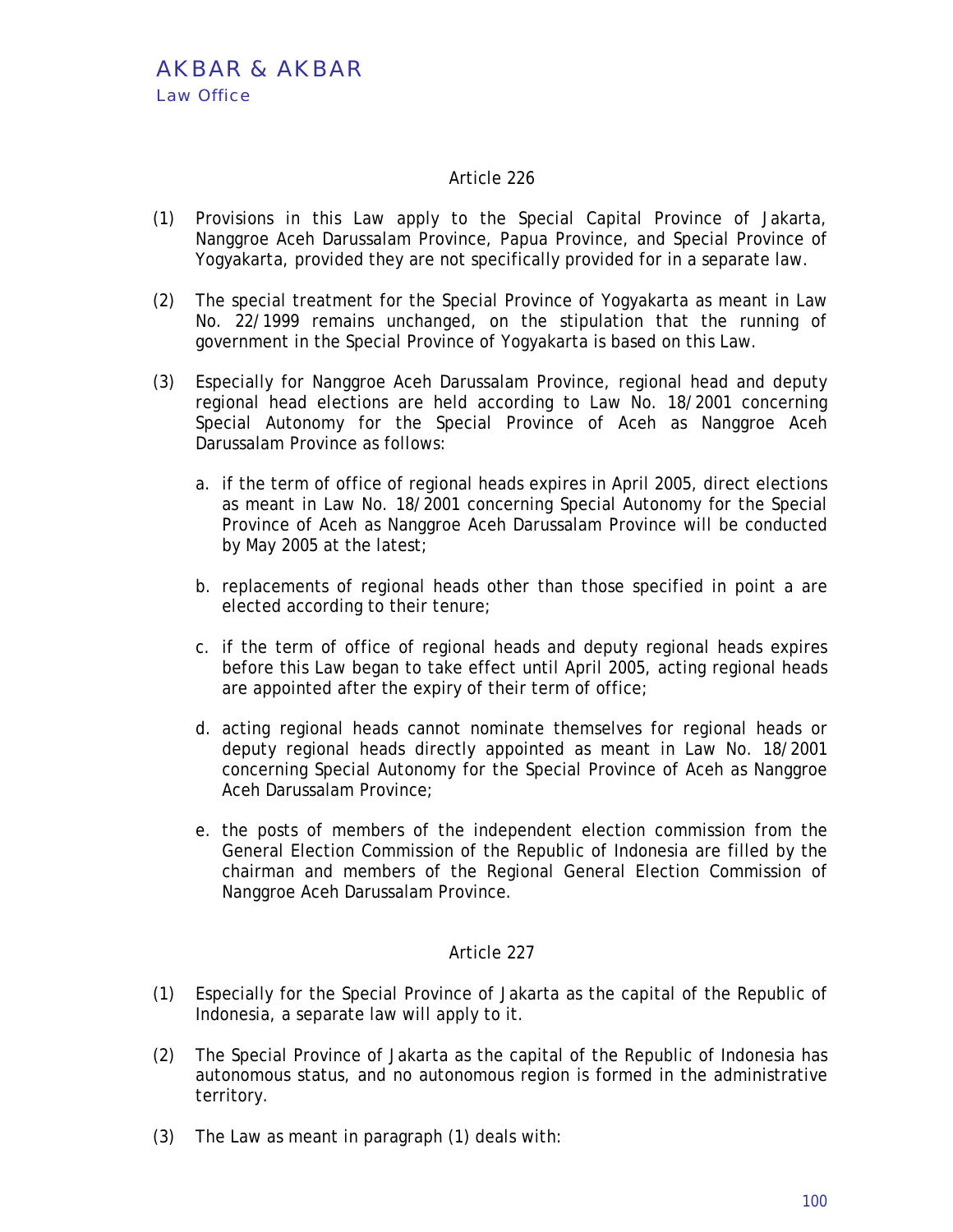### Article 226

(1) Provisions in this Law apply to the Special Capital Province of Jakarta, Nanggroe Aceh Darussalam Province, Papua Province, and Special Province of Yogyakarta, provided they are not specifically provided for in a separate law.

(2) The special treatment for the Special Province of Yogyakarta as meant in Law No. 22/1999 remains unchanged, on the stipulation that the running of government in the Special Province of Yogyakarta is based on this Law.

(3) Especially for Nanggroe Aceh Darussalam Province, regional head and deputy regional head elections are held according to Law No. 18/2001 concerning Special Autonomy for the Special Province of Aceh as Nanggroe Aceh Darussalam Province as follows:

   a. if the term of office of regional heads expires in April 2005, direct elections as meant in Law No. 18/2001 concerning Special Autonomy for the Special Province of Aceh as Nanggroe Aceh Darussalam Province will be conducted by May 2005 at the latest;

   b. replacements of regional heads other than those specified in point a are elected according to their tenure;

   c. if the term of office of regional heads and deputy regional heads expires before this Law began to take effect until April 2005, acting regional heads are appointed after the expiry of their term of office;

   d. acting regional heads cannot nominate themselves for regional heads or deputy regional heads directly appointed as meant in Law No. 18/2001 concerning Special Autonomy for the Special Province of Aceh as Nanggroe Aceh Darussalam Province;

   e. the posts of members of the independent election commission from the General Election Commission of the Republic of Indonesia are filled by the chairman and members of the Regional General Election Commission of Nanggroe Aceh Darussalam Province.

### Article 227

(1) Especially for the Special Province of Jakarta as the capital of the Republic of Indonesia, a separate law will apply to it.

(2) The Special Province of Jakarta as the capital of the Republic of Indonesia has autonomous status, and no autonomous region is formed in the administrative territory.

(3) The Law as meant in paragraph (1) deals with: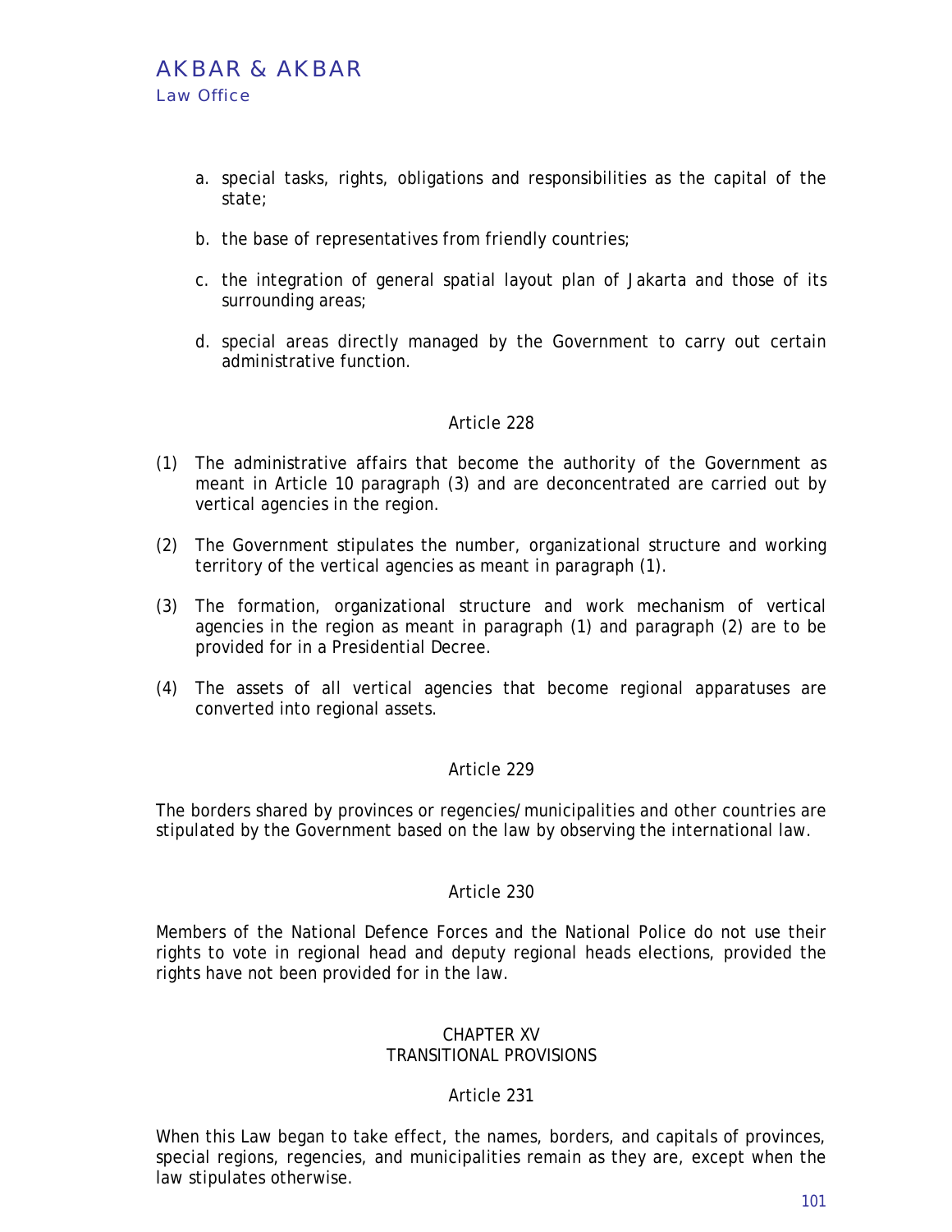a. special tasks, rights, obligations and responsibilities as the capital of the state;

b. the base of representatives from friendly countries;

c. the integration of general spatial layout plan of Jakarta and those of its surrounding areas;

d. special areas directly managed by the Government to carry out certain administrative function.

### Article 228

(1) The administrative affairs that become the authority of the Government as meant in Article 10 paragraph (3) and are deconcentrated are carried out by vertical agencies in the region.

(2) The Government stipulates the number, organizational structure and working territory of the vertical agencies as meant in paragraph (1).

(3) The formation, organizational structure and work mechanism of vertical agencies in the region as meant in paragraph (1) and paragraph (2) are to be provided for in a Presidential Decree.

(4) The assets of all vertical agencies that become regional apparatuses are converted into regional assets.

### Article 229

The borders shared by provinces or regencies/municipalities and other countries are stipulated by the Government based on the law by observing the international law.

### Article 230

Members of the National Defence Forces and the National Police do not use their rights to vote in regional head and deputy regional heads elections, provided the rights have not been provided for in the law.

## CHAPTER XV
## TRANSITIONAL PROVISIONS

### Article 231

When this Law began to take effect, the names, borders, and capitals of provinces, special regions, regencies, and municipalities remain as they are, except when the law stipulates otherwise.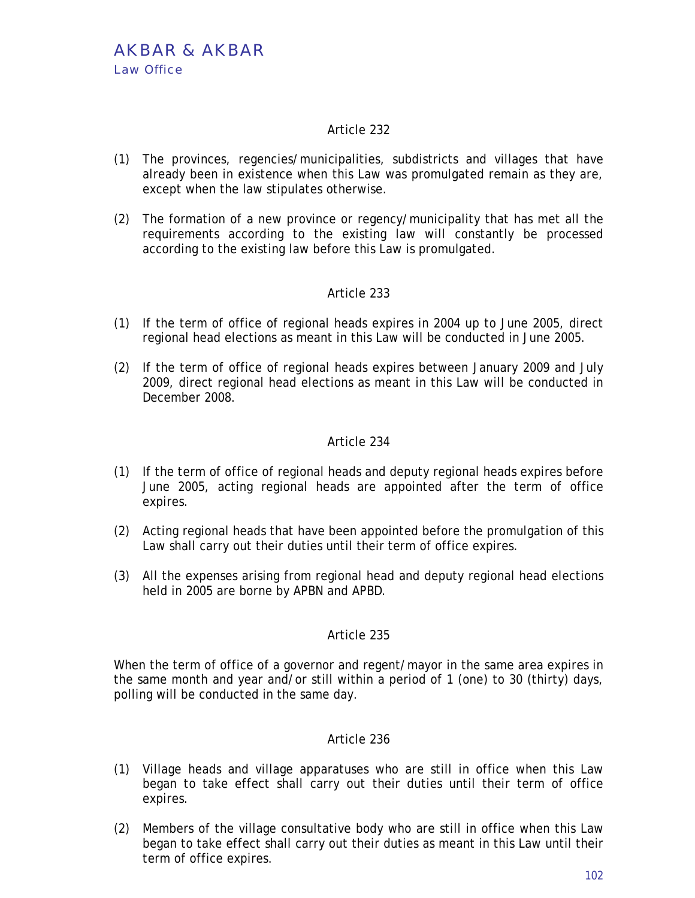## Article 232

(1) The provinces, regencies/municipalities, subdistricts and villages that have already been in existence when this Law was promulgated remain as they are, except when the law stipulates otherwise.

(2) The formation of a new province or regency/municipality that has met all the requirements according to the existing law will constantly be processed according to the existing law before this Law is promulgated.

## Article 233

(1) If the term of office of regional heads expires in 2004 up to June 2005, direct regional head elections as meant in this Law will be conducted in June 2005.

(2) If the term of office of regional heads expires between January 2009 and July 2009, direct regional head elections as meant in this Law will be conducted in December 2008.

## Article 234

(1) If the term of office of regional heads and deputy regional heads expires before June 2005, acting regional heads are appointed after the term of office expires.

(2) Acting regional heads that have been appointed before the promulgation of this Law shall carry out their duties until their term of office expires.

(3) All the expenses arising from regional head and deputy regional head elections held in 2005 are borne by APBN and APBD.

## Article 235

When the term of office of a governor and regent/mayor in the same area expires in the same month and year and/or still within a period of 1 (one) to 30 (thirty) days, polling will be conducted in the same day.

## Article 236

(1) Village heads and village apparatuses who are still in office when this Law began to take effect shall carry out their duties until their term of office expires.

(2) Members of the village consultative body who are still in office when this Law began to take effect shall carry out their duties as meant in this Law until their term of office expires.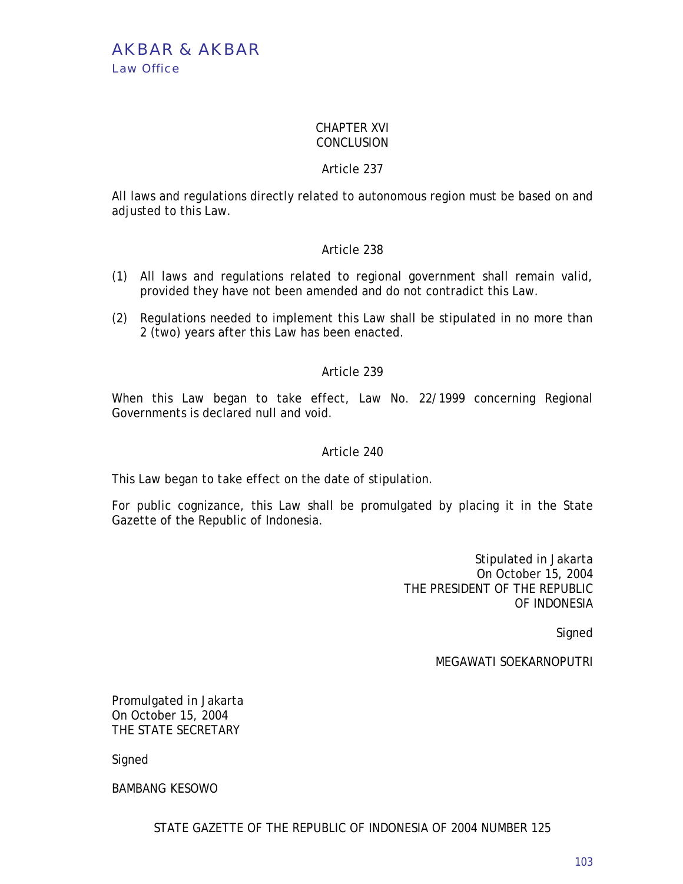## CHAPTER XVI
## CONCLUSION

### Article 237

All laws and regulations directly related to autonomous region must be based on and adjusted to this Law.

### Article 238

(1) All laws and regulations related to regional government shall remain valid, provided they have not been amended and do not contradict this Law.

(2) Regulations needed to implement this Law shall be stipulated in no more than 2 (two) years after this Law has been enacted.

### Article 239

When this Law began to take effect, Law No. 22/1999 concerning Regional Governments is declared null and void.

### Article 240

This Law began to take effect on the date of stipulation.

For public cognizance, this Law shall be promulgated by placing it in the State Gazette of the Republic of Indonesia.

Stipulated in Jakarta
On October 15, 2004
THE PRESIDENT OF THE REPUBLIC
OF INDONESIA

Signed

MEGAWATI SOEKARNOPUTRI

Promulgated in Jakarta
On October 15, 2004
THE STATE SECRETARY

Signed

BAMBANG KESOWO

STATE GAZETTE OF THE REPUBLIC OF INDONESIA OF 2004 NUMBER 125